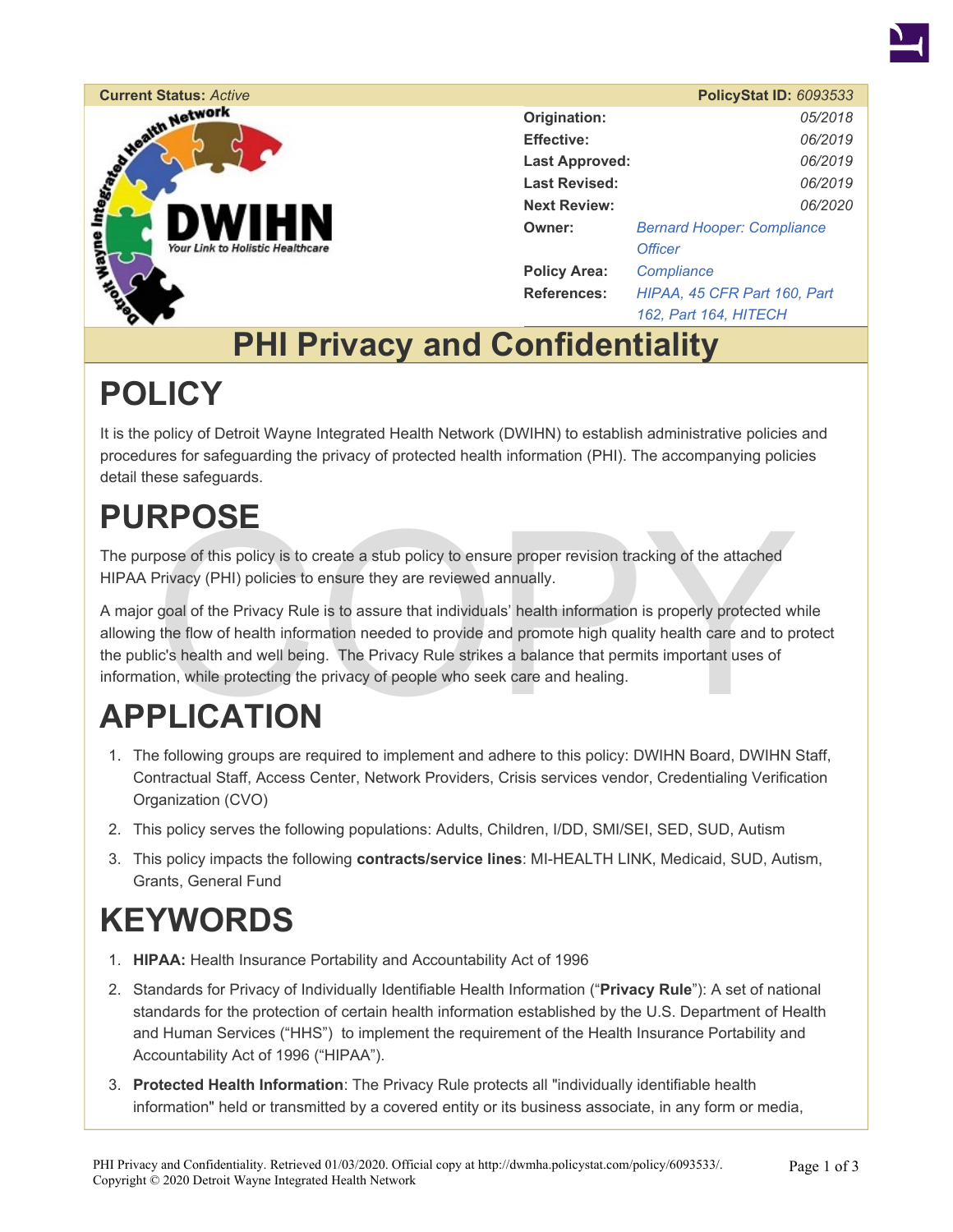**Current Status:** *Active* **PolicyStat ID:** *6093533*

| | |
|---|---|
| **Origination:** | *05/2018* |
| **Effective:** | *06/2019* |
| **Last Approved:** | *06/2019* |
| **Last Revised:** | *06/2019* |
| **Next Review:** | *06/2020* |
| **Owner:** | *Bernard Hooper: Compliance Officer* |
| **Policy Area:** | *Compliance* |
| **References:** | *HIPAA, 45 CFR Part 160, Part 162, Part 164, HITECH* |

# PHI Privacy and Confidentiality

# POLICY

It is the policy of Detroit Wayne Integrated Health Network (DWIHN) to establish administrative policies and procedures for safeguarding the privacy of protected health information (PHI). The accompanying policies detail these safeguards.

# PURPOSE

The purpose of this policy is to create a stub policy to ensure proper revision tracking of the attached HIPAA Privacy (PHI) policies to ensure they are reviewed annually.

A major goal of the Privacy Rule is to assure that individuals' health information is properly protected while allowing the flow of health information needed to provide and promote high quality health care and to protect the public's health and well being. The Privacy Rule strikes a balance that permits important uses of information, while protecting the privacy of people who seek care and healing.

# APPLICATION

1. The following groups are required to implement and adhere to this policy: DWIHN Board, DWIHN Staff, Contractual Staff, Access Center, Network Providers, Crisis services vendor, Credentialing Verification Organization (CVO)
2. This policy serves the following populations: Adults, Children, I/DD, SMI/SEI, SED, SUD, Autism
3. This policy impacts the following **contracts/service lines**: MI-HEALTH LINK, Medicaid, SUD, Autism, Grants, General Fund

# KEYWORDS

1. **HIPAA:** Health Insurance Portability and Accountability Act of 1996
2. Standards for Privacy of Individually Identifiable Health Information ("**Privacy Rule**"): A set of national standards for the protection of certain health information established by the U.S. Department of Health and Human Services ("HHS") to implement the requirement of the Health Insurance Portability and Accountability Act of 1996 ("HIPAA").
3. **Protected Health Information**: The Privacy Rule protects all "individually identifiable health information" held or transmitted by a covered entity or its business associate, in any form or media,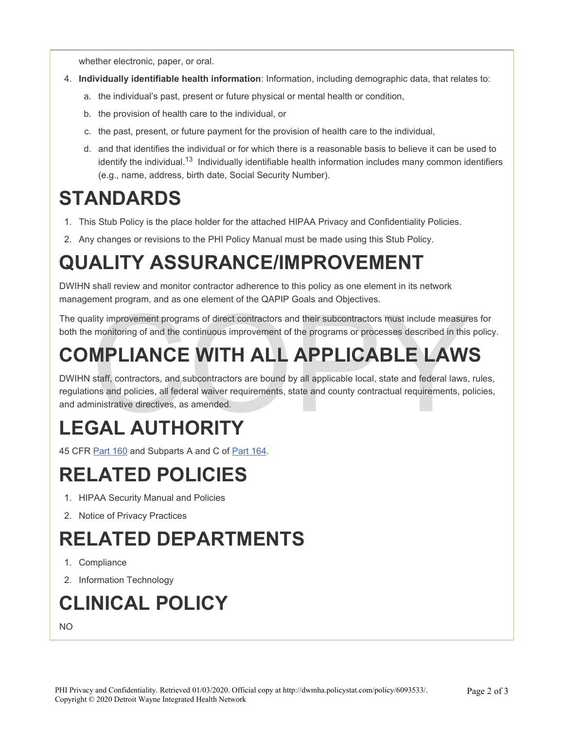whether electronic, paper, or oral.

4. **Individually identifiable health information**: Information, including demographic data, that relates to:
   a. the individual's past, present or future physical or mental health or condition,
   b. the provision of health care to the individual, or
   c. the past, present, or future payment for the provision of health care to the individual,
   d. and that identifies the individual or for which there is a reasonable basis to believe it can be used to identify the individual.[13] Individually identifiable health information includes many common identifiers (e.g., name, address, birth date, Social Security Number).

# STANDARDS

1. This Stub Policy is the place holder for the attached HIPAA Privacy and Confidentiality Policies.
2. Any changes or revisions to the PHI Policy Manual must be made using this Stub Policy.

# QUALITY ASSURANCE/IMPROVEMENT

DWIHN shall review and monitor contractor adherence to this policy as one element in its network management program, and as one element of the QAPIP Goals and Objectives.

The quality improvement programs of direct contractors and their subcontractors must include measures for both the monitoring of and the continuous improvement of the programs or processes described in this policy.

# COMPLIANCE WITH ALL APPLICABLE LAWS

DWIHN staff, contractors, and subcontractors are bound by all applicable local, state and federal laws, rules, regulations and policies, all federal waiver requirements, state and county contractual requirements, policies, and administrative directives, as amended.

# LEGAL AUTHORITY

45 CFR Part 160 and Subparts A and C of Part 164.

# RELATED POLICIES

1. HIPAA Security Manual and Policies
2. Notice of Privacy Practices

# RELATED DEPARTMENTS

1. Compliance
2. Information Technology

# CLINICAL POLICY

NO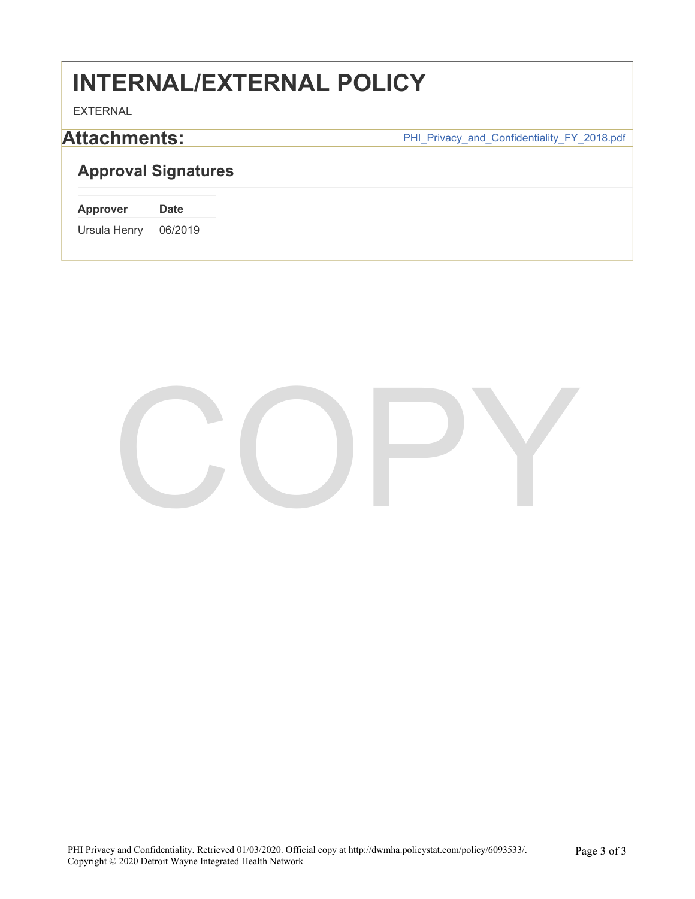# INTERNAL/EXTERNAL POLICY

EXTERNAL

## Attachments:

PHI_Privacy_and_Confidentiality_FY_2018.pdf

### Approval Signatures

| Approver | Date |
| --- | --- |
| Ursula Henry | 06/2019 |

PHI Privacy and Confidentiality. Retrieved 01/03/2020. Official copy at http://dwmha.policystat.com/policy/6093533/.
Copyright © 2020 Detroit Wayne Integrated Health Network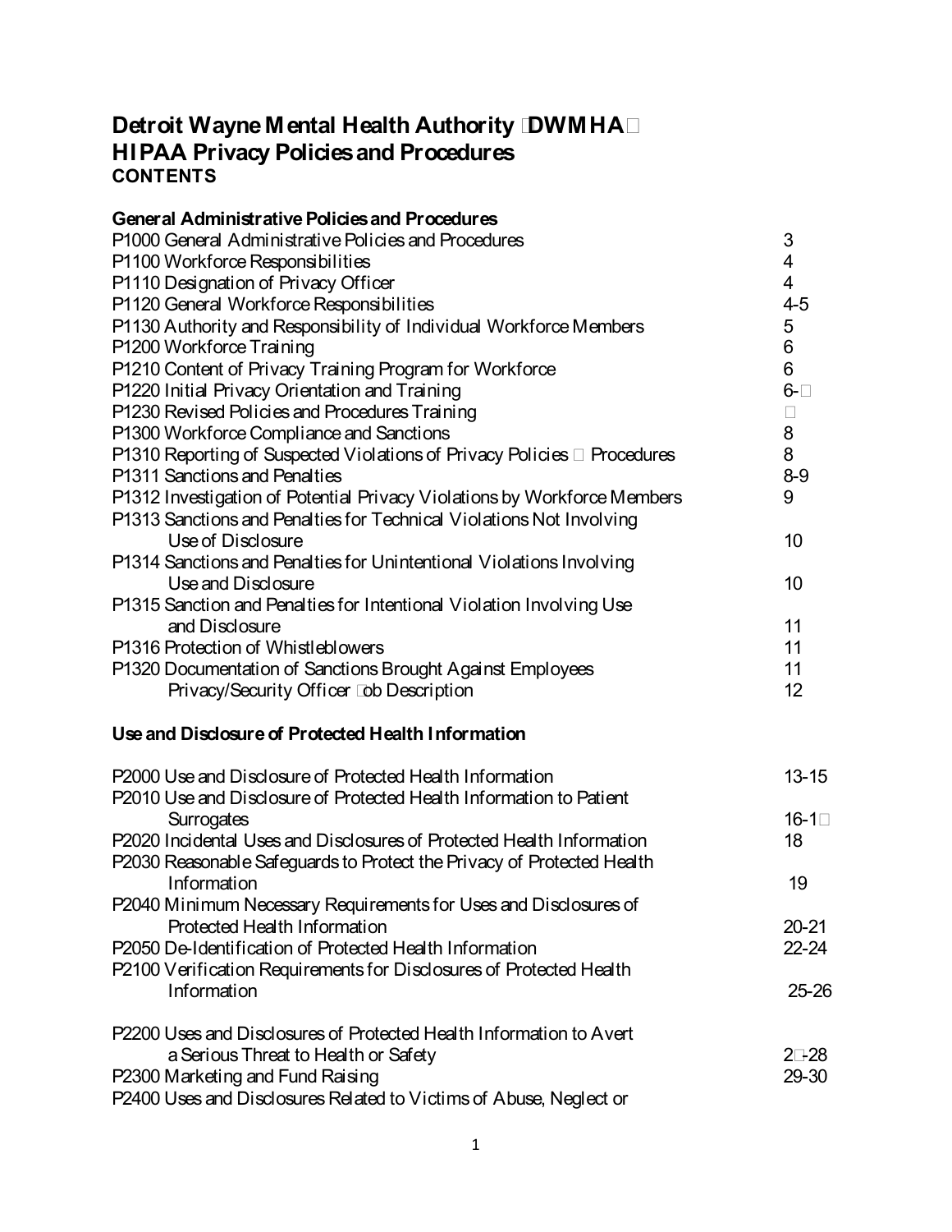# Detroit Wayne Mental Health Authority (DWMHA)
# HIPAA Privacy Policies and Procedures
## CONTENTS

### General Administrative Policies and Procedures

| | |
|---|---|
| P1000 General Administrative Policies and Procedures | 3 |
| P1100 Workforce Responsibilities | 4 |
| P1110 Designation of Privacy Officer | 4 |
| P1120 General Workforce Responsibilities | 4-5 |
| P1130 Authority and Responsibility of Individual Workforce Members | 5 |
| P1200 Workforce Training | 6 |
| P1210 Content of Privacy Training Program for Workforce | 6 |
| P1220 Initial Privacy Orientation and Training | 6-7 |
| P1230 Revised Policies and Procedures Training | 7 |
| P1300 Workforce Compliance and Sanctions | 8 |
| P1310 Reporting of Suspected Violations of Privacy Policies & Procedures | 8 |
| P1311 Sanctions and Penalties | 8-9 |
| P1312 Investigation of Potential Privacy Violations by Workforce Members | 9 |
| P1313 Sanctions and Penalties for Technical Violations Not Involving Use of Disclosure | 10 |
| P1314 Sanctions and Penalties for Unintentional Violations Involving Use and Disclosure | 10 |
| P1315 Sanction and Penalties for Intentional Violation Involving Use and Disclosure | 11 |
| P1316 Protection of Whistleblowers | 11 |
| P1320 Documentation of Sanctions Brought Against Employees | 11 |
| Privacy/Security Officer Job Description | 12 |

### Use and Disclosure of Protected Health Information

| | |
|---|---|
| P2000 Use and Disclosure of Protected Health Information | 13-15 |
| P2010 Use and Disclosure of Protected Health Information to Patient Surrogates | 16-17 |
| P2020 Incidental Uses and Disclosures of Protected Health Information | 18 |
| P2030 Reasonable Safeguards to Protect the Privacy of Protected Health Information | 19 |
| P2040 Minimum Necessary Requirements for Uses and Disclosures of Protected Health Information | 20-21 |
| P2050 De-Identification of Protected Health Information | 22-24 |
| P2100 Verification Requirements for Disclosures of Protected Health Information | 25-26 |
| P2200 Uses and Disclosures of Protected Health Information to Avert a Serious Threat to Health or Safety | 27-28 |
| P2300 Marketing and Fund Raising | 29-30 |
| P2400 Uses and Disclosures Related to Victims of Abuse, Neglect or | |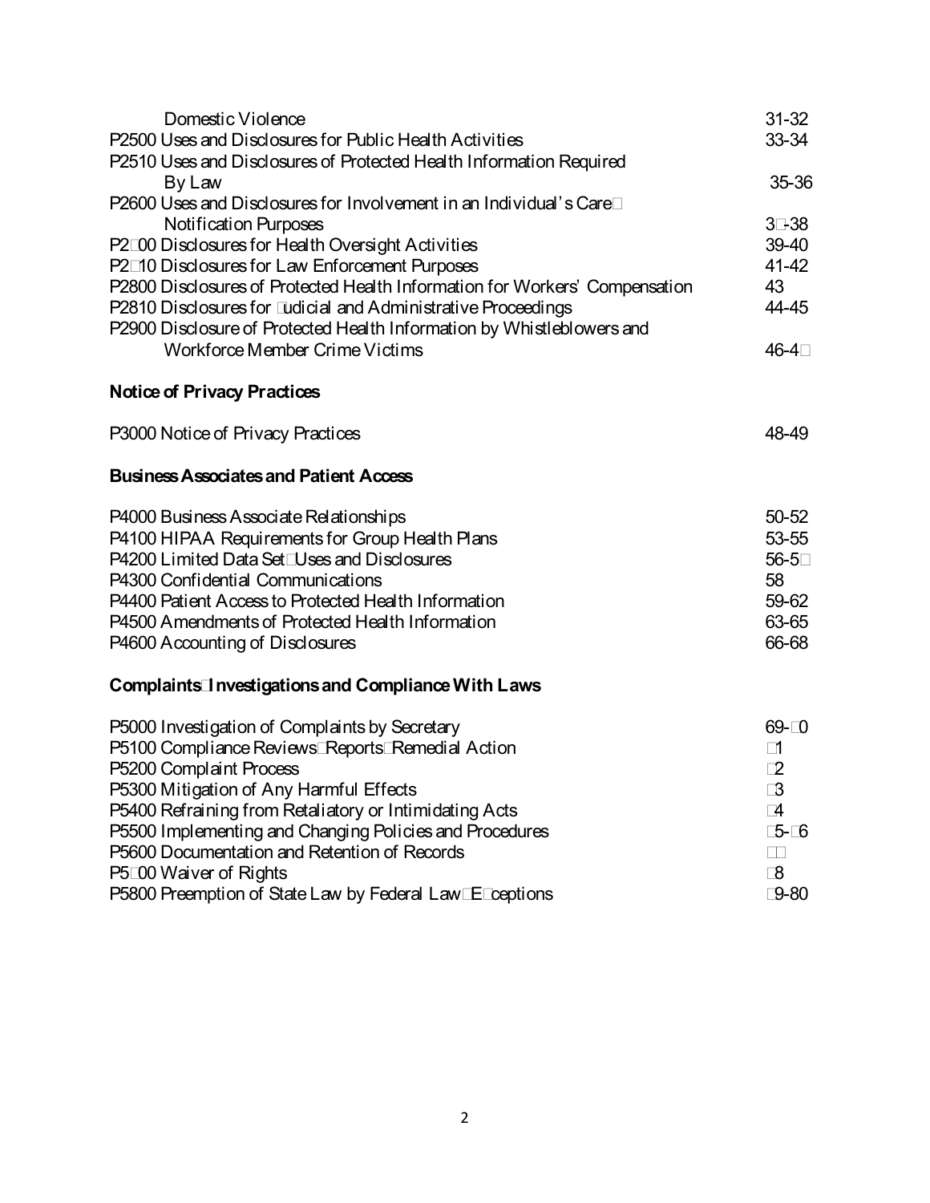| | |
|---|---|
| Domestic Violence | 31-32 |
| P2500 Uses and Disclosures for Public Health Activities | 33-34 |
| P2510 Uses and Disclosures of Protected Health Information Required By Law | 35-36 |
| P2600 Uses and Disclosures for Involvement in an Individual's Care Notification Purposes | 3-38 |
| P2 00 Disclosures for Health Oversight Activities | 39-40 |
| P2 10 Disclosures for Law Enforcement Purposes | 41-42 |
| P2800 Disclosures of Protected Health Information for Workers' Compensation | 43 |
| P2810 Disclosures for udicial and Administrative Proceedings | 44-45 |
| P2900 Disclosure of Protected Health Information by Whistleblowers and Workforce Member Crime Victims | 46-4 |

**Notice of Privacy Practices**

| | |
|---|---|
| P3000 Notice of Privacy Practices | 48-49 |

**Business Associates and Patient Access**

| | |
|---|---|
| P4000 Business Associate Relationships | 50-52 |
| P4100 HIPAA Requirements for Group Health Plans | 53-55 |
| P4200 Limited Data Set Uses and Disclosures | 56-5 |
| P4300 Confidential Communications | 58 |
| P4400 Patient Access to Protected Health Information | 59-62 |
| P4500 Amendments of Protected Health Information | 63-65 |
| P4600 Accounting of Disclosures | 66-68 |

**Complaints Investigations and Compliance With Laws**

| | |
|---|---|
| P5000 Investigation of Complaints by Secretary | 69- 0 |
| P5100 Compliance Reviews Reports Remedial Action | 1 |
| P5200 Complaint Process | 2 |
| P5300 Mitigation of Any Harmful Effects | 3 |
| P5400 Refraining from Retaliatory or Intimidating Acts | 4 |
| P5500 Implementing and Changing Policies and Procedures | 5- 6 |
| P5600 Documentation and Retention of Records | |
| P5 00 Waiver of Rights | 8 |
| P5800 Preemption of State Law by Federal Law E ceptions | 9-80 |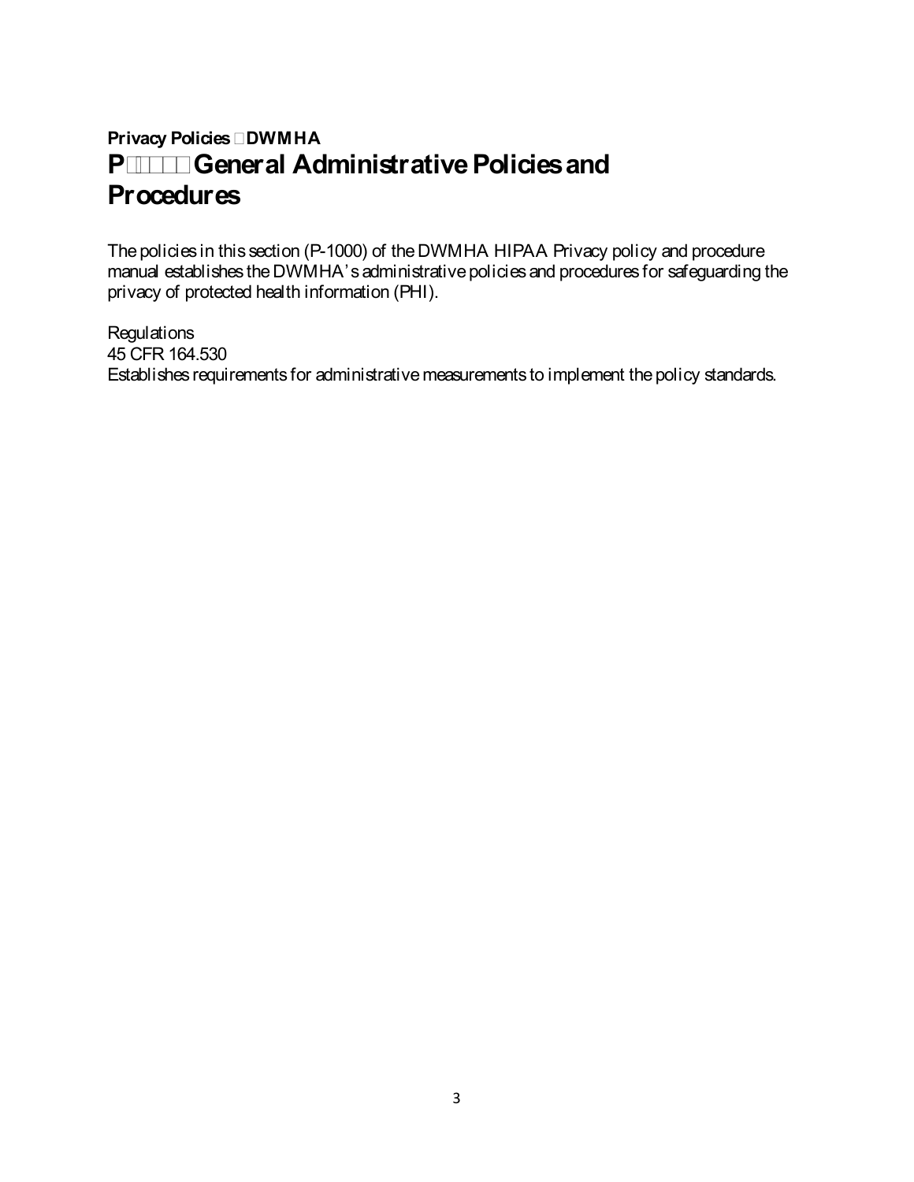**Privacy Policies DWMHA**

# P General Administrative Policies and Procedures

The policies in this section (P-1000) of the DWMHA HIPAA Privacy policy and procedure manual establishes the DWMHA's administrative policies and procedures for safeguarding the privacy of protected health information (PHI).

Regulations
45 CFR 164.530
Establishes requirements for administrative measurements to implement the policy standards.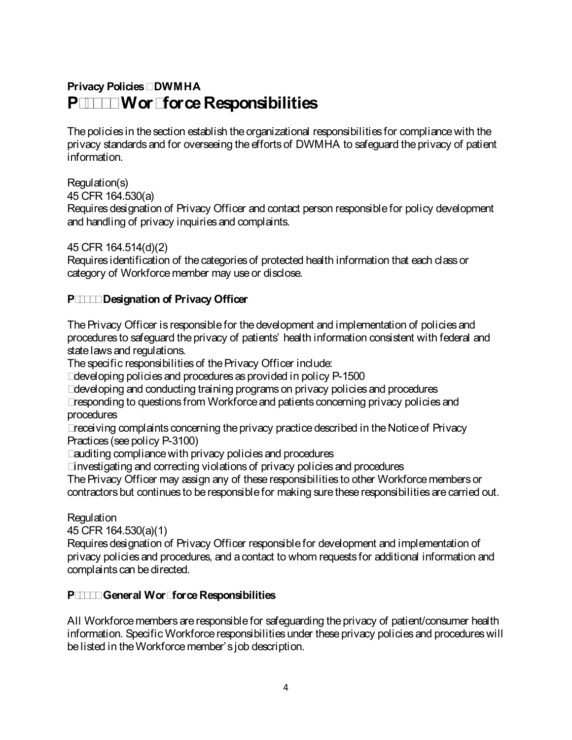**Privacy Policies DWMHA**

# P Wor force Responsibilities

The policies in the section establish the organizational responsibilities for compliance with the privacy standards and for overseeing the efforts of DWMHA to safeguard the privacy of patient information.

Regulation(s)
45 CFR 164.530(a)
Requires designation of Privacy Officer and contact person responsible for policy development and handling of privacy inquiries and complaints.

45 CFR 164.514(d)(2)
Requires identification of the categories of protected health information that each class or category of Workforce member may use or disclose.

## P Designation of Privacy Officer

The Privacy Officer is responsible for the development and implementation of policies and procedures to safeguard the privacy of patients' health information consistent with federal and state laws and regulations.

The specific responsibilities of the Privacy Officer include:

- developing policies and procedures as provided in policy P-1500
- developing and conducting training programs on privacy policies and procedures
- responding to questions from Workforce and patients concerning privacy policies and procedures
- receiving complaints concerning the privacy practice described in the Notice of Privacy Practices (see policy P-3100)
- auditing compliance with privacy policies and procedures
- investigating and correcting violations of privacy policies and procedures

The Privacy Officer may assign any of these responsibilities to other Workforce members or contractors but continues to be responsible for making sure these responsibilities are carried out.

Regulation
45 CFR 164.530(a)(1)
Requires designation of Privacy Officer responsible for development and implementation of privacy policies and procedures, and a contact to whom requests for additional information and complaints can be directed.

## P General Wor force Responsibilities

All Workforce members are responsible for safeguarding the privacy of patient/consumer health information. Specific Workforce responsibilities under these privacy policies and procedures will be listed in the Workforce member's job description.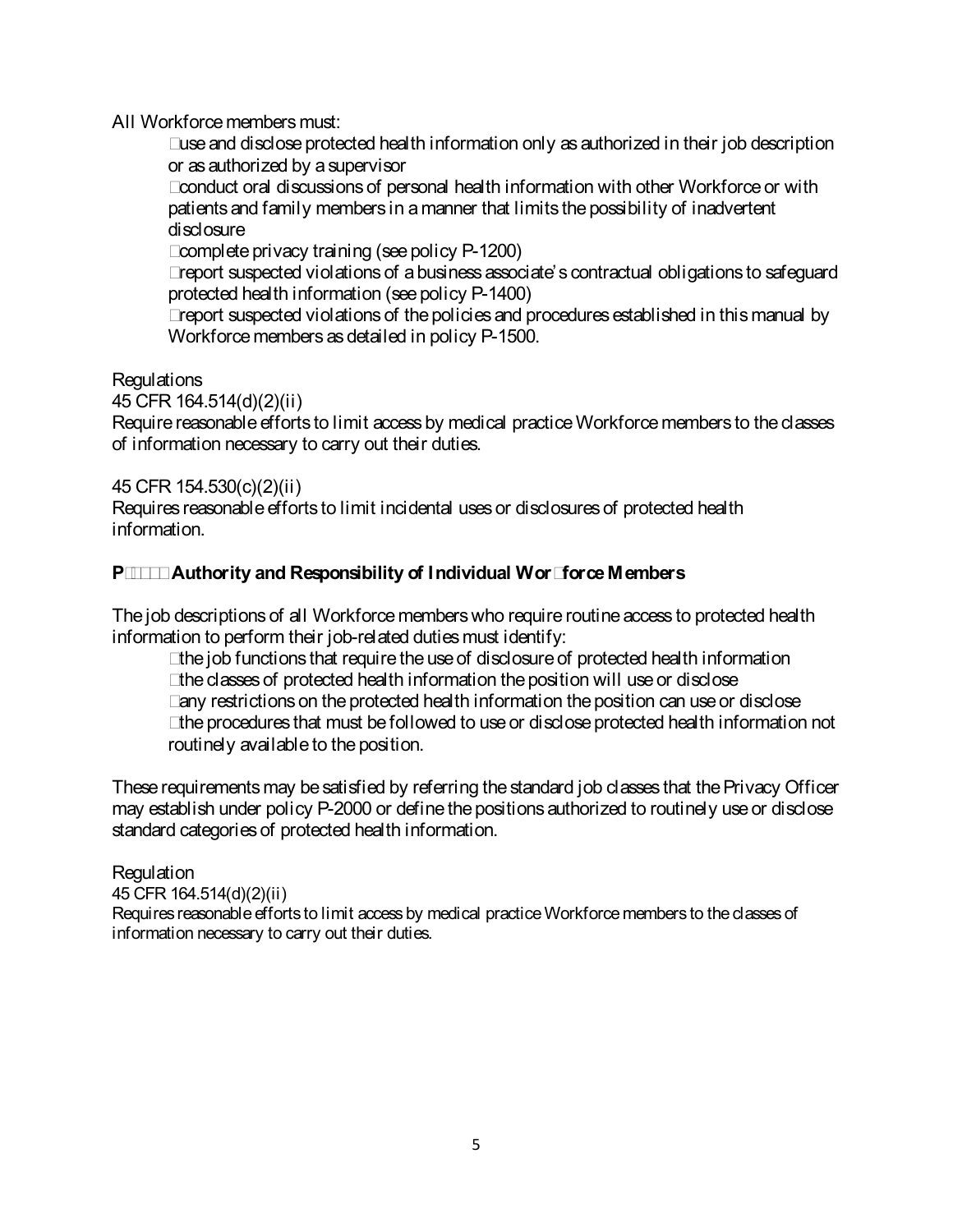All Workforce members must:

- use and disclose protected health information only as authorized in their job description or as authorized by a supervisor
- conduct oral discussions of personal health information with other Workforce or with patients and family members in a manner that limits the possibility of inadvertent disclosure
- complete privacy training (see policy P-1200)
- report suspected violations of a business associate's contractual obligations to safeguard protected health information (see policy P-1400)
- report suspected violations of the policies and procedures established in this manual by Workforce members as detailed in policy P-1500.

Regulations
45 CFR 164.514(d)(2)(ii)
Require reasonable efforts to limit access by medical practice Workforce members to the classes of information necessary to carry out their duties.

45 CFR 154.530(c)(2)(ii)
Requires reasonable efforts to limit incidental uses or disclosures of protected health information.

**P Authority and Responsibility of Individual Workforce Members**

The job descriptions of all Workforce members who require routine access to protected health information to perform their job-related duties must identify:

- the job functions that require the use of disclosure of protected health information
- the classes of protected health information the position will use or disclose
- any restrictions on the protected health information the position can use or disclose
- the procedures that must be followed to use or disclose protected health information not routinely available to the position.

These requirements may be satisfied by referring the standard job classes that the Privacy Officer may establish under policy P-2000 or define the positions authorized to routinely use or disclose standard categories of protected health information.

Regulation
45 CFR 164.514(d)(2)(ii)
Requires reasonable efforts to limit access by medical practice Workforce members to the classes of information necessary to carry out their duties.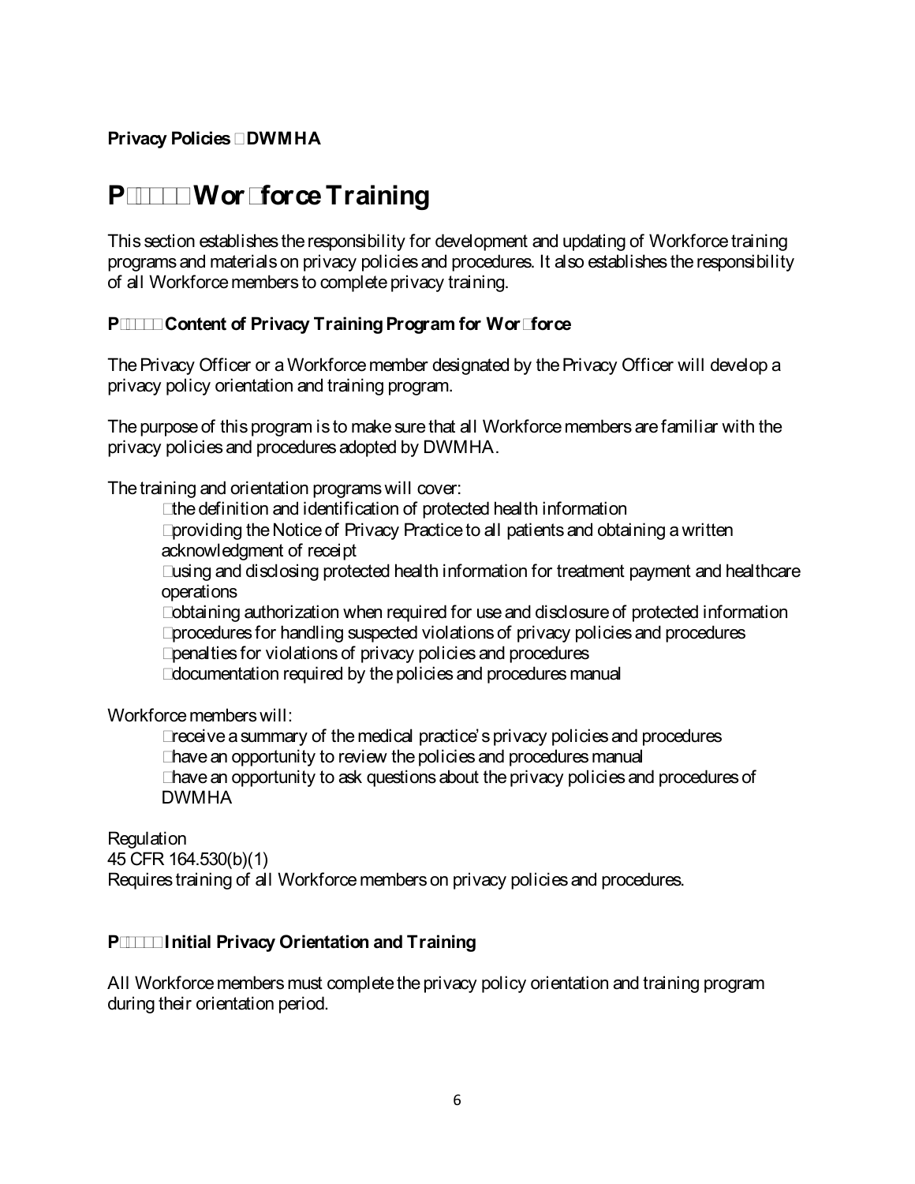**Privacy Policies DWMHA**

# P Wor force Training

This section establishes the responsibility for development and updating of Workforce training programs and materials on privacy policies and procedures. It also establishes the responsibility of all Workforce members to complete privacy training.

### P Content of Privacy Training Program for Wor force

The Privacy Officer or a Workforce member designated by the Privacy Officer will develop a privacy policy orientation and training program.

The purpose of this program is to make sure that all Workforce members are familiar with the privacy policies and procedures adopted by DWMHA.

The training and orientation programs will cover:

- the definition and identification of protected health information
- providing the Notice of Privacy Practice to all patients and obtaining a written acknowledgment of receipt
- using and disclosing protected health information for treatment payment and healthcare operations
- obtaining authorization when required for use and disclosure of protected information
- procedures for handling suspected violations of privacy policies and procedures
- penalties for violations of privacy policies and procedures
- documentation required by the policies and procedures manual

Workforce members will:

- receive a summary of the medical practice's privacy policies and procedures
- have an opportunity to review the policies and procedures manual
- have an opportunity to ask questions about the privacy policies and procedures of DWMHA

Regulation
45 CFR 164.530(b)(1)
Requires training of all Workforce members on privacy policies and procedures.

### P Initial Privacy Orientation and Training

All Workforce members must complete the privacy policy orientation and training program during their orientation period.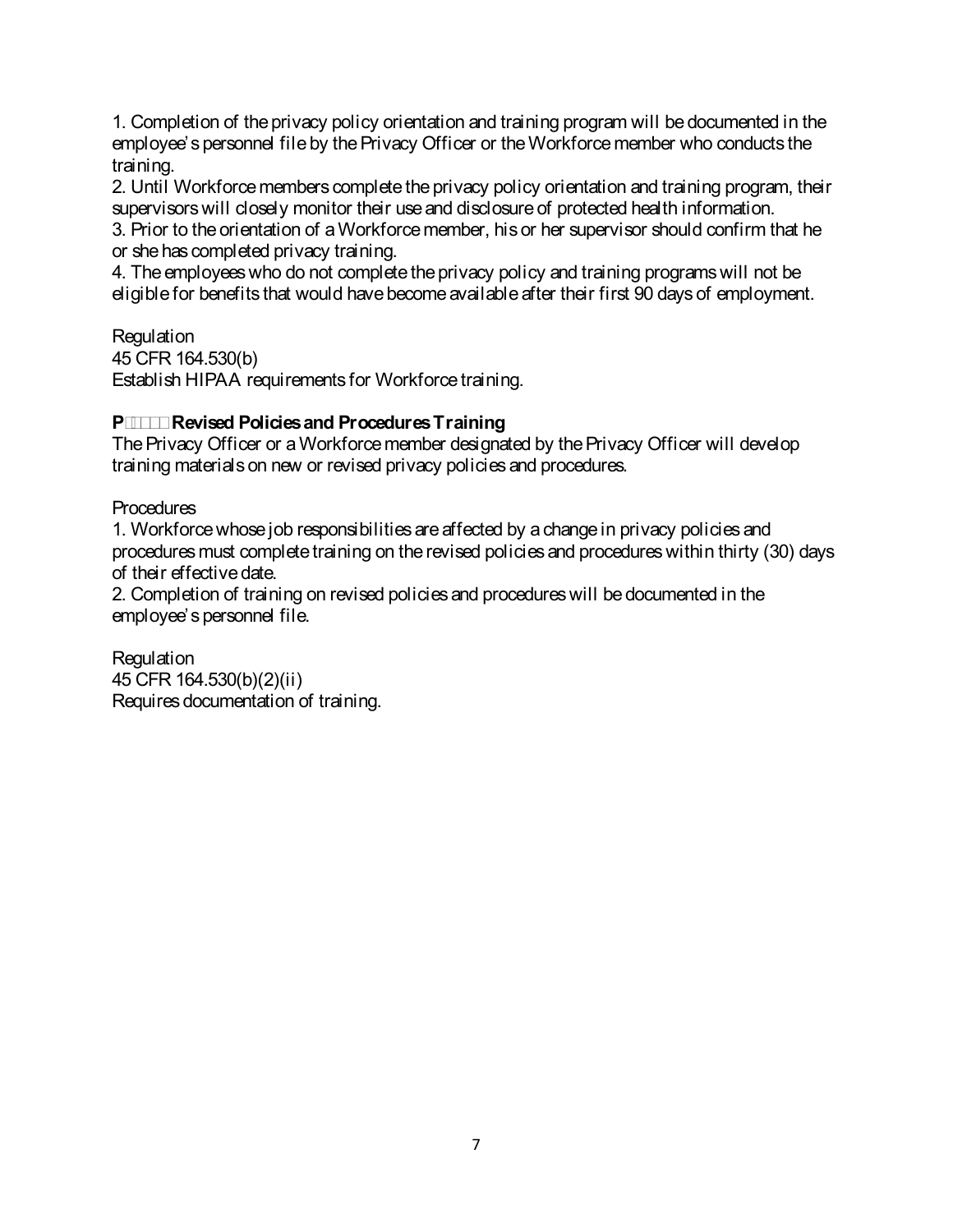1. Completion of the privacy policy orientation and training program will be documented in the employee's personnel file by the Privacy Officer or the Workforce member who conducts the training.
2. Until Workforce members complete the privacy policy orientation and training program, their supervisors will closely monitor their use and disclosure of protected health information.
3. Prior to the orientation of a Workforce member, his or her supervisor should confirm that he or she has completed privacy training.
4. The employees who do not complete the privacy policy and training programs will not be eligible for benefits that would have become available after their first 90 days of employment.

Regulation
45 CFR 164.530(b)
Establish HIPAA requirements for Workforce training.

**P Revised Policies and Procedures Training**
The Privacy Officer or a Workforce member designated by the Privacy Officer will develop training materials on new or revised privacy policies and procedures.

Procedures
1. Workforce whose job responsibilities are affected by a change in privacy policies and procedures must complete training on the revised policies and procedures within thirty (30) days of their effective date.
2. Completion of training on revised policies and procedures will be documented in the employee's personnel file.

Regulation
45 CFR 164.530(b)(2)(ii)
Requires documentation of training.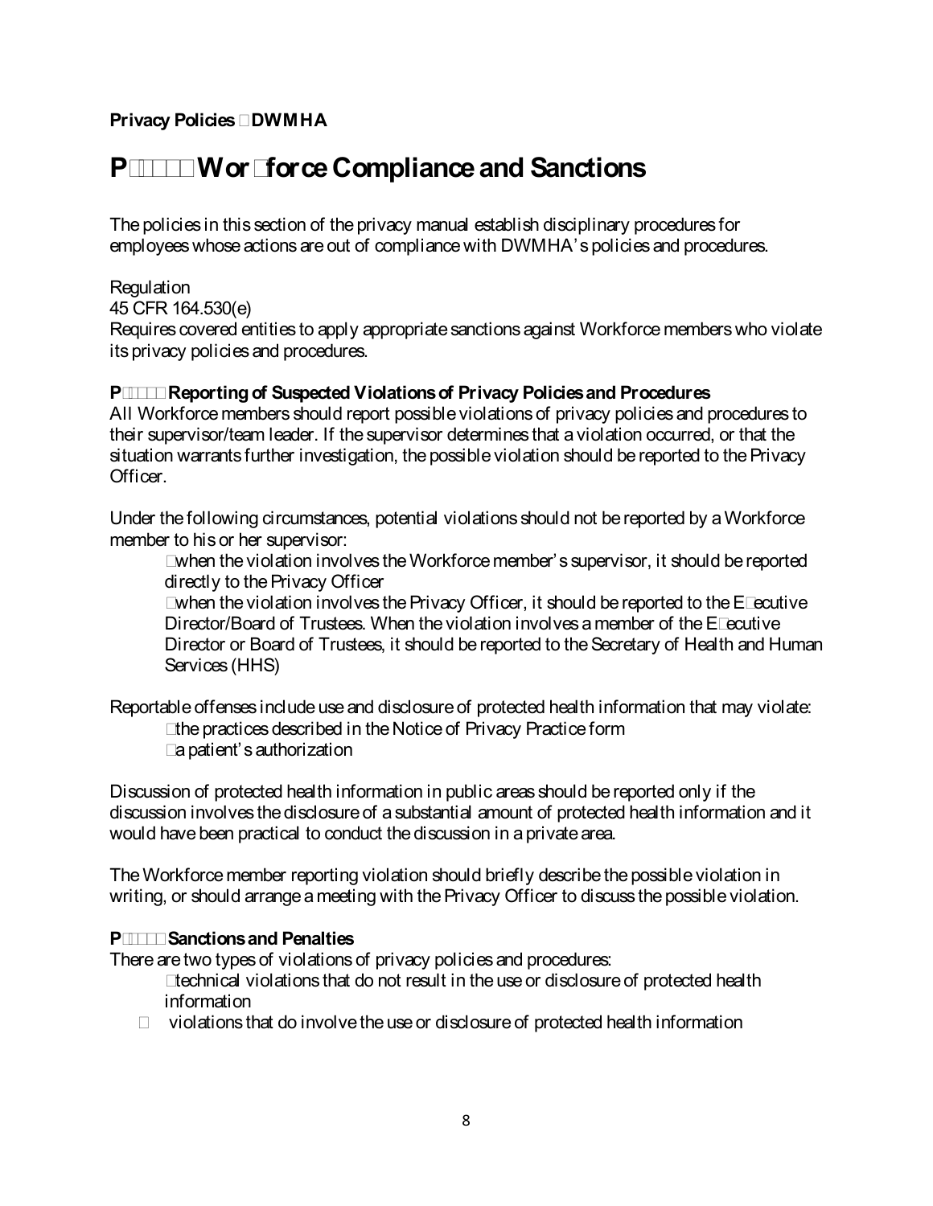**Privacy Policies DWMHA**

# P Wor force Compliance and Sanctions

The policies in this section of the privacy manual establish disciplinary procedures for employees whose actions are out of compliance with DWMHA's policies and procedures.

Regulation
45 CFR 164.530(e)
Requires covered entities to apply appropriate sanctions against Workforce members who violate its privacy policies and procedures.

### P Reporting of Suspected Violations of Privacy Policies and Procedures

All Workforce members should report possible violations of privacy policies and procedures to their supervisor/team leader. If the supervisor determines that a violation occurred, or that the situation warrants further investigation, the possible violation should be reported to the Privacy Officer.

Under the following circumstances, potential violations should not be reported by a Workforce member to his or her supervisor:

- when the violation involves the Workforce member's supervisor, it should be reported directly to the Privacy Officer
- when the violation involves the Privacy Officer, it should be reported to the Executive Director/Board of Trustees. When the violation involves a member of the Executive Director or Board of Trustees, it should be reported to the Secretary of Health and Human Services (HHS)

Reportable offenses include use and disclosure of protected health information that may violate:

- the practices described in the Notice of Privacy Practice form
- a patient's authorization

Discussion of protected health information in public areas should be reported only if the discussion involves the disclosure of a substantial amount of protected health information and it would have been practical to conduct the discussion in a private area.

The Workforce member reporting violation should briefly describe the possible violation in writing, or should arrange a meeting with the Privacy Officer to discuss the possible violation.

### P Sanctions and Penalties

There are two types of violations of privacy policies and procedures:

- technical violations that do not result in the use or disclosure of protected health information
- violations that do involve the use or disclosure of protected health information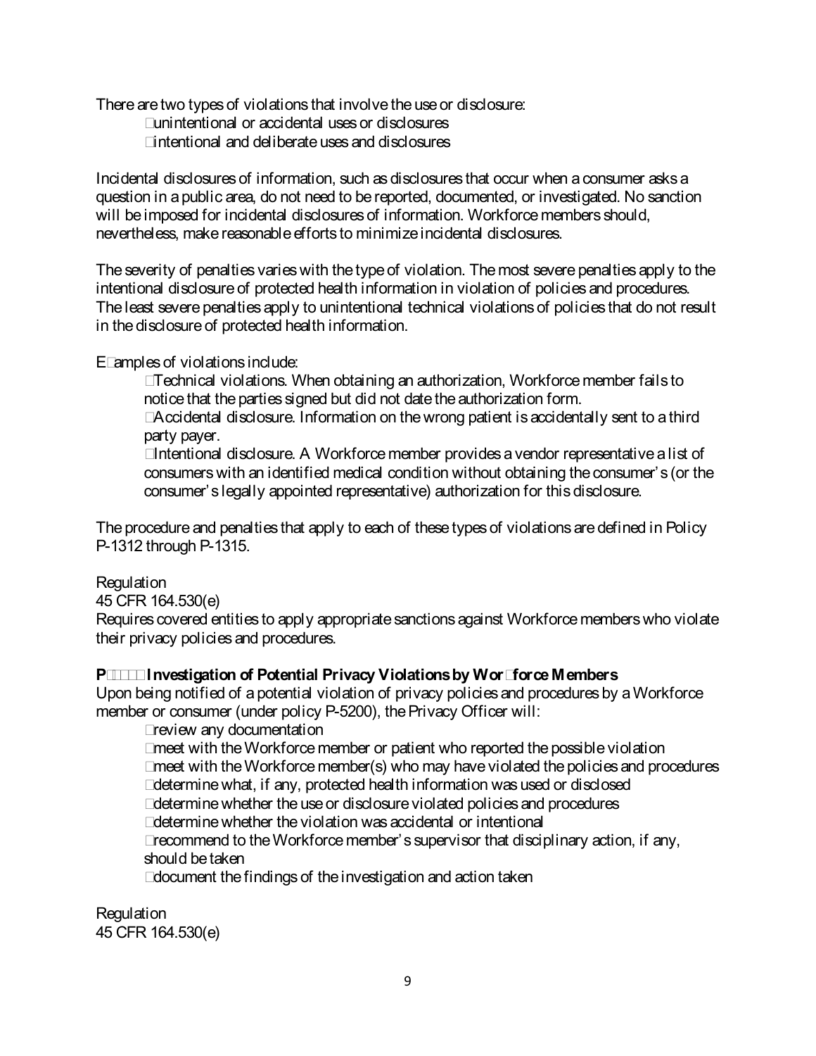There are two types of violations that involve the use or disclosure:

- unintentional or accidental uses or disclosures
- intentional and deliberate uses and disclosures

Incidental disclosures of information, such as disclosures that occur when a consumer asks a question in a public area, do not need to be reported, documented, or investigated. No sanction will be imposed for incidental disclosures of information. Workforce members should, nevertheless, make reasonable efforts to minimize incidental disclosures.

The severity of penalties varies with the type of violation. The most severe penalties apply to the intentional disclosure of protected health information in violation of policies and procedures. The least severe penalties apply to unintentional technical violations of policies that do not result in the disclosure of protected health information.

Examples of violations include:

- Technical violations. When obtaining an authorization, Workforce member fails to notice that the parties signed but did not date the authorization form.
- Accidental disclosure. Information on the wrong patient is accidentally sent to a third party payer.
- Intentional disclosure. A Workforce member provides a vendor representative a list of consumers with an identified medical condition without obtaining the consumer's (or the consumer's legally appointed representative) authorization for this disclosure.

The procedure and penalties that apply to each of these types of violations are defined in Policy P-1312 through P-1315.

Regulation
45 CFR 164.530(e)
Requires covered entities to apply appropriate sanctions against Workforce members who violate their privacy policies and procedures.

**P-1312 Investigation of Potential Privacy Violations by Workforce Members**
Upon being notified of a potential violation of privacy policies and procedures by a Workforce member or consumer (under policy P-5200), the Privacy Officer will:

- review any documentation
- meet with the Workforce member or patient who reported the possible violation
- meet with the Workforce member(s) who may have violated the policies and procedures
- determine what, if any, protected health information was used or disclosed
- determine whether the use or disclosure violated policies and procedures
- determine whether the violation was accidental or intentional
- recommend to the Workforce member's supervisor that disciplinary action, if any, should be taken
- document the findings of the investigation and action taken

Regulation
45 CFR 164.530(e)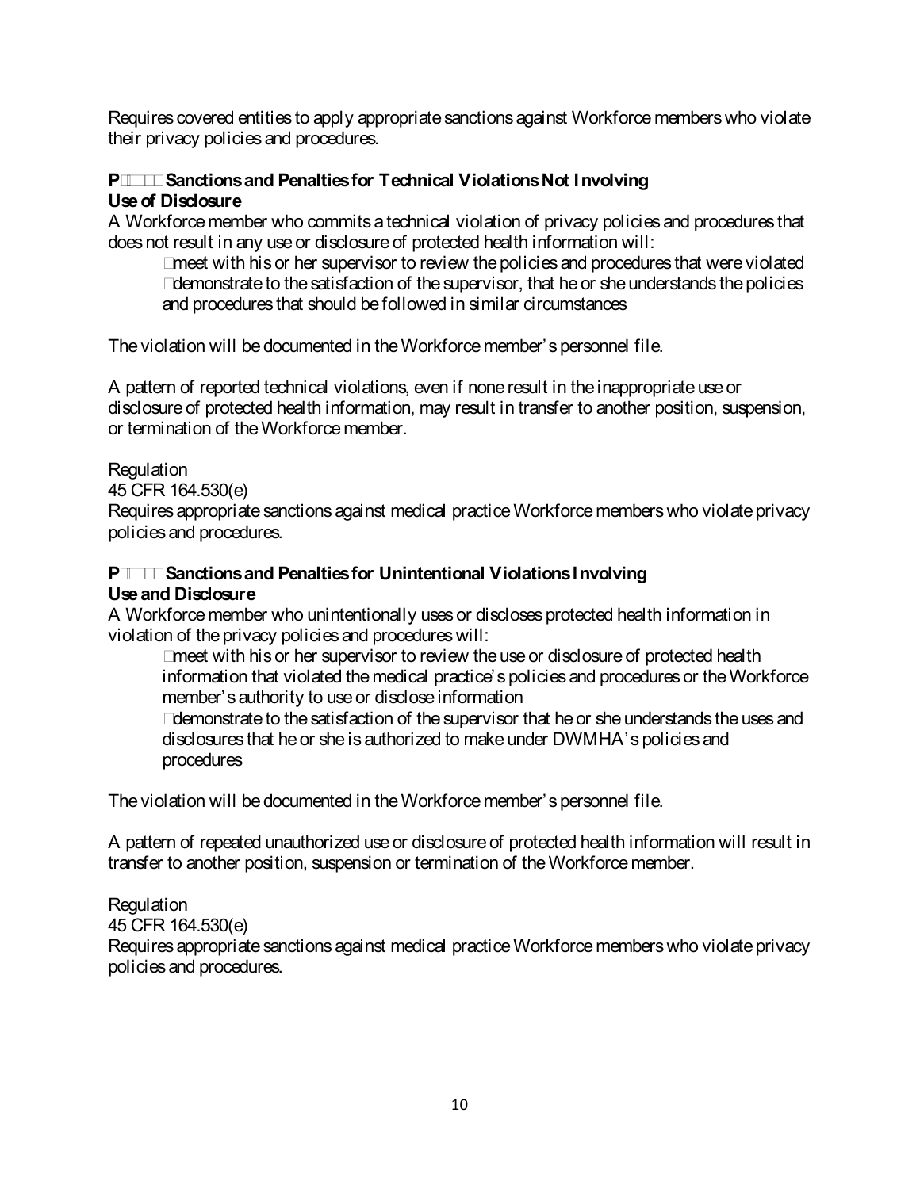Requires covered entities to apply appropriate sanctions against Workforce members who violate their privacy policies and procedures.

**P Sanctions and Penalties for Technical Violations Not Involving Use of Disclosure**

A Workforce member who commits a technical violation of privacy policies and procedures that does not result in any use or disclosure of protected health information will:

- meet with his or her supervisor to review the policies and procedures that were violated
- demonstrate to the satisfaction of the supervisor, that he or she understands the policies and procedures that should be followed in similar circumstances

The violation will be documented in the Workforce member's personnel file.

A pattern of reported technical violations, even if none result in the inappropriate use or disclosure of protected health information, may result in transfer to another position, suspension, or termination of the Workforce member.

Regulation

45 CFR 164.530(e)

Requires appropriate sanctions against medical practice Workforce members who violate privacy policies and procedures.

**P Sanctions and Penalties for Unintentional Violations Involving Use and Disclosure**

A Workforce member who unintentionally uses or discloses protected health information in violation of the privacy policies and procedures will:

- meet with his or her supervisor to review the use or disclosure of protected health information that violated the medical practice's policies and procedures or the Workforce member's authority to use or disclose information
- demonstrate to the satisfaction of the supervisor that he or she understands the uses and disclosures that he or she is authorized to make under DWMHA's policies and procedures

The violation will be documented in the Workforce member's personnel file.

A pattern of repeated unauthorized use or disclosure of protected health information will result in transfer to another position, suspension or termination of the Workforce member.

Regulation

45 CFR 164.530(e)

Requires appropriate sanctions against medical practice Workforce members who violate privacy policies and procedures.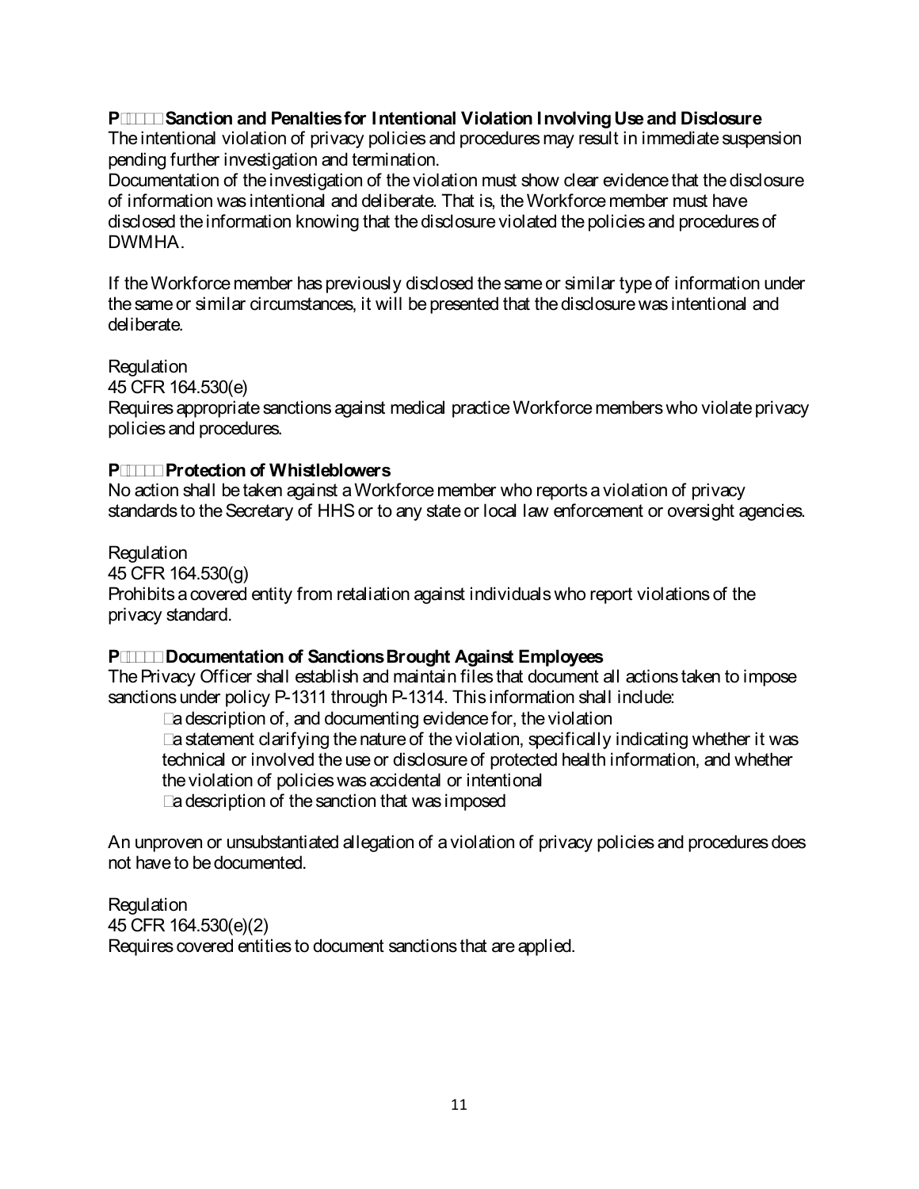**P���� Sanction and Penalties for Intentional Violation Involving Use and Disclosure**

The intentional violation of privacy policies and procedures may result in immediate suspension pending further investigation and termination.

Documentation of the investigation of the violation must show clear evidence that the disclosure of information was intentional and deliberate. That is, the Workforce member must have disclosed the information knowing that the disclosure violated the policies and procedures of DWMHA.

If the Workforce member has previously disclosed the same or similar type of information under the same or similar circumstances, it will be presented that the disclosure was intentional and deliberate.

Regulation

45 CFR 164.530(e)

Requires appropriate sanctions against medical practice Workforce members who violate privacy policies and procedures.

**P���� Protection of Whistleblowers**

No action shall be taken against a Workforce member who reports a violation of privacy standards to the Secretary of HHS or to any state or local law enforcement or oversight agencies.

Regulation

45 CFR 164.530(g)

Prohibits a covered entity from retaliation against individuals who report violations of the privacy standard.

**P���� Documentation of Sanctions Brought Against Employees**

The Privacy Officer shall establish and maintain files that document all actions taken to impose sanctions under policy P-1311 through P-1314. This information shall include:

- a description of, and documenting evidence for, the violation
- a statement clarifying the nature of the violation, specifically indicating whether it was technical or involved the use or disclosure of protected health information, and whether the violation of policies was accidental or intentional
- a description of the sanction that was imposed

An unproven or unsubstantiated allegation of a violation of privacy policies and procedures does not have to be documented.

Regulation

45 CFR 164.530(e)(2)

Requires covered entities to document sanctions that are applied.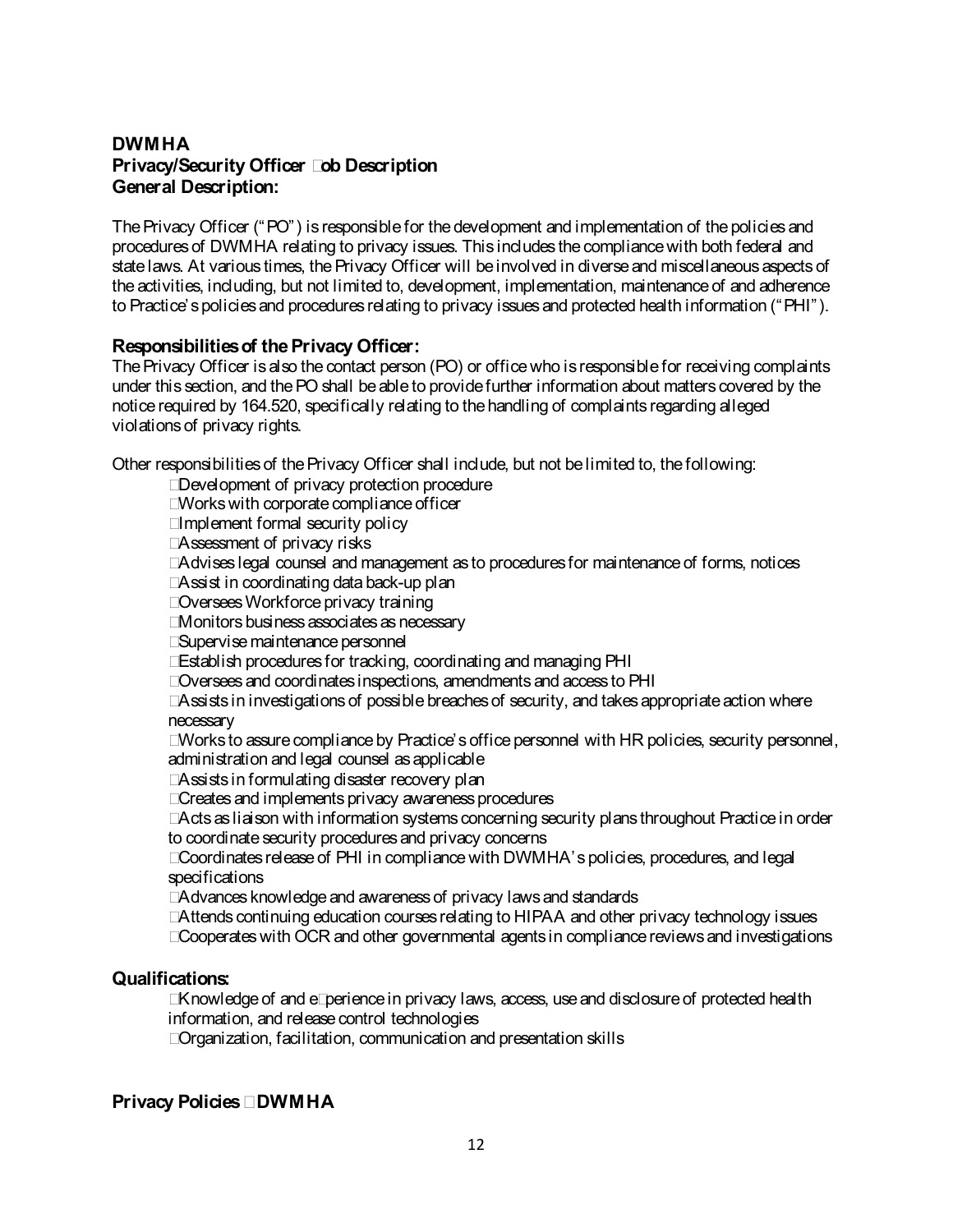**DWMHA**
**Privacy/Security Officer Job Description**
**General Description:**

The Privacy Officer ("PO") is responsible for the development and implementation of the policies and procedures of DWMHA relating to privacy issues. This includes the compliance with both federal and state laws. At various times, the Privacy Officer will be involved in diverse and miscellaneous aspects of the activities, including, but not limited to, development, implementation, maintenance of and adherence to Practice's policies and procedures relating to privacy issues and protected health information ("PHI").

### Responsibilities of the Privacy Officer:

The Privacy Officer is also the contact person (PO) or office who is responsible for receiving complaints under this section, and the PO shall be able to provide further information about matters covered by the notice required by 164.520, specifically relating to the handling of complaints regarding alleged violations of privacy rights.

Other responsibilities of the Privacy Officer shall include, but not be limited to, the following:

- Development of privacy protection procedure
- Works with corporate compliance officer
- Implement formal security policy
- Assessment of privacy risks
- Advises legal counsel and management as to procedures for maintenance of forms, notices
- Assist in coordinating data back-up plan
- Oversees Workforce privacy training
- Monitors business associates as necessary
- Supervise maintenance personnel
- Establish procedures for tracking, coordinating and managing PHI
- Oversees and coordinates inspections, amendments and access to PHI
- Assists in investigations of possible breaches of security, and takes appropriate action where necessary
- Works to assure compliance by Practice's office personnel with HR policies, security personnel, administration and legal counsel as applicable
- Assists in formulating disaster recovery plan
- Creates and implements privacy awareness procedures
- Acts as liaison with information systems concerning security plans throughout Practice in order to coordinate security procedures and privacy concerns
- Coordinates release of PHI in compliance with DWMHA's policies, procedures, and legal specifications
- Advances knowledge and awareness of privacy laws and standards
- Attends continuing education courses relating to HIPAA and other privacy technology issues
- Cooperates with OCR and other governmental agents in compliance reviews and investigations

### Qualifications:

- Knowledge of and experience in privacy laws, access, use and disclosure of protected health information, and release control technologies
- Organization, facilitation, communication and presentation skills

### Privacy Policies – DWMHA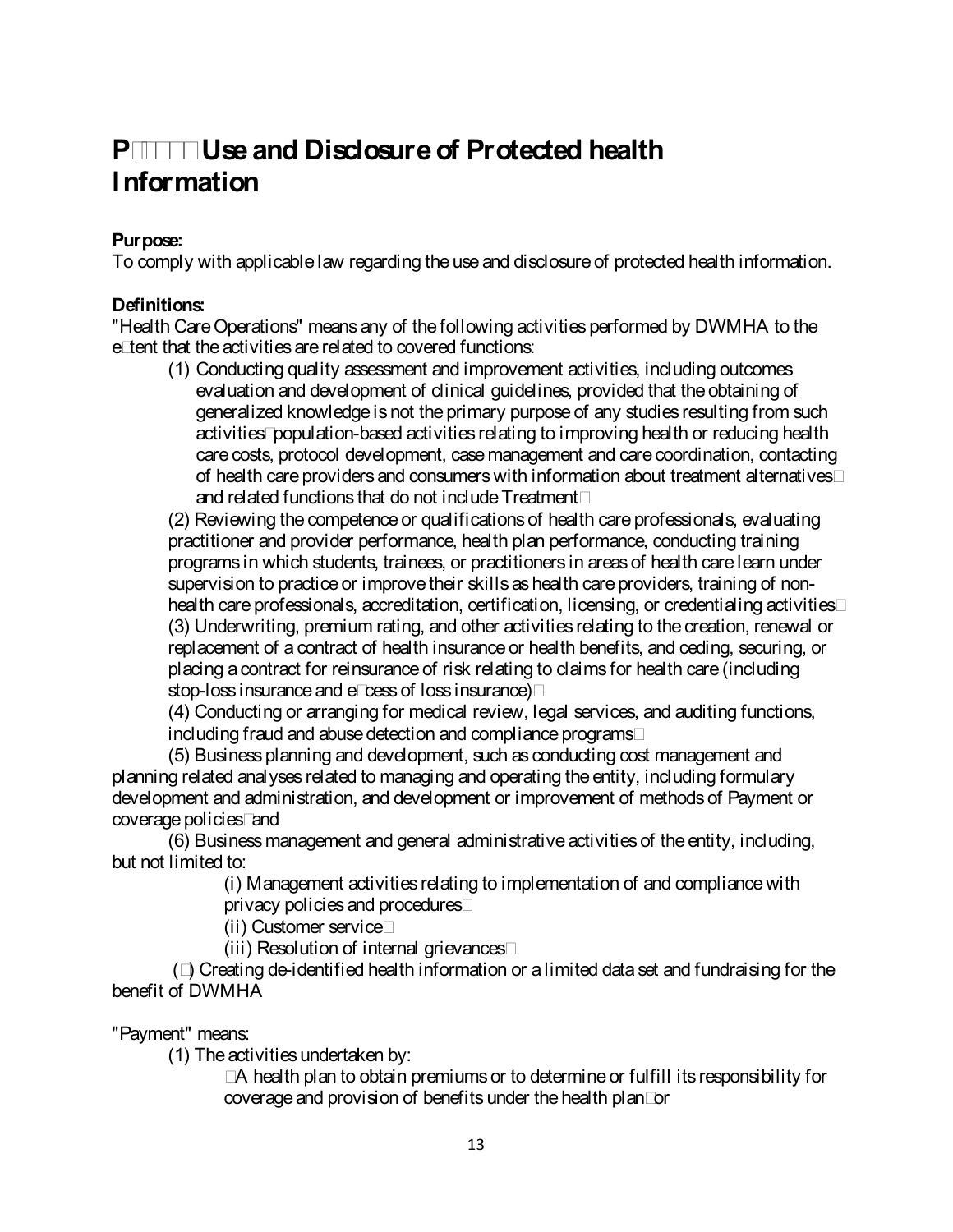# P Use and Disclosure of Protected health Information

**Purpose:**
To comply with applicable law regarding the use and disclosure of protected health information.

**Definitions:**
"Health Care Operations" means any of the following activities performed by DWMHA to the extent that the activities are related to covered functions:

(1) Conducting quality assessment and improvement activities, including outcomes evaluation and development of clinical guidelines, provided that the obtaining of generalized knowledge is not the primary purpose of any studies resulting from such activities population-based activities relating to improving health or reducing health care costs, protocol development, case management and care coordination, contacting of health care providers and consumers with information about treatment alternatives and related functions that do not include Treatment

(2) Reviewing the competence or qualifications of health care professionals, evaluating practitioner and provider performance, health plan performance, conducting training programs in which students, trainees, or practitioners in areas of health care learn under supervision to practice or improve their skills as health care providers, training of non-health care professionals, accreditation, certification, licensing, or credentialing activities

(3) Underwriting, premium rating, and other activities relating to the creation, renewal or replacement of a contract of health insurance or health benefits, and ceding, securing, or placing a contract for reinsurance of risk relating to claims for health care (including stop-loss insurance and excess of loss insurance)

(4) Conducting or arranging for medical review, legal services, and auditing functions, including fraud and abuse detection and compliance programs

(5) Business planning and development, such as conducting cost management and planning related analyses related to managing and operating the entity, including formulary development and administration, and development or improvement of methods of Payment or coverage policies and

(6) Business management and general administrative activities of the entity, including, but not limited to:

(i) Management activities relating to implementation of and compliance with privacy policies and procedures

(ii) Customer service

(iii) Resolution of internal grievances

( ) Creating de-identified health information or a limited data set and fundraising for the benefit of DWMHA

"Payment" means:

(1) The activities undertaken by:

A health plan to obtain premiums or to determine or fulfill its responsibility for coverage and provision of benefits under the health plan or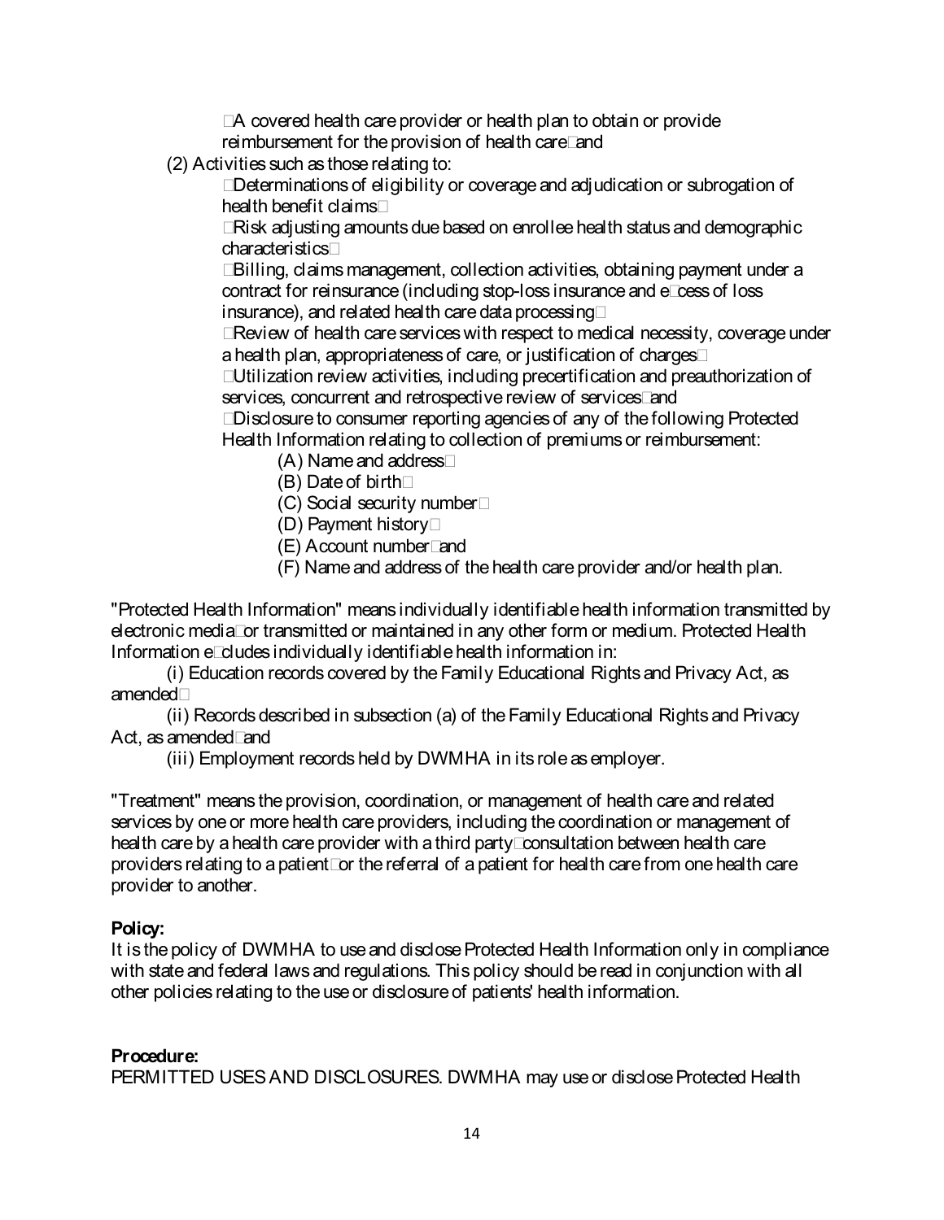A covered health care provider or health plan to obtain or provide reimbursement for the provision of health care and

(2) Activities such as those relating to:

- Determinations of eligibility or coverage and adjudication or subrogation of health benefit claims
- Risk adjusting amounts due based on enrollee health status and demographic characteristics
- Billing, claims management, collection activities, obtaining payment under a contract for reinsurance (including stop-loss insurance and excess of loss insurance), and related health care data processing
- Review of health care services with respect to medical necessity, coverage under a health plan, appropriateness of care, or justification of charges
- Utilization review activities, including precertification and preauthorization of services, concurrent and retrospective review of services and
- Disclosure to consumer reporting agencies of any of the following Protected Health Information relating to collection of premiums or reimbursement:
  - (A) Name and address
  - (B) Date of birth
  - (C) Social security number
  - (D) Payment history
  - (E) Account number and
  - (F) Name and address of the health care provider and/or health plan.

"Protected Health Information" means individually identifiable health information transmitted by electronic media or transmitted or maintained in any other form or medium. Protected Health Information excludes individually identifiable health information in:

(i) Education records covered by the Family Educational Rights and Privacy Act, as amended

(ii) Records described in subsection (a) of the Family Educational Rights and Privacy Act, as amended and

(iii) Employment records held by DWMHA in its role as employer.

"Treatment" means the provision, coordination, or management of health care and related services by one or more health care providers, including the coordination or management of health care by a health care provider with a third party consultation between health care providers relating to a patient or the referral of a patient for health care from one health care provider to another.

**Policy:**

It is the policy of DWMHA to use and disclose Protected Health Information only in compliance with state and federal laws and regulations. This policy should be read in conjunction with all other policies relating to the use or disclosure of patients' health information.

**Procedure:**

PERMITTED USES AND DISCLOSURES. DWMHA may use or disclose Protected Health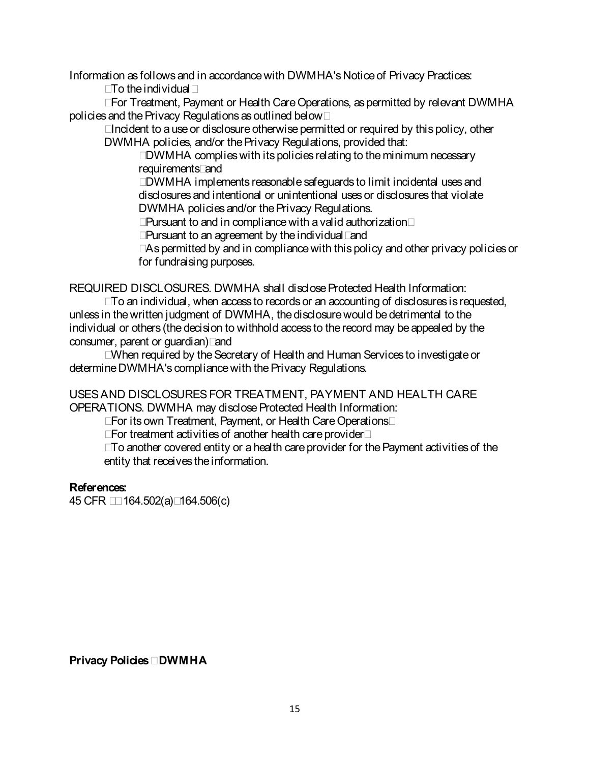Information as follows and in accordance with DWMHA's Notice of Privacy Practices:

- To the individual
- For Treatment, Payment or Health Care Operations, as permitted by relevant DWMHA policies and the Privacy Regulations as outlined below
- Incident to a use or disclosure otherwise permitted or required by this policy, other DWMHA policies, and/or the Privacy Regulations, provided that:
  - DWMHA complies with its policies relating to the minimum necessary requirements and
  - DWMHA implements reasonable safeguards to limit incidental uses and disclosures and intentional or unintentional uses or disclosures that violate DWMHA policies and/or the Privacy Regulations.
  - Pursuant to and in compliance with a valid authorization
  - Pursuant to an agreement by the individual and
  - As permitted by and in compliance with this policy and other privacy policies or for fundraising purposes.

REQUIRED DISCLOSURES. DWMHA shall disclose Protected Health Information:

- To an individual, when access to records or an accounting of disclosures is requested, unless in the written judgment of DWMHA, the disclosure would be detrimental to the individual or others (the decision to withhold access to the record may be appealed by the consumer, parent or guardian) and
- When required by the Secretary of Health and Human Services to investigate or determine DWMHA's compliance with the Privacy Regulations.

USES AND DISCLOSURES FOR TREATMENT, PAYMENT AND HEALTH CARE OPERATIONS. DWMHA may disclose Protected Health Information:

- For its own Treatment, Payment, or Health Care Operations
- For treatment activities of another health care provider
- To another covered entity or a health care provider for the Payment activities of the entity that receives the information.

**References:**
45 CFR §§ 164.502(a) 164.506(c)

**Privacy Policies DWMHA**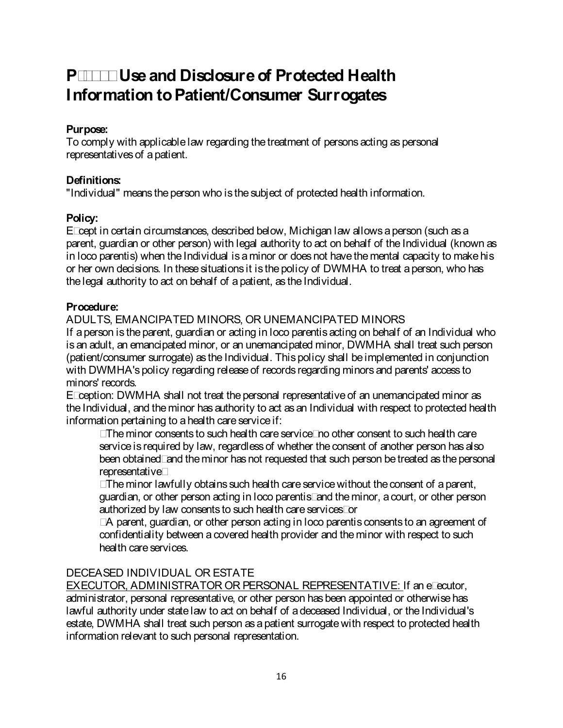# P Use and Disclosure of Protected Health Information to Patient/Consumer Surrogates

**Purpose:**
To comply with applicable law regarding the treatment of persons acting as personal representatives of a patient.

**Definitions:**
"Individual" means the person who is the subject of protected health information.

**Policy:**
Except in certain circumstances, described below, Michigan law allows a person (such as a parent, guardian or other person) with legal authority to act on behalf of the Individual (known as in loco parentis) when the Individual is a minor or does not have the mental capacity to make his or her own decisions. In these situations it is the policy of DWMHA to treat a person, who has the legal authority to act on behalf of a patient, as the Individual.

**Procedure:**
ADULTS, EMANCIPATED MINORS, OR UNEMANCIPATED MINORS
If a person is the parent, guardian or acting in loco parentis acting on behalf of an Individual who is an adult, an emancipated minor, or an unemancipated minor, DWMHA shall treat such person (patient/consumer surrogate) as the Individual. This policy shall be implemented in conjunction with DWMHA's policy regarding release of records regarding minors and parents' access to minors' records.
Exception: DWMHA shall not treat the personal representative of an unemancipated minor as the Individual, and the minor has authority to act as an Individual with respect to protected health information pertaining to a health care service if:

- The minor consents to such health care service, no other consent to such health care service is required by law, regardless of whether the consent of another person has also been obtained, and the minor has not requested that such person be treated as the personal representative;
- The minor lawfully obtains such health care service without the consent of a parent, guardian, or other person acting in loco parentis, and the minor, a court, or other person authorized by law consents to such health care services; or
- A parent, guardian, or other person acting in loco parentis consents to an agreement of confidentiality between a covered health provider and the minor with respect to such health care services.

DECEASED INDIVIDUAL OR ESTATE
<u>EXECUTOR, ADMINISTRATOR OR PERSONAL REPRESENTATIVE:</u> If an executor, administrator, personal representative, or other person has been appointed or otherwise has lawful authority under state law to act on behalf of a deceased Individual, or the Individual's estate, DWMHA shall treat such person as a patient surrogate with respect to protected health information relevant to such personal representation.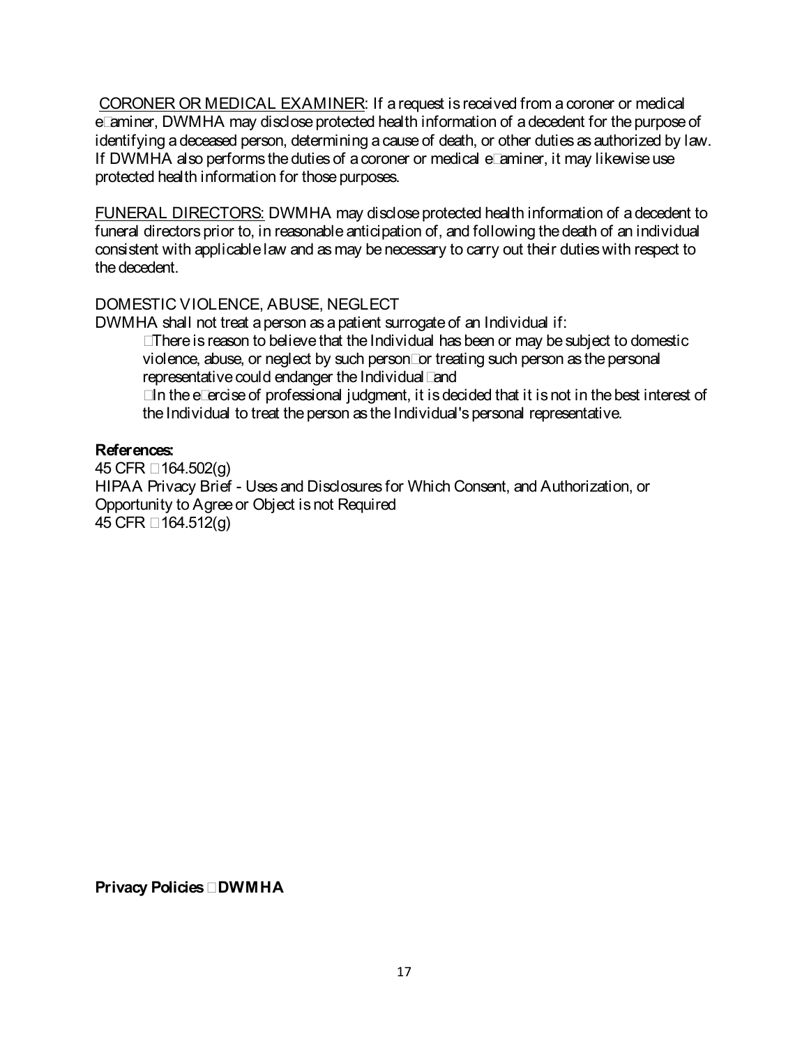CORONER OR MEDICAL EXAMINER: If a request is received from a coroner or medical examiner, DWMHA may disclose protected health information of a decedent for the purpose of identifying a deceased person, determining a cause of death, or other duties as authorized by law. If DWMHA also performs the duties of a coroner or medical examiner, it may likewise use protected health information for those purposes.

FUNERAL DIRECTORS: DWMHA may disclose protected health information of a decedent to funeral directors prior to, in reasonable anticipation of, and following the death of an individual consistent with applicable law and as may be necessary to carry out their duties with respect to the decedent.

DOMESTIC VIOLENCE, ABUSE, NEGLECT

DWMHA shall not treat a person as a patient surrogate of an Individual if:

- There is reason to believe that the Individual has been or may be subject to domestic violence, abuse, or neglect by such person; or treating such person as the personal representative could endanger the Individual; and
- In the exercise of professional judgment, it is decided that it is not in the best interest of the Individual to treat the person as the Individual's personal representative.

**References:**

45 CFR §164.502(g)
HIPAA Privacy Brief - Uses and Disclosures for Which Consent, and Authorization, or Opportunity to Agree or Object is not Required
45 CFR §164.512(g)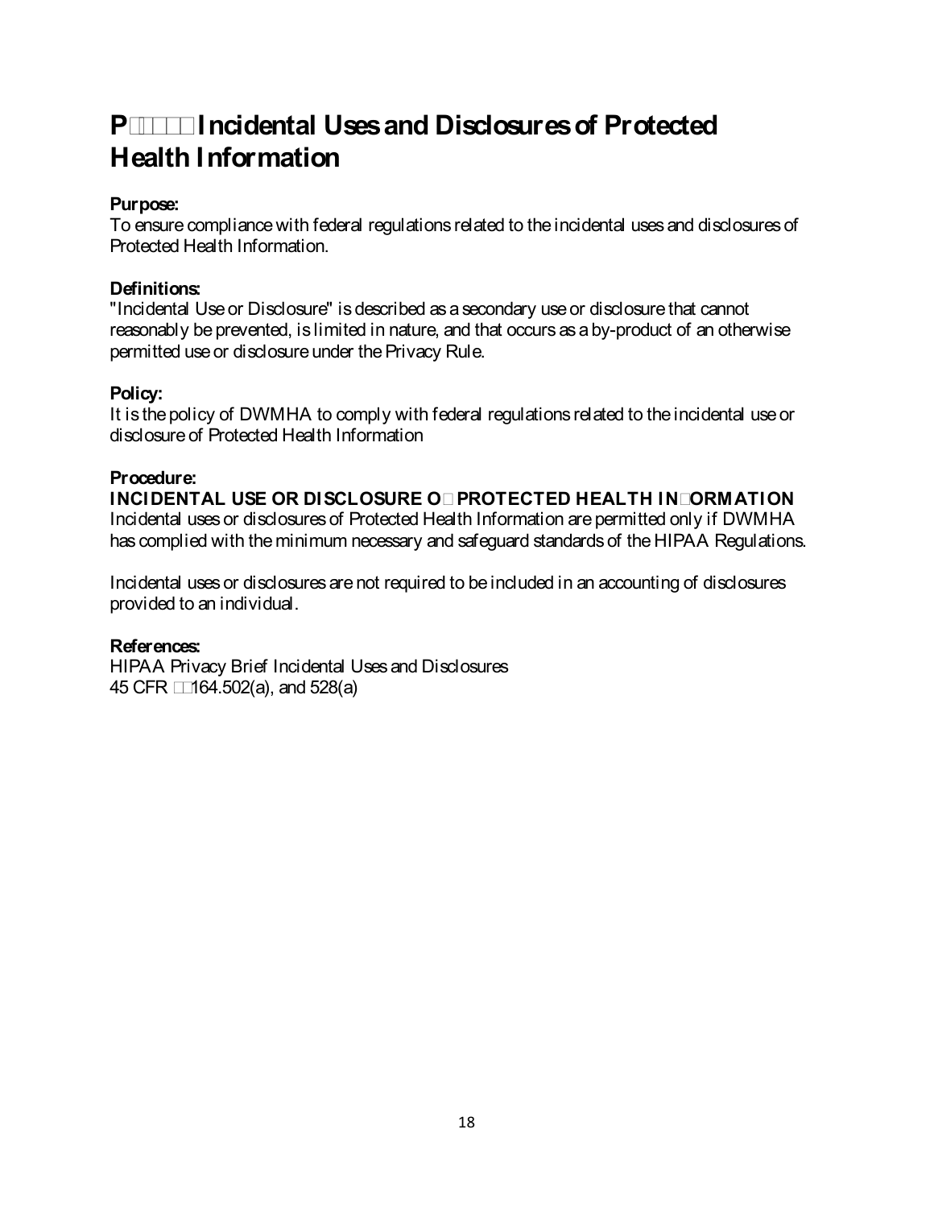# P□□□□ Incidental Uses and Disclosures of Protected Health Information

**Purpose:**
To ensure compliance with federal regulations related to the incidental uses and disclosures of Protected Health Information.

**Definitions:**
"Incidental Use or Disclosure" is described as a secondary use or disclosure that cannot reasonably be prevented, is limited in nature, and that occurs as a by-product of an otherwise permitted use or disclosure under the Privacy Rule.

**Policy:**
It is the policy of DWMHA to comply with federal regulations related to the incidental use or disclosure of Protected Health Information

**Procedure:**

**INCIDENTAL USE OR DISCLOSURE O□ PROTECTED HEALTH IN□ORMATION**

Incidental uses or disclosures of Protected Health Information are permitted only if DWMHA has complied with the minimum necessary and safeguard standards of the HIPAA Regulations.

Incidental uses or disclosures are not required to be included in an accounting of disclosures provided to an individual.

**References:**
HIPAA Privacy Brief Incidental Uses and Disclosures
45 CFR □□164.502(a), and 528(a)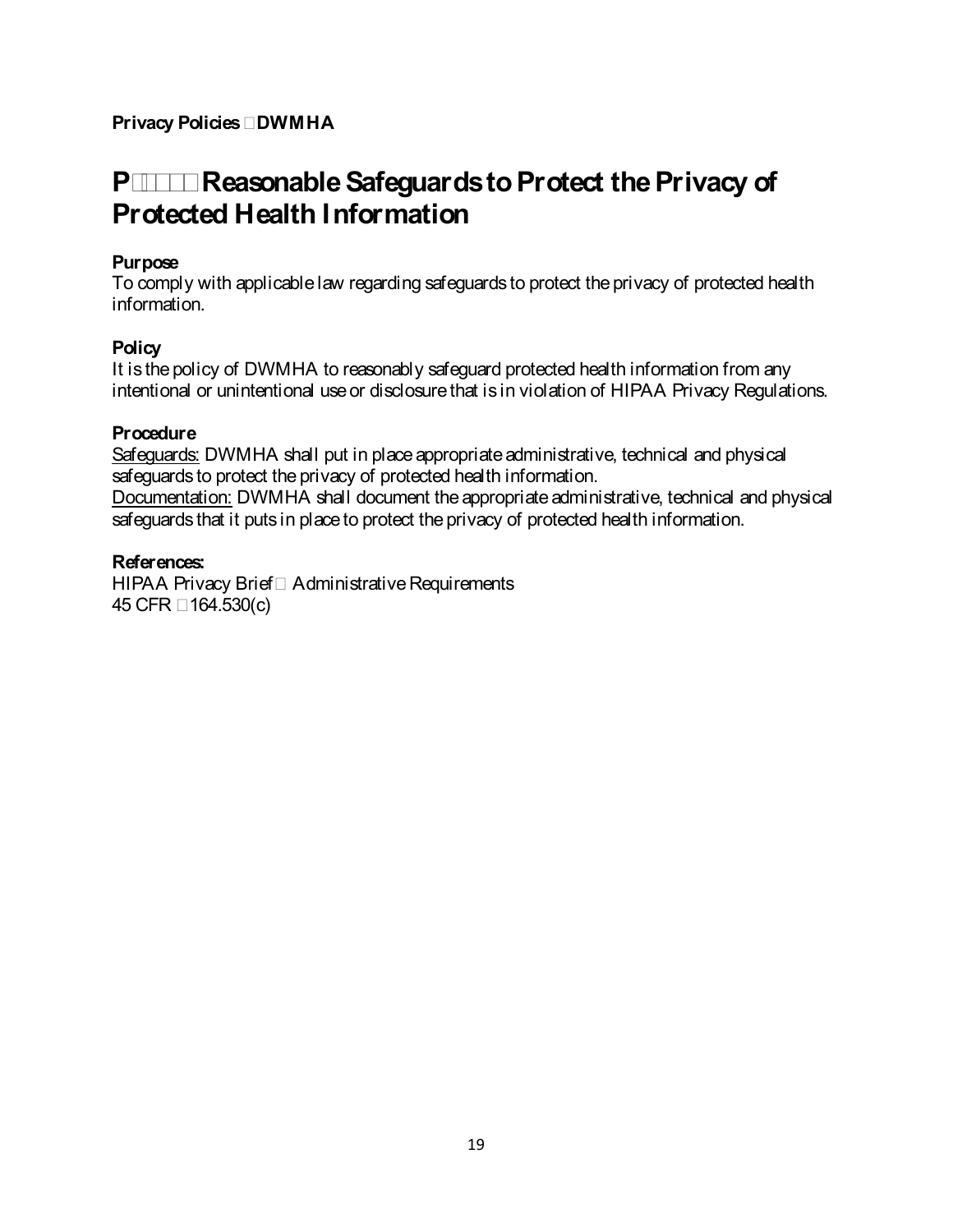**Privacy Policies DWMHA**

# P Reasonable Safeguards to Protect the Privacy of Protected Health Information

**Purpose**
To comply with applicable law regarding safeguards to protect the privacy of protected health information.

**Policy**
It is the policy of DWMHA to reasonably safeguard protected health information from any intentional or unintentional use or disclosure that is in violation of HIPAA Privacy Regulations.

**Procedure**
Safeguards: DWMHA shall put in place appropriate administrative, technical and physical safeguards to protect the privacy of protected health information.
Documentation: DWMHA shall document the appropriate administrative, technical and physical safeguards that it puts in place to protect the privacy of protected health information.

**References:**
HIPAA Privacy Brief Administrative Requirements
45 CFR 164.530(c)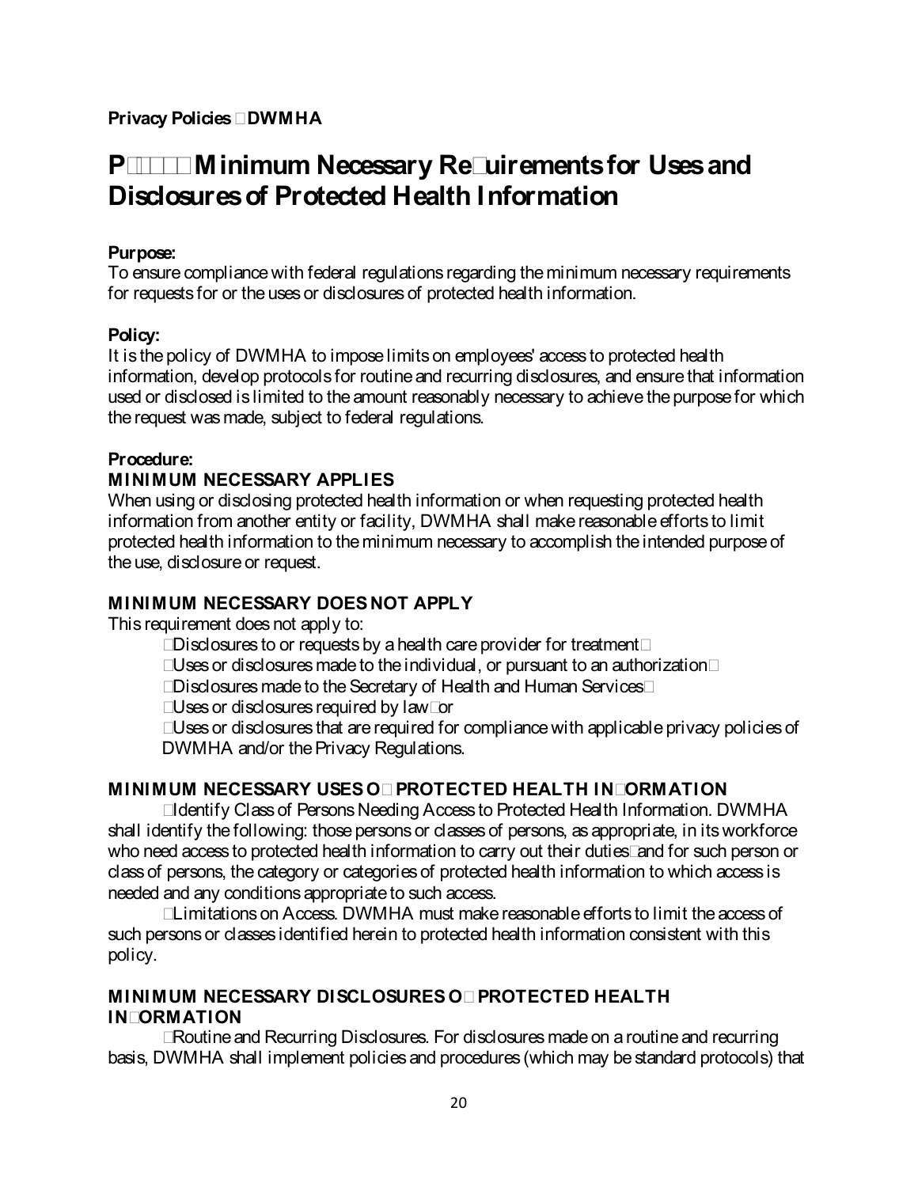**Privacy Policies DWMHA**

# P Minimum Necessary Requirements for Uses and Disclosures of Protected Health Information

**Purpose:**
To ensure compliance with federal regulations regarding the minimum necessary requirements for requests for or the uses or disclosures of protected health information.

**Policy:**
It is the policy of DWMHA to impose limits on employees' access to protected health information, develop protocols for routine and recurring disclosures, and ensure that information used or disclosed is limited to the amount reasonably necessary to achieve the purpose for which the request was made, subject to federal regulations.

**Procedure:**

**MINIMUM NECESSARY APPLIES**

When using or disclosing protected health information or when requesting protected health information from another entity or facility, DWMHA shall make reasonable efforts to limit protected health information to the minimum necessary to accomplish the intended purpose of the use, disclosure or request.

**MINIMUM NECESSARY DOES NOT APPLY**

This requirement does not apply to:

- Disclosures to or requests by a health care provider for treatment
- Uses or disclosures made to the individual, or pursuant to an authorization
- Disclosures made to the Secretary of Health and Human Services
- Uses or disclosures required by law or
- Uses or disclosures that are required for compliance with applicable privacy policies of DWMHA and/or the Privacy Regulations.

**MINIMUM NECESSARY USES OF PROTECTED HEALTH INFORMATION**

Identify Class of Persons Needing Access to Protected Health Information. DWMHA shall identify the following: those persons or classes of persons, as appropriate, in its workforce who need access to protected health information to carry out their duties and for such person or class of persons, the category or categories of protected health information to which access is needed and any conditions appropriate to such access.

Limitations on Access. DWMHA must make reasonable efforts to limit the access of such persons or classes identified herein to protected health information consistent with this policy.

**MINIMUM NECESSARY DISCLOSURES OF PROTECTED HEALTH INFORMATION**

Routine and Recurring Disclosures. For disclosures made on a routine and recurring basis, DWMHA shall implement policies and procedures (which may be standard protocols) that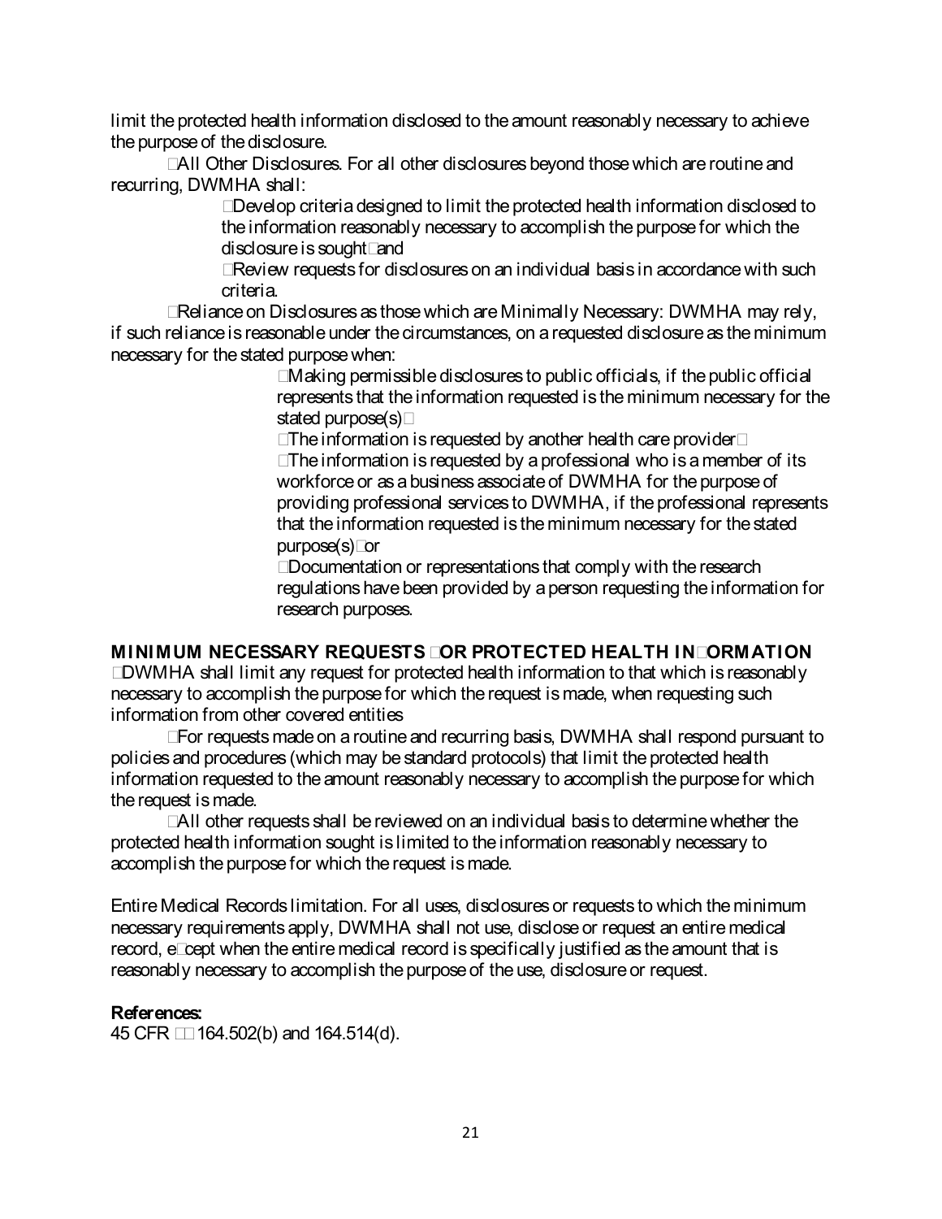limit the protected health information disclosed to the amount reasonably necessary to achieve the purpose of the disclosure.

All Other Disclosures. For all other disclosures beyond those which are routine and recurring, DWMHA shall:

- Develop criteria designed to limit the protected health information disclosed to the information reasonably necessary to accomplish the purpose for which the disclosure is sought and
- Review requests for disclosures on an individual basis in accordance with such criteria.

Reliance on Disclosures as those which are Minimally Necessary: DWMHA may rely, if such reliance is reasonable under the circumstances, on a requested disclosure as the minimum necessary for the stated purpose when:

- Making permissible disclosures to public officials, if the public official represents that the information requested is the minimum necessary for the stated purpose(s)
- The information is requested by another health care provider
- The information is requested by a professional who is a member of its workforce or as a business associate of DWMHA for the purpose of providing professional services to DWMHA, if the professional represents that the information requested is the minimum necessary for the stated purpose(s) or
- Documentation or representations that comply with the research regulations have been provided by a person requesting the information for research purposes.

## MINIMUM NECESSARY REQUESTS FOR PROTECTED HEALTH INFORMATION

DWMHA shall limit any request for protected health information to that which is reasonably necessary to accomplish the purpose for which the request is made, when requesting such information from other covered entities

For requests made on a routine and recurring basis, DWMHA shall respond pursuant to policies and procedures (which may be standard protocols) that limit the protected health information requested to the amount reasonably necessary to accomplish the purpose for which the request is made.

All other requests shall be reviewed on an individual basis to determine whether the protected health information sought is limited to the information reasonably necessary to accomplish the purpose for which the request is made.

Entire Medical Records limitation. For all uses, disclosures or requests to which the minimum necessary requirements apply, DWMHA shall not use, disclose or request an entire medical record, except when the entire medical record is specifically justified as the amount that is reasonably necessary to accomplish the purpose of the use, disclosure or request.

**References:**
45 CFR §§ 164.502(b) and 164.514(d).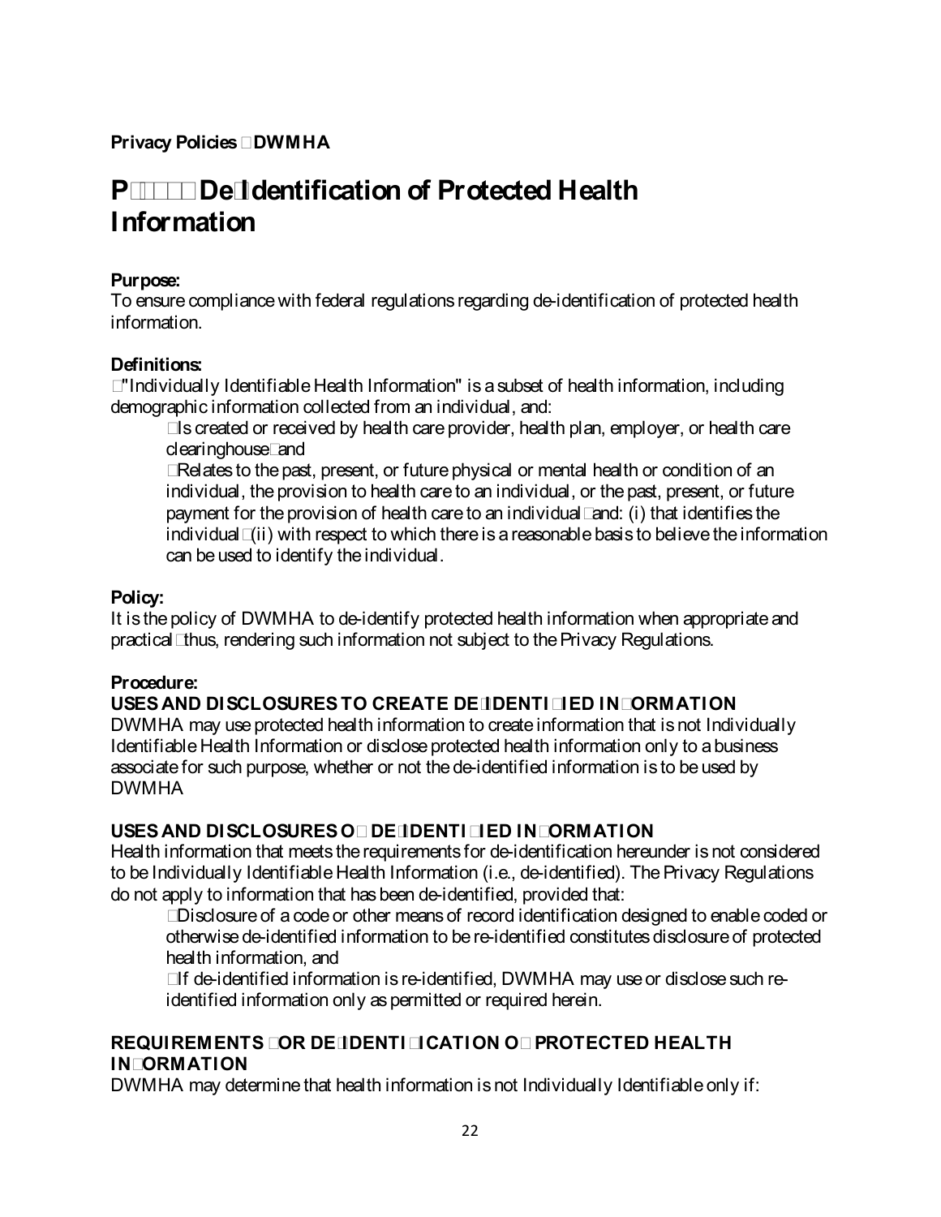**Privacy Policies DWMHA**

# P De-Identification of Protected Health Information

**Purpose:**
To ensure compliance with federal regulations regarding de-identification of protected health information.

**Definitions:**
"Individually Identifiable Health Information" is a subset of health information, including demographic information collected from an individual, and:

- Is created or received by health care provider, health plan, employer, or health care clearinghouse and
- Relates to the past, present, or future physical or mental health or condition of an individual, the provision to health care to an individual, or the past, present, or future payment for the provision of health care to an individual and: (i) that identifies the individual (ii) with respect to which there is a reasonable basis to believe the information can be used to identify the individual.

**Policy:**
It is the policy of DWMHA to de-identify protected health information when appropriate and practical thus, rendering such information not subject to the Privacy Regulations.

**Procedure:**

**USES AND DISCLOSURES TO CREATE DE-IDENTIFIED INFORMATION**
DWMHA may use protected health information to create information that is not Individually Identifiable Health Information or disclose protected health information only to a business associate for such purpose, whether or not the de-identified information is to be used by DWMHA

**USES AND DISCLOSURES OF DE-IDENTIFIED INFORMATION**
Health information that meets the requirements for de-identification hereunder is not considered to be Individually Identifiable Health Information (i.e., de-identified). The Privacy Regulations do not apply to information that has been de-identified, provided that:

- Disclosure of a code or other means of record identification designed to enable coded or otherwise de-identified information to be re-identified constitutes disclosure of protected health information, and
- If de-identified information is re-identified, DWMHA may use or disclose such re-identified information only as permitted or required herein.

**REQUIREMENTS FOR DE-IDENTIFICATION OF PROTECTED HEALTH INFORMATION**
DWMHA may determine that health information is not Individually Identifiable only if: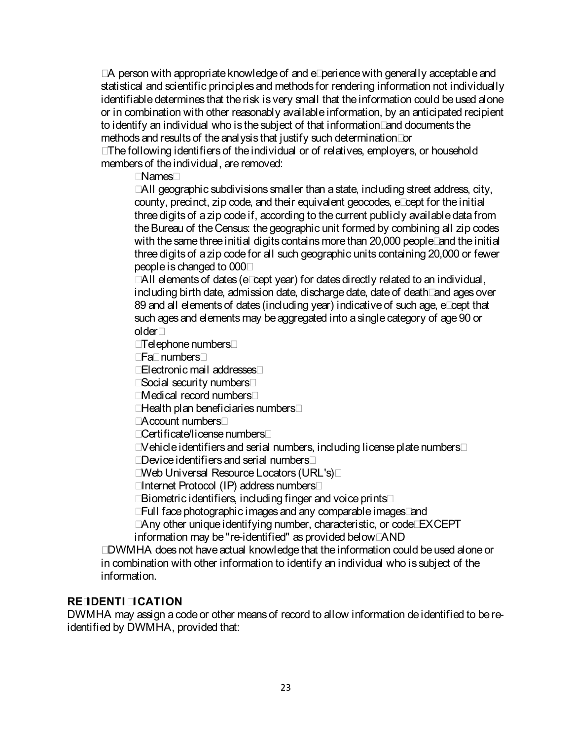A person with appropriate knowledge of and experience with generally acceptable and statistical and scientific principles and methods for rendering information not individually identifiable determines that the risk is very small that the information could be used alone or in combination with other reasonably available information, by an anticipated recipient to identify an individual who is the subject of that information and documents the methods and results of the analysis that justify such determination or

The following identifiers of the individual or of relatives, employers, or household members of the individual, are removed:

- Names
- All geographic subdivisions smaller than a state, including street address, city, county, precinct, zip code, and their equivalent geocodes, except for the initial three digits of a zip code if, according to the current publicly available data from the Bureau of the Census: the geographic unit formed by combining all zip codes with the same three initial digits contains more than 20,000 people and the initial three digits of a zip code for all such geographic units containing 20,000 or fewer people is changed to 000
- All elements of dates (except year) for dates directly related to an individual, including birth date, admission date, discharge date, date of death and ages over 89 and all elements of dates (including year) indicative of such age, except that such ages and elements may be aggregated into a single category of age 90 or older
- Telephone numbers
- Fax numbers
- Electronic mail addresses
- Social security numbers
- Medical record numbers
- Health plan beneficiaries numbers
- Account numbers
- Certificate/license numbers
- Vehicle identifiers and serial numbers, including license plate numbers
- Device identifiers and serial numbers
- Web Universal Resource Locators (URL's)
- Internet Protocol (IP) address numbers
- Biometric identifiers, including finger and voice prints
- Full face photographic images and any comparable images and
- Any other unique identifying number, characteristic, or code EXCEPT information may be "re-identified" as provided below AND

DWMHA does not have actual knowledge that the information could be used alone or in combination with other information to identify an individual who is subject of the information.

**RE-IDENTIFICATION**

DWMHA may assign a code or other means of record to allow information de identified to be re-identified by DWMHA, provided that: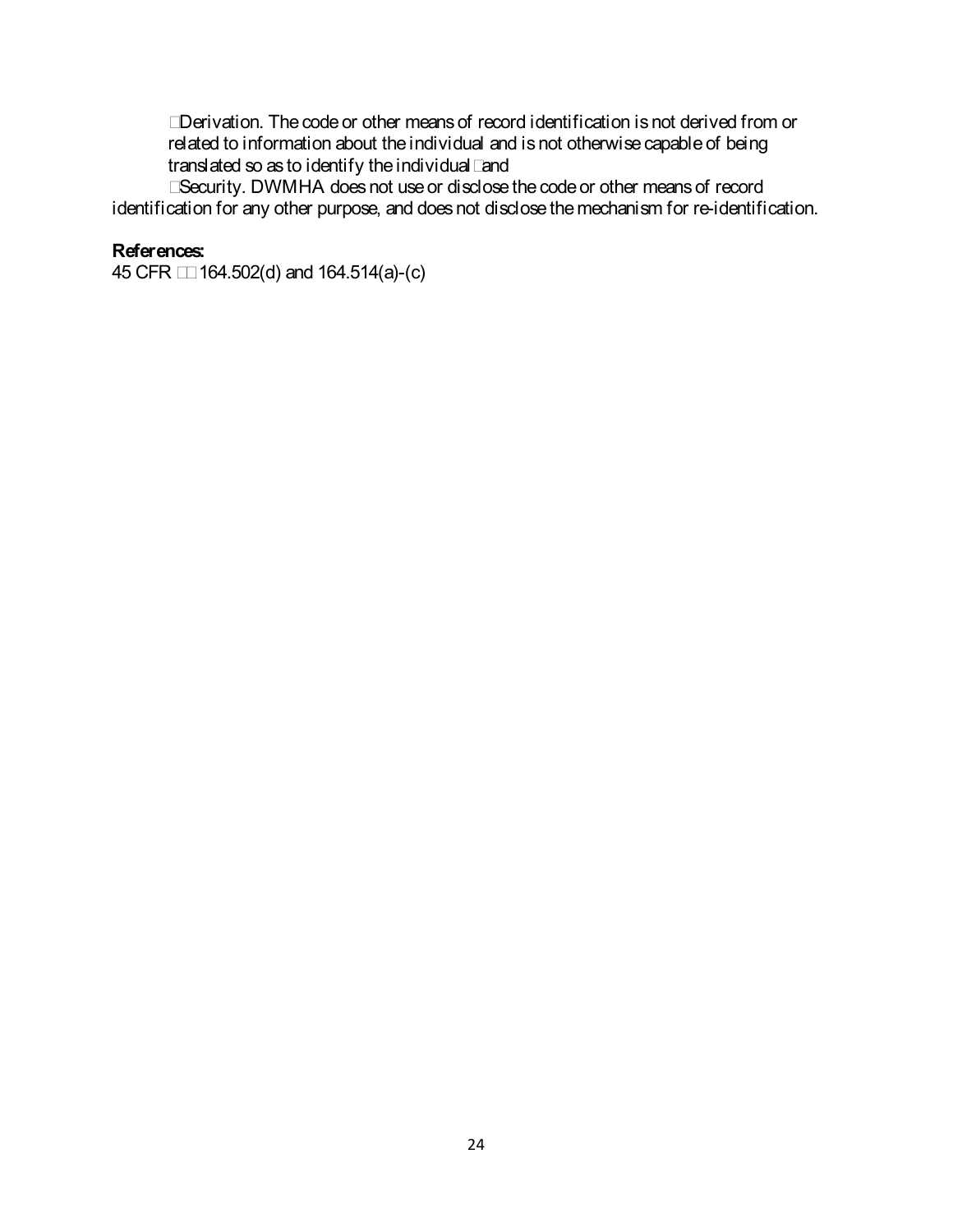- Derivation. The code or other means of record identification is not derived from or related to information about the individual and is not otherwise capable of being translated so as to identify the individual; and
- Security. DWMHA does not use or disclose the code or other means of record identification for any other purpose, and does not disclose the mechanism for re-identification.

**References:**
45 CFR §§ 164.502(d) and 164.514(a)-(c)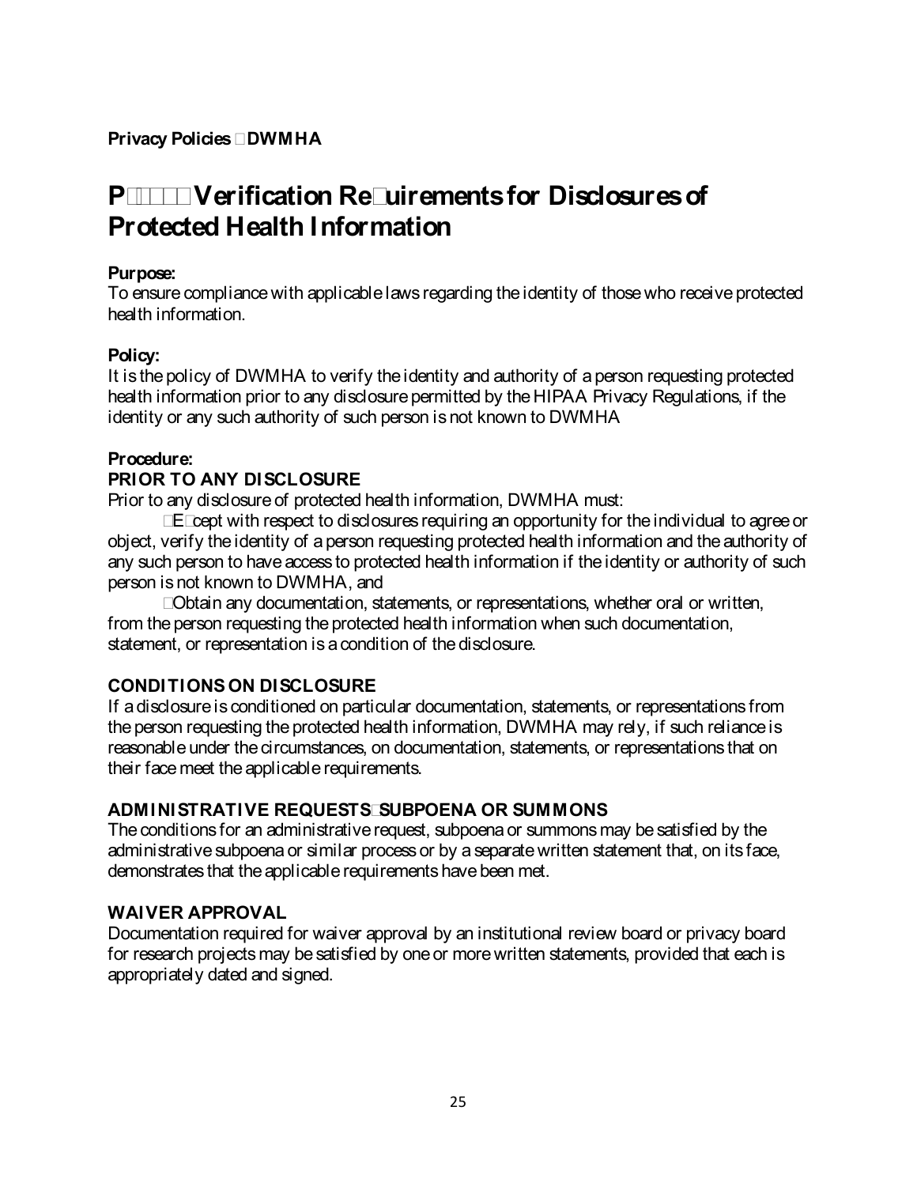**Privacy Policies DWMHA**

# P Verification Requirements for Disclosures of Protected Health Information

**Purpose:**
To ensure compliance with applicable laws regarding the identity of those who receive protected health information.

**Policy:**
It is the policy of DWMHA to verify the identity and authority of a person requesting protected health information prior to any disclosure permitted by the HIPAA Privacy Regulations, if the identity or any such authority of such person is not known to DWMHA

**Procedure:**

**PRIOR TO ANY DISCLOSURE**

Prior to any disclosure of protected health information, DWMHA must:

Except with respect to disclosures requiring an opportunity for the individual to agree or object, verify the identity of a person requesting protected health information and the authority of any such person to have access to protected health information if the identity or authority of such person is not known to DWMHA, and

Obtain any documentation, statements, or representations, whether oral or written, from the person requesting the protected health information when such documentation, statement, or representation is a condition of the disclosure.

**CONDITIONS ON DISCLOSURE**

If a disclosure is conditioned on particular documentation, statements, or representations from the person requesting the protected health information, DWMHA may rely, if such reliance is reasonable under the circumstances, on documentation, statements, or representations that on their face meet the applicable requirements.

**ADMINISTRATIVE REQUESTS SUBPOENA OR SUMMONS**

The conditions for an administrative request, subpoena or summons may be satisfied by the administrative subpoena or similar process or by a separate written statement that, on its face, demonstrates that the applicable requirements have been met.

**WAIVER APPROVAL**

Documentation required for waiver approval by an institutional review board or privacy board for research projects may be satisfied by one or more written statements, provided that each is appropriately dated and signed.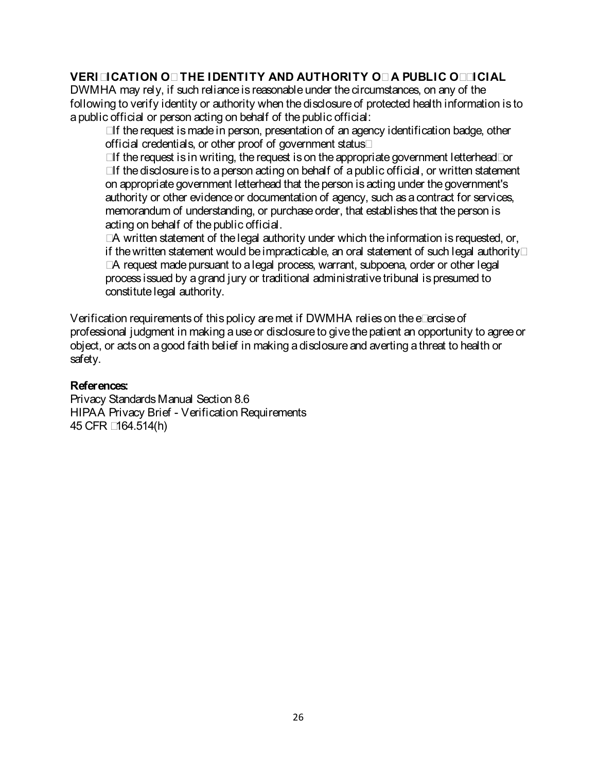**VERI□ICATION O□ THE IDENTITY AND AUTHORITY O□ A PUBLIC O□□ICIAL**
DWMHA may rely, if such reliance is reasonable under the circumstances, on any of the following to verify identity or authority when the disclosure of protected health information is to a public official or person acting on behalf of the public official:

- If the request is made in person, presentation of an agency identification badge, other official credentials, or other proof of government status□
- If the request is in writing, the request is on the appropriate government letterhead□or
- If the disclosure is to a person acting on behalf of a public official, or written statement on appropriate government letterhead that the person is acting under the government's authority or other evidence or documentation of agency, such as a contract for services, memorandum of understanding, or purchase order, that establishes that the person is acting on behalf of the public official.
- A written statement of the legal authority under which the information is requested, or, if the written statement would be impracticable, an oral statement of such legal authority□
- A request made pursuant to a legal process, warrant, subpoena, order or other legal process issued by a grand jury or traditional administrative tribunal is presumed to constitute legal authority.

Verification requirements of this policy are met if DWMHA relies on the e□ercise of professional judgment in making a use or disclosure to give the patient an opportunity to agree or object, or acts on a good faith belief in making a disclosure and averting a threat to health or safety.

**References:**
Privacy Standards Manual Section 8.6
HIPAA Privacy Brief - Verification Requirements
45 CFR □164.514(h)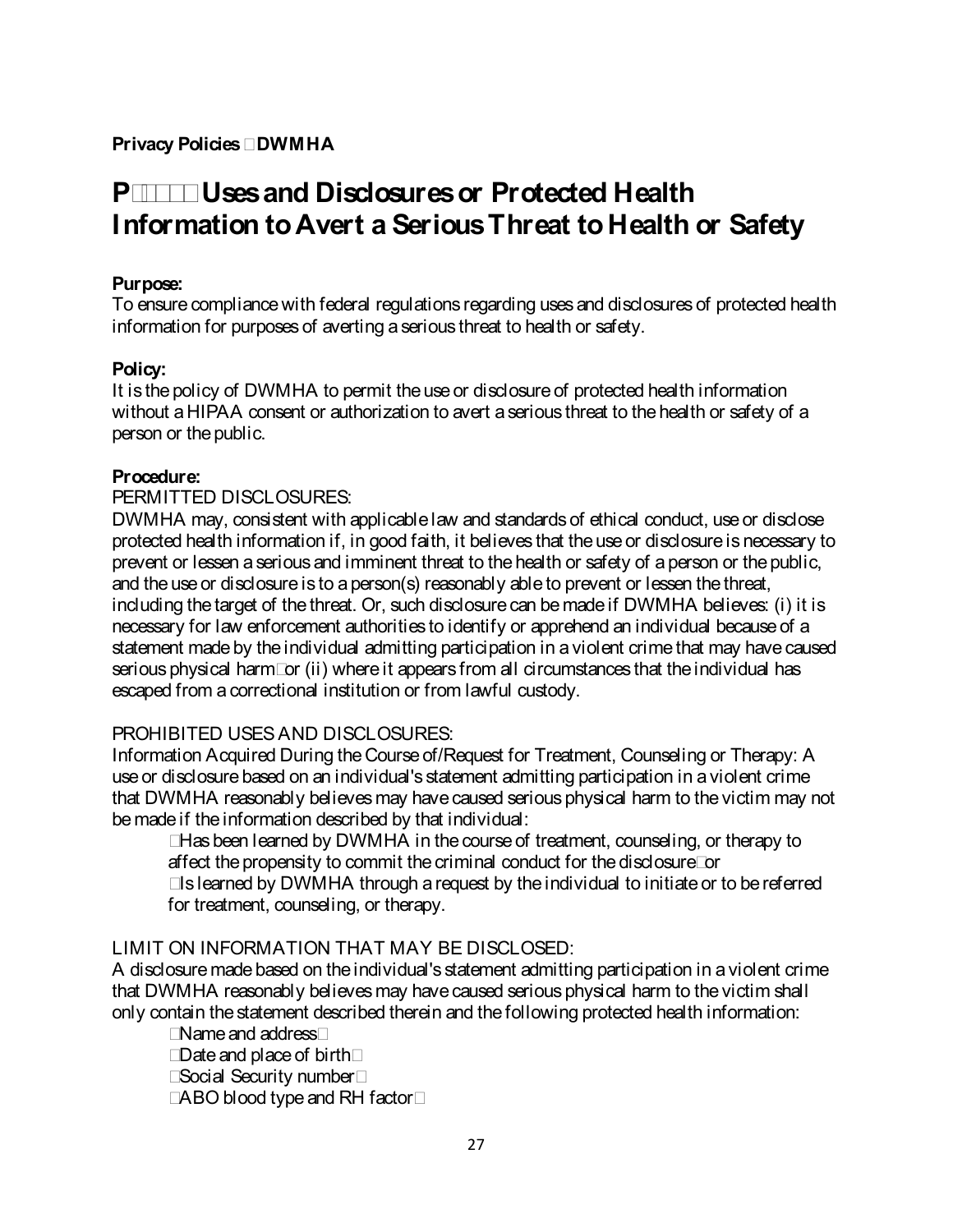**Privacy Policies DWMHA**

# P Uses and Disclosures or Protected Health Information to Avert a Serious Threat to Health or Safety

**Purpose:**
To ensure compliance with federal regulations regarding uses and disclosures of protected health information for purposes of averting a serious threat to health or safety.

**Policy:**
It is the policy of DWMHA to permit the use or disclosure of protected health information without a HIPAA consent or authorization to avert a serious threat to the health or safety of a person or the public.

**Procedure:**
PERMITTED DISCLOSURES:
DWMHA may, consistent with applicable law and standards of ethical conduct, use or disclose protected health information if, in good faith, it believes that the use or disclosure is necessary to prevent or lessen a serious and imminent threat to the health or safety of a person or the public, and the use or disclosure is to a person(s) reasonably able to prevent or lessen the threat, including the target of the threat. Or, such disclosure can be made if DWMHA believes: (i) it is necessary for law enforcement authorities to identify or apprehend an individual because of a statement made by the individual admitting participation in a violent crime that may have caused serious physical harm or (ii) where it appears from all circumstances that the individual has escaped from a correctional institution or from lawful custody.

PROHIBITED USES AND DISCLOSURES:
Information Acquired During the Course of/Request for Treatment, Counseling or Therapy: A use or disclosure based on an individual's statement admitting participation in a violent crime that DWMHA reasonably believes may have caused serious physical harm to the victim may not be made if the information described by that individual:

- Has been learned by DWMHA in the course of treatment, counseling, or therapy to affect the propensity to commit the criminal conduct for the disclosure or
- Is learned by DWMHA through a request by the individual to initiate or to be referred for treatment, counseling, or therapy.

LIMIT ON INFORMATION THAT MAY BE DISCLOSED:
A disclosure made based on the individual's statement admitting participation in a violent crime that DWMHA reasonably believes may have caused serious physical harm to the victim shall only contain the statement described therein and the following protected health information:

- Name and address
- Date and place of birth
- Social Security number
- ABO blood type and RH factor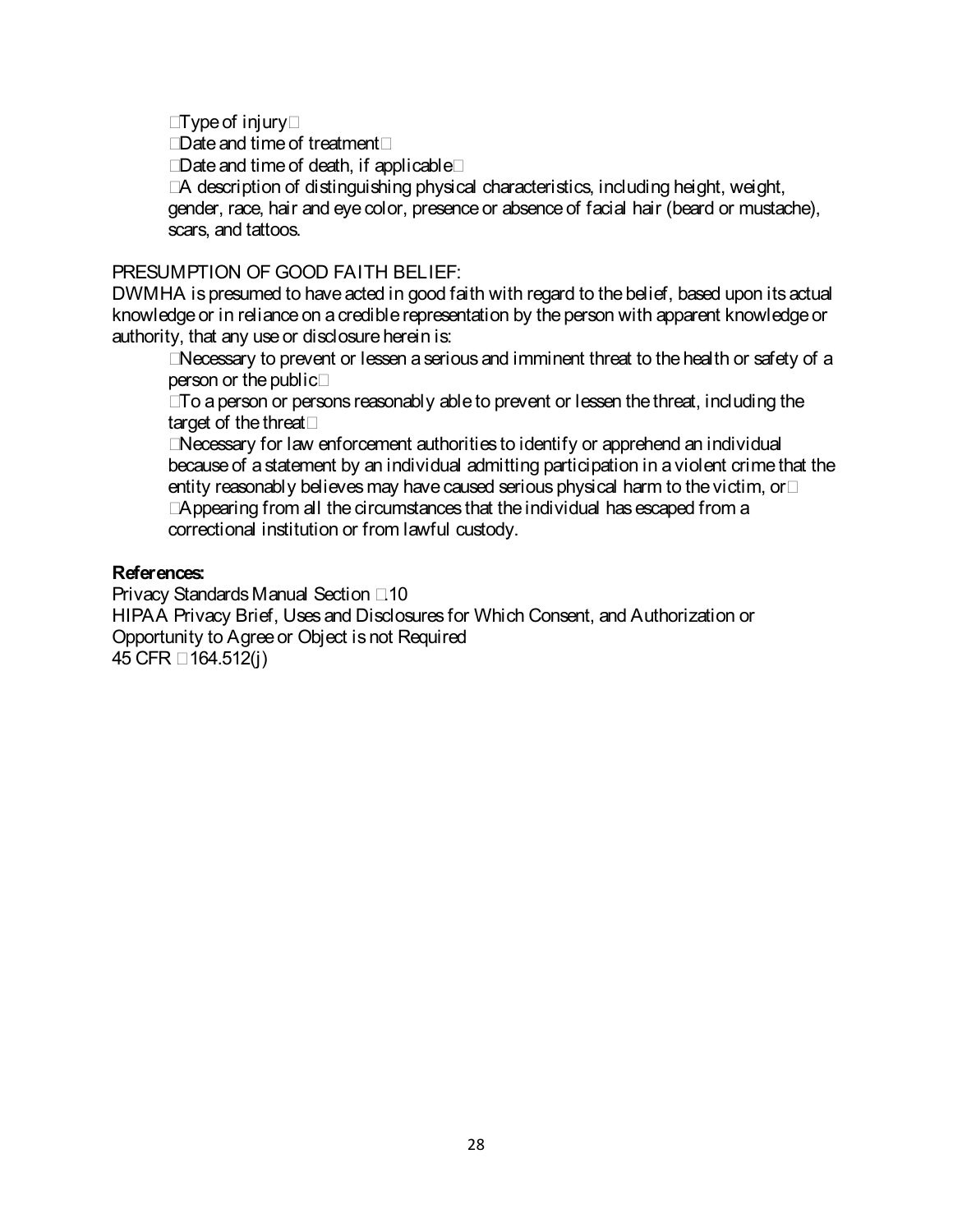- Type of injury
- Date and time of treatment
- Date and time of death, if applicable
- A description of distinguishing physical characteristics, including height, weight, gender, race, hair and eye color, presence or absence of facial hair (beard or mustache), scars, and tattoos.

PRESUMPTION OF GOOD FAITH BELIEF:
DWMHA is presumed to have acted in good faith with regard to the belief, based upon its actual knowledge or in reliance on a credible representation by the person with apparent knowledge or authority, that any use or disclosure herein is:

- Necessary to prevent or lessen a serious and imminent threat to the health or safety of a person or the public
- To a person or persons reasonably able to prevent or lessen the threat, including the target of the threat
- Necessary for law enforcement authorities to identify or apprehend an individual because of a statement by an individual admitting participation in a violent crime that the entity reasonably believes may have caused serious physical harm to the victim, or
- Appearing from all the circumstances that the individual has escaped from a correctional institution or from lawful custody.

**References:**
Privacy Standards Manual Section .10
HIPAA Privacy Brief, Uses and Disclosures for Which Consent, and Authorization or Opportunity to Agree or Object is not Required
45 CFR 164.512(j)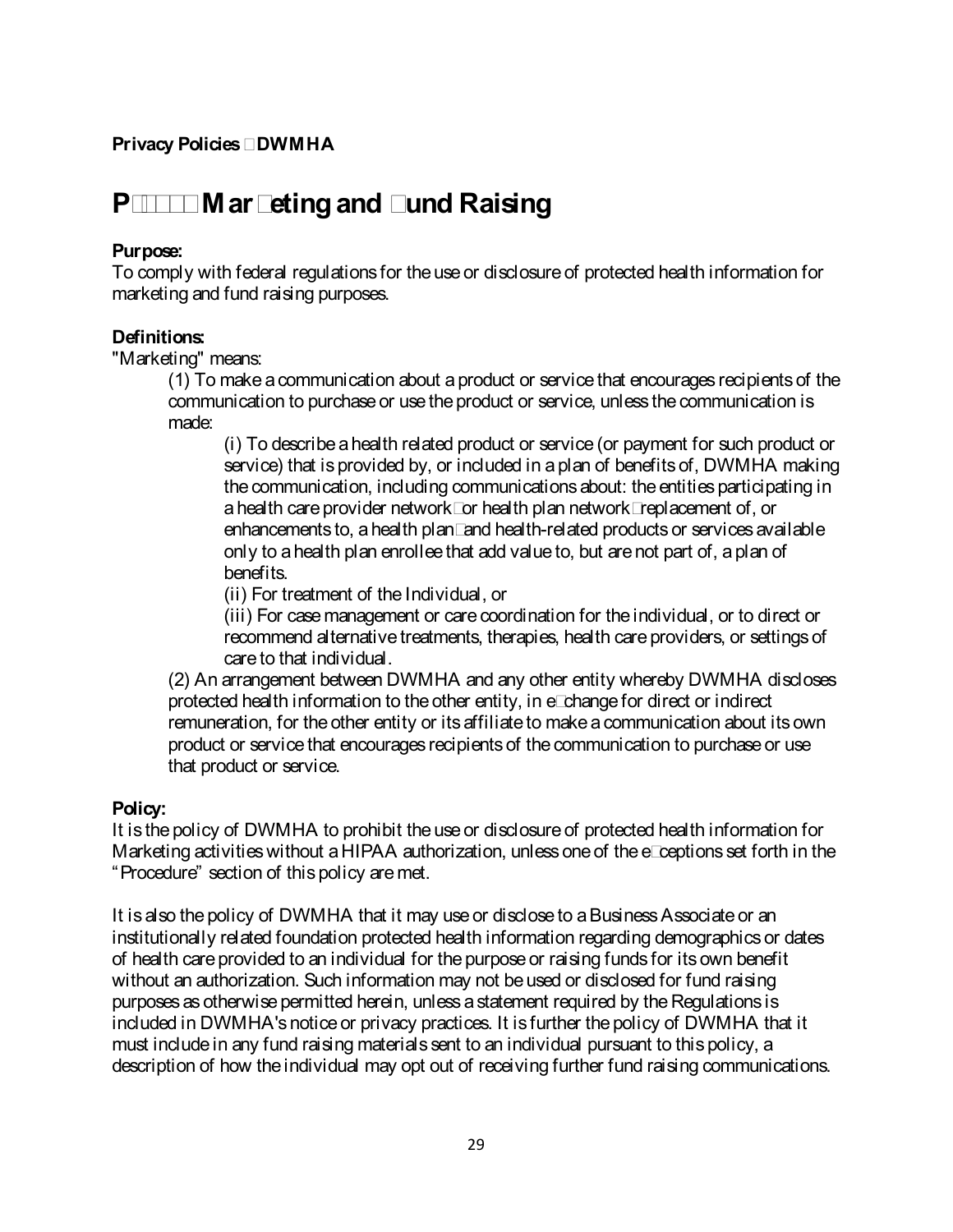**Privacy Policies DWMHA**

# P Marketing and Fund Raising

**Purpose:**
To comply with federal regulations for the use or disclosure of protected health information for marketing and fund raising purposes.

**Definitions:**
"Marketing" means:

(1) To make a communication about a product or service that encourages recipients of the communication to purchase or use the product or service, unless the communication is made:

(i) To describe a health related product or service (or payment for such product or service) that is provided by, or included in a plan of benefits of, DWMHA making the communication, including communications about: the entities participating in a health care provider network or health plan network replacement of, or enhancements to, a health plan and health-related products or services available only to a health plan enrollee that add value to, but are not part of, a plan of benefits.

(ii) For treatment of the Individual, or

(iii) For case management or care coordination for the individual, or to direct or recommend alternative treatments, therapies, health care providers, or settings of care to that individual.

(2) An arrangement between DWMHA and any other entity whereby DWMHA discloses protected health information to the other entity, in exchange for direct or indirect remuneration, for the other entity or its affiliate to make a communication about its own product or service that encourages recipients of the communication to purchase or use that product or service.

**Policy:**
It is the policy of DWMHA to prohibit the use or disclosure of protected health information for Marketing activities without a HIPAA authorization, unless one of the exceptions set forth in the "Procedure" section of this policy are met.

It is also the policy of DWMHA that it may use or disclose to a Business Associate or an institutionally related foundation protected health information regarding demographics or dates of health care provided to an individual for the purpose or raising funds for its own benefit without an authorization. Such information may not be used or disclosed for fund raising purposes as otherwise permitted herein, unless a statement required by the Regulations is included in DWMHA's notice or privacy practices. It is further the policy of DWMHA that it must include in any fund raising materials sent to an individual pursuant to this policy, a description of how the individual may opt out of receiving further fund raising communications.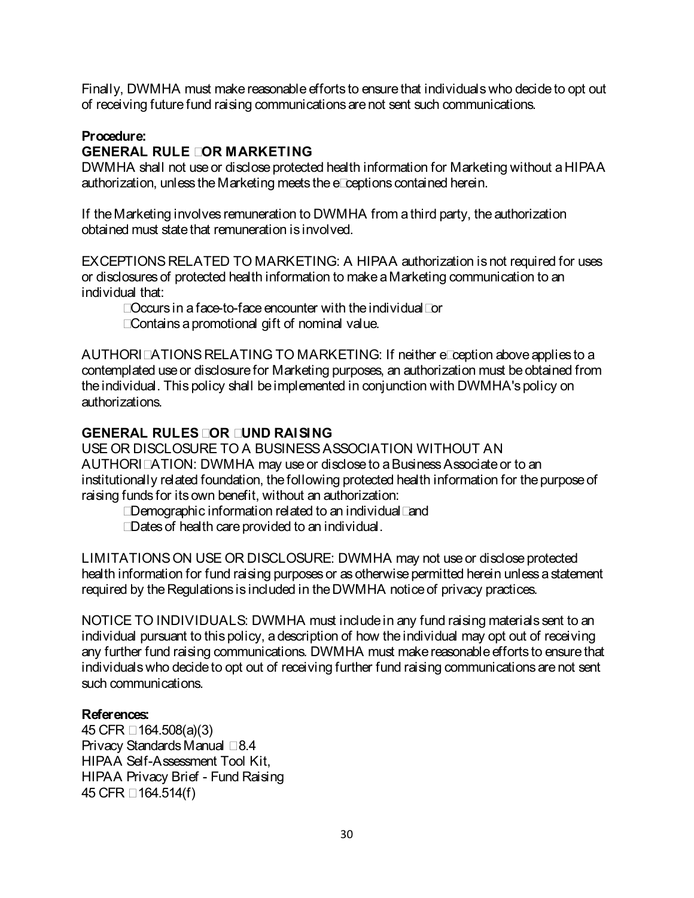Finally, DWMHA must make reasonable efforts to ensure that individuals who decide to opt out of receiving future fund raising communications are not sent such communications.

**Procedure:**

**GENERAL RULE FOR MARKETING**

DWMHA shall not use or disclose protected health information for Marketing without a HIPAA authorization, unless the Marketing meets the exceptions contained herein.

If the Marketing involves remuneration to DWMHA from a third party, the authorization obtained must state that remuneration is involved.

EXCEPTIONS RELATED TO MARKETING: A HIPAA authorization is not required for uses or disclosures of protected health information to make a Marketing communication to an individual that:

- Occurs in a face-to-face encounter with the individual or
- Contains a promotional gift of nominal value.

AUTHORIZATIONS RELATING TO MARKETING: If neither exception above applies to a contemplated use or disclosure for Marketing purposes, an authorization must be obtained from the individual. This policy shall be implemented in conjunction with DWMHA's policy on authorizations.

**GENERAL RULES FOR FUND RAISING**

USE OR DISCLOSURE TO A BUSINESS ASSOCIATION WITHOUT AN AUTHORIZATION: DWMHA may use or disclose to a Business Associate or to an institutionally related foundation, the following protected health information for the purpose of raising funds for its own benefit, without an authorization:

- Demographic information related to an individual and
- Dates of health care provided to an individual.

LIMITATIONS ON USE OR DISCLOSURE: DWMHA may not use or disclose protected health information for fund raising purposes or as otherwise permitted herein unless a statement required by the Regulations is included in the DWMHA notice of privacy practices.

NOTICE TO INDIVIDUALS: DWMHA must include in any fund raising materials sent to an individual pursuant to this policy, a description of how the individual may opt out of receiving any further fund raising communications. DWMHA must make reasonable efforts to ensure that individuals who decide to opt out of receiving further fund raising communications are not sent such communications.

**References:**

45 CFR §164.508(a)(3)
Privacy Standards Manual §8.4
HIPAA Self-Assessment Tool Kit,
HIPAA Privacy Brief - Fund Raising
45 CFR §164.514(f)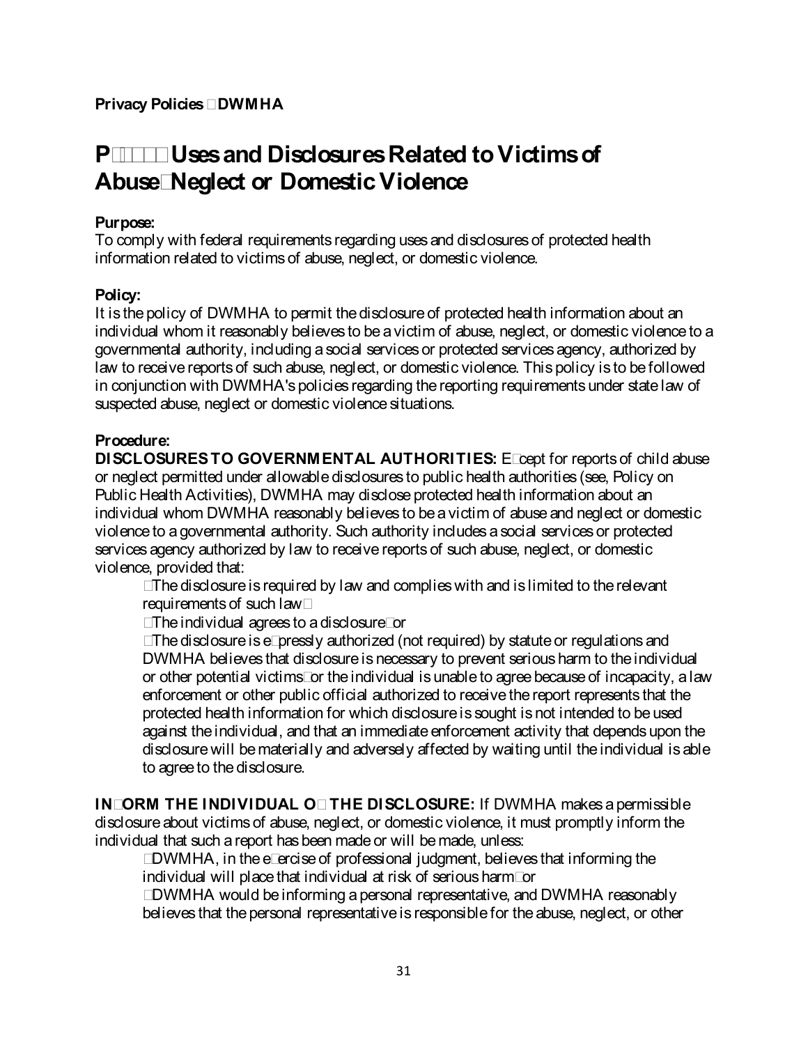**Privacy Policies DWMHA**

# P Uses and Disclosures Related to Victims of Abuse Neglect or Domestic Violence

**Purpose:**
To comply with federal requirements regarding uses and disclosures of protected health information related to victims of abuse, neglect, or domestic violence.

**Policy:**
It is the policy of DWMHA to permit the disclosure of protected health information about an individual whom it reasonably believes to be a victim of abuse, neglect, or domestic violence to a governmental authority, including a social services or protected services agency, authorized by law to receive reports of such abuse, neglect, or domestic violence. This policy is to be followed in conjunction with DWMHA's policies regarding the reporting requirements under state law of suspected abuse, neglect or domestic violence situations.

**Procedure:**
**DISCLOSURES TO GOVERNMENTAL AUTHORITIES:** Except for reports of child abuse or neglect permitted under allowable disclosures to public health authorities (see, Policy on Public Health Activities), DWMHA may disclose protected health information about an individual whom DWMHA reasonably believes to be a victim of abuse and neglect or domestic violence to a governmental authority. Such authority includes a social services or protected services agency authorized by law to receive reports of such abuse, neglect, or domestic violence, provided that:

- The disclosure is required by law and complies with and is limited to the relevant requirements of such law
- The individual agrees to a disclosure or
- The disclosure is expressly authorized (not required) by statute or regulations and DWMHA believes that disclosure is necessary to prevent serious harm to the individual or other potential victims or the individual is unable to agree because of incapacity, a law enforcement or other public official authorized to receive the report represents that the protected health information for which disclosure is sought is not intended to be used against the individual, and that an immediate enforcement activity that depends upon the disclosure will be materially and adversely affected by waiting until the individual is able to agree to the disclosure.

**INFORM THE INDIVIDUAL OF THE DISCLOSURE:** If DWMHA makes a permissible disclosure about victims of abuse, neglect, or domestic violence, it must promptly inform the individual that such a report has been made or will be made, unless:

- DWMHA, in the exercise of professional judgment, believes that informing the individual will place that individual at risk of serious harm or
- DWMHA would be informing a personal representative, and DWMHA reasonably believes that the personal representative is responsible for the abuse, neglect, or other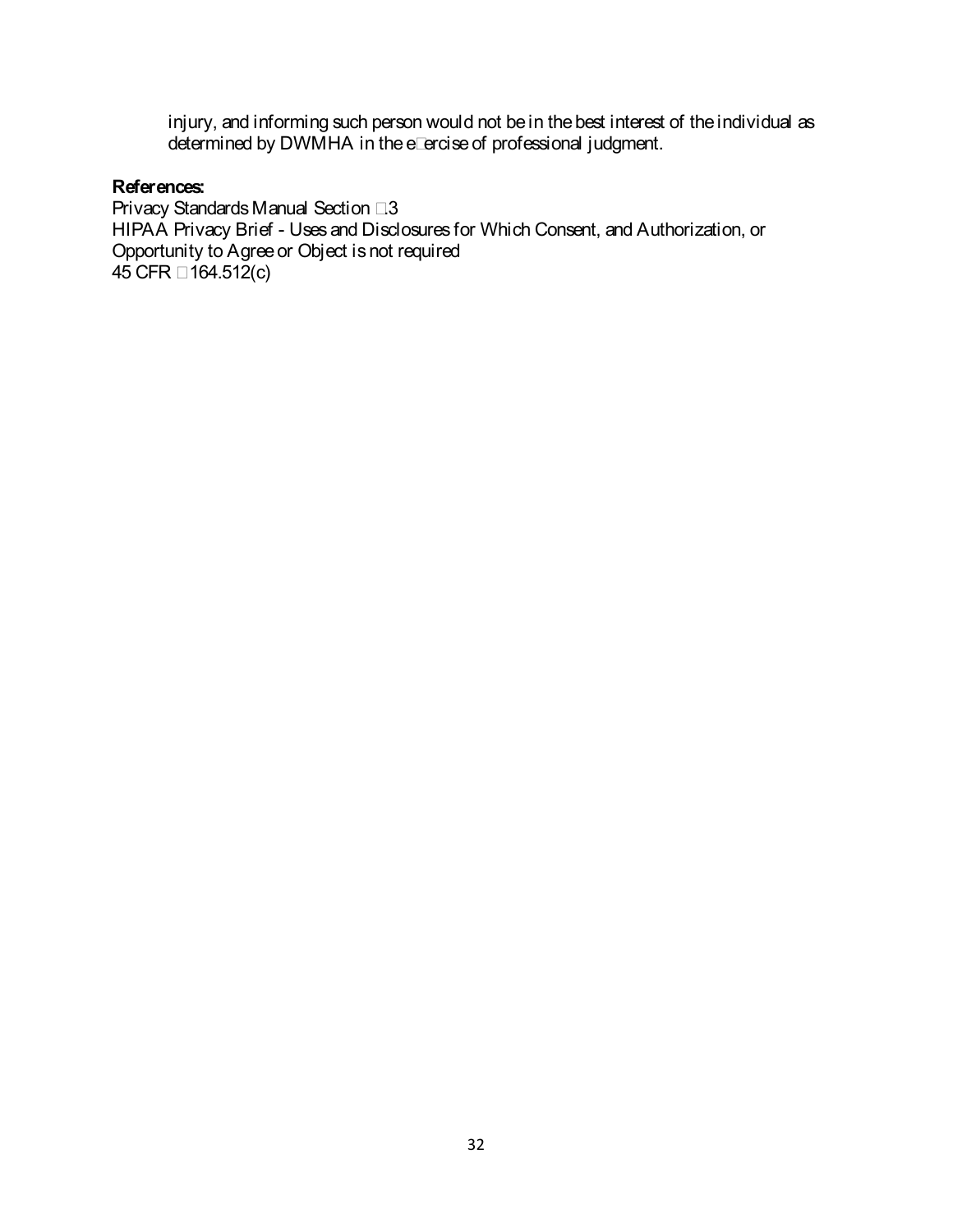injury, and informing such person would not be in the best interest of the individual as determined by DWMHA in the e□ercise of professional judgment.

**References:**
Privacy Standards Manual Section □3
HIPAA Privacy Brief - Uses and Disclosures for Which Consent, and Authorization, or Opportunity to Agree or Object is not required
45 CFR □164.512(c)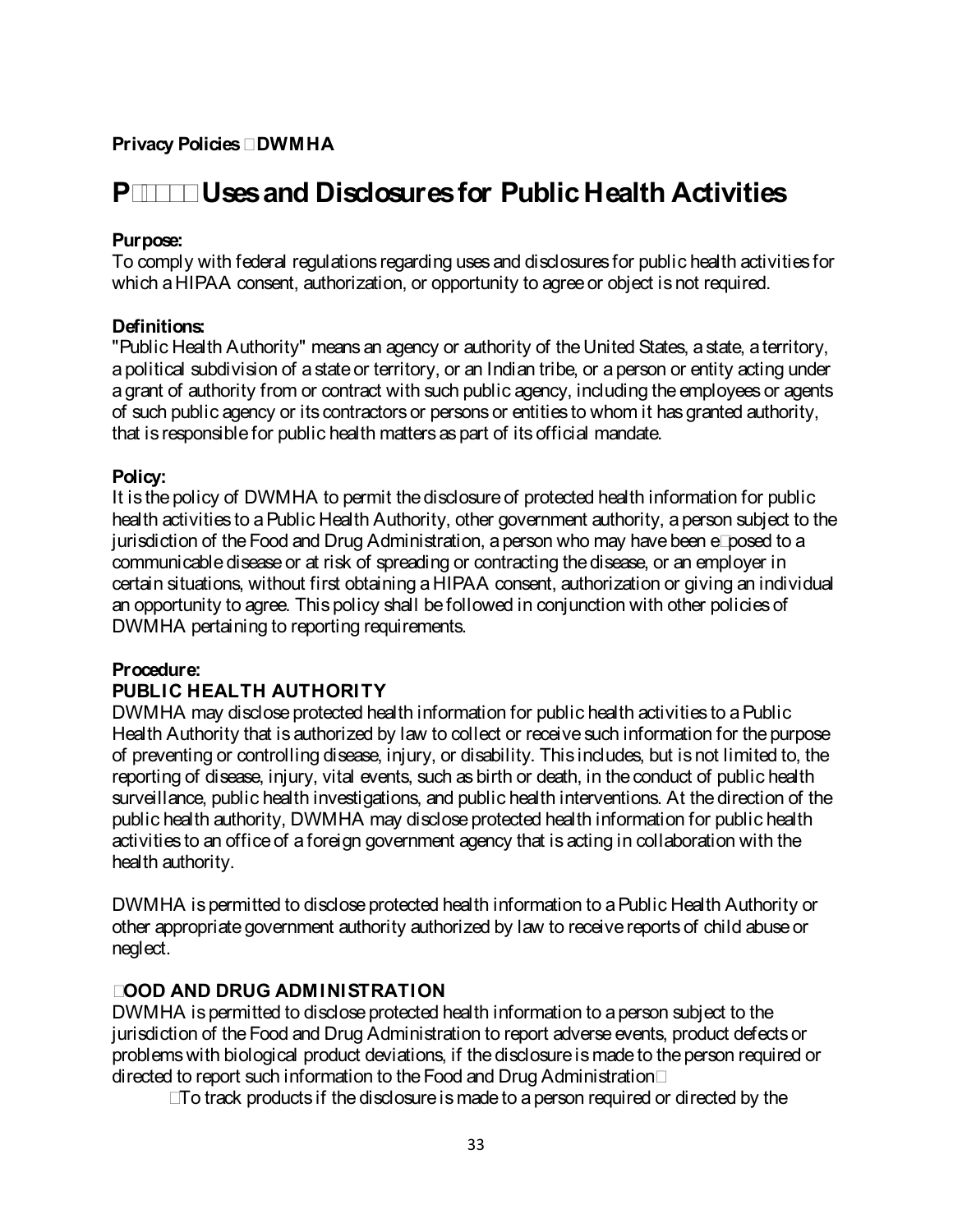**Privacy Policies DWMHA**

# P Uses and Disclosures for Public Health Activities

**Purpose:**
To comply with federal regulations regarding uses and disclosures for public health activities for which a HIPAA consent, authorization, or opportunity to agree or object is not required.

**Definitions:**
"Public Health Authority" means an agency or authority of the United States, a state, a territory, a political subdivision of a state or territory, or an Indian tribe, or a person or entity acting under a grant of authority from or contract with such public agency, including the employees or agents of such public agency or its contractors or persons or entities to whom it has granted authority, that is responsible for public health matters as part of its official mandate.

**Policy:**
It is the policy of DWMHA to permit the disclosure of protected health information for public health activities to a Public Health Authority, other government authority, a person subject to the jurisdiction of the Food and Drug Administration, a person who may have been exposed to a communicable disease or at risk of spreading or contracting the disease, or an employer in certain situations, without first obtaining a HIPAA consent, authorization or giving an individual an opportunity to agree. This policy shall be followed in conjunction with other policies of DWMHA pertaining to reporting requirements.

**Procedure:**

**PUBLIC HEALTH AUTHORITY**

DWMHA may disclose protected health information for public health activities to a Public Health Authority that is authorized by law to collect or receive such information for the purpose of preventing or controlling disease, injury, or disability. This includes, but is not limited to, the reporting of disease, injury, vital events, such as birth or death, in the conduct of public health surveillance, public health investigations, and public health interventions. At the direction of the public health authority, DWMHA may disclose protected health information for public health activities to an office of a foreign government agency that is acting in collaboration with the health authority.

DWMHA is permitted to disclose protected health information to a Public Health Authority or other appropriate government authority authorized by law to receive reports of child abuse or neglect.

**FOOD AND DRUG ADMINISTRATION**

DWMHA is permitted to disclose protected health information to a person subject to the jurisdiction of the Food and Drug Administration to report adverse events, product defects or problems with biological product deviations, if the disclosure is made to the person required or directed to report such information to the Food and Drug Administration

To track products if the disclosure is made to a person required or directed by the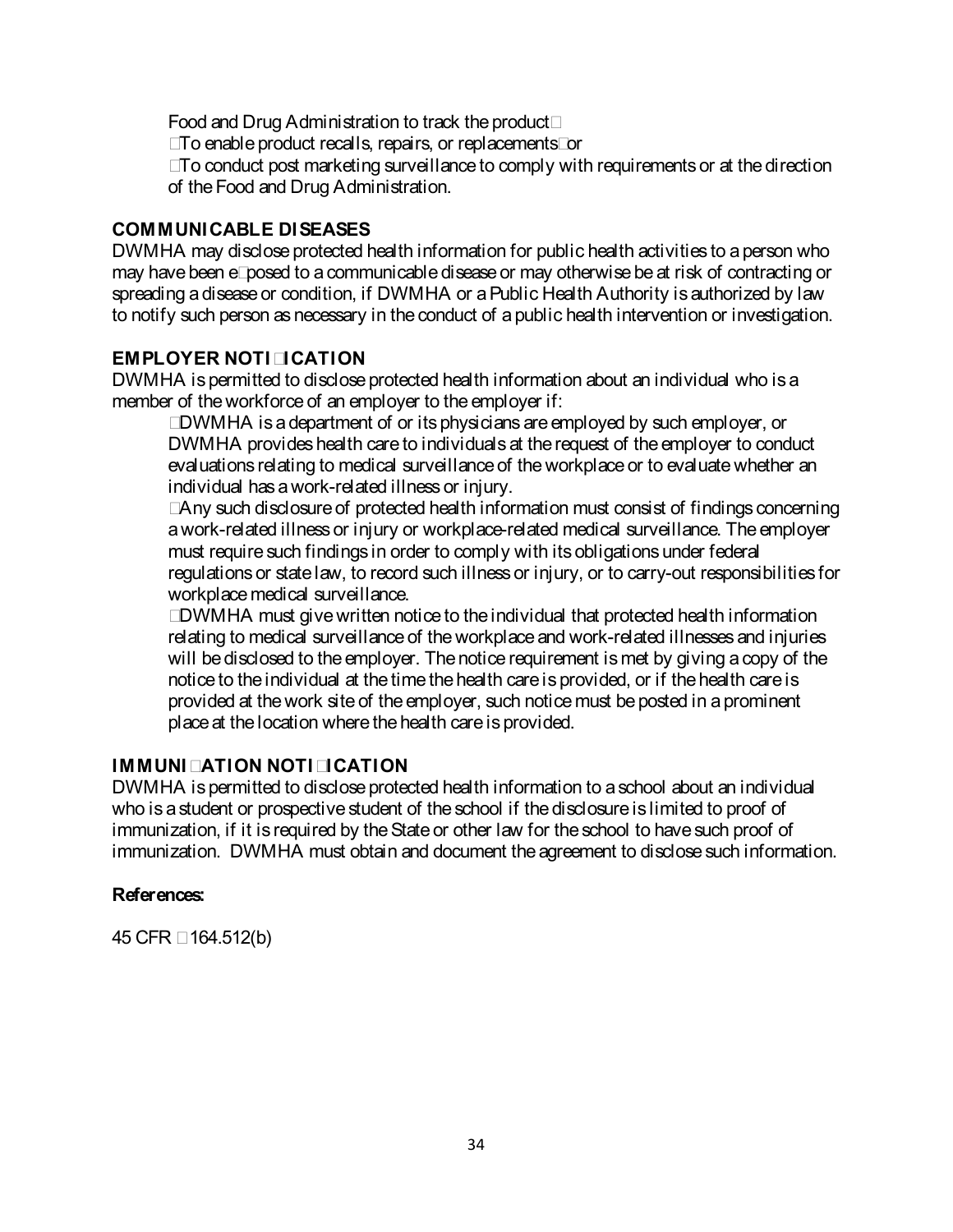Food and Drug Administration to track the product;

- To enable product recalls, repairs, or replacements; or
- To conduct post marketing surveillance to comply with requirements or at the direction of the Food and Drug Administration.

### COMMUNICABLE DISEASES

DWMHA may disclose protected health information for public health activities to a person who may have been exposed to a communicable disease or may otherwise be at risk of contracting or spreading a disease or condition, if DWMHA or a Public Health Authority is authorized by law to notify such person as necessary in the conduct of a public health intervention or investigation.

### EMPLOYER NOTIFICATION

DWMHA is permitted to disclose protected health information about an individual who is a member of the workforce of an employer to the employer if:

- DWMHA is a department of or its physicians are employed by such employer, or DWMHA provides health care to individuals at the request of the employer to conduct evaluations relating to medical surveillance of the workplace or to evaluate whether an individual has a work-related illness or injury.
- Any such disclosure of protected health information must consist of findings concerning a work-related illness or injury or workplace-related medical surveillance. The employer must require such findings in order to comply with its obligations under federal regulations or state law, to record such illness or injury, or to carry-out responsibilities for workplace medical surveillance.
- DWMHA must give written notice to the individual that protected health information relating to medical surveillance of the workplace and work-related illnesses and injuries will be disclosed to the employer. The notice requirement is met by giving a copy of the notice to the individual at the time the health care is provided, or if the health care is provided at the work site of the employer, such notice must be posted in a prominent place at the location where the health care is provided.

### IMMUNIZATION NOTIFICATION

DWMHA is permitted to disclose protected health information to a school about an individual who is a student or prospective student of the school if the disclosure is limited to proof of immunization, if it is required by the State or other law for the school to have such proof of immunization. DWMHA must obtain and document the agreement to disclose such information.

**References:**

45 CFR §164.512(b)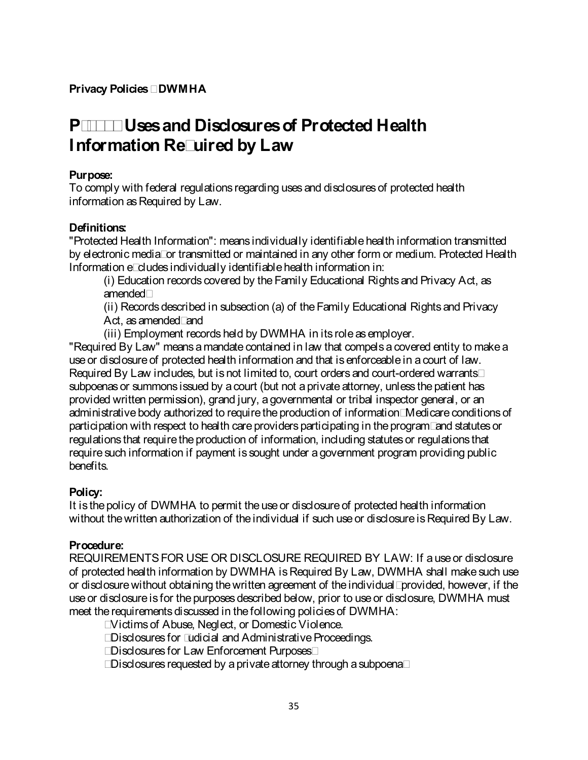**Privacy Policies DWMHA**

# P Uses and Disclosures of Protected Health Information Re uired by Law

**Purpose:**
To comply with federal regulations regarding uses and disclosures of protected health information as Required by Law.

**Definitions:**
"Protected Health Information": means individually identifiable health information transmitted by electronic media or transmitted or maintained in any other form or medium. Protected Health Information e cludes individually identifiable health information in:

(i) Education records covered by the Family Educational Rights and Privacy Act, as amended

(ii) Records described in subsection (a) of the Family Educational Rights and Privacy Act, as amended and

(iii) Employment records held by DWMHA in its role as employer.

"Required By Law" means a mandate contained in law that compels a covered entity to make a use or disclosure of protected health information and that is enforceable in a court of law. Required By Law includes, but is not limited to, court orders and court-ordered warrants subpoenas or summons issued by a court (but not a private attorney, unless the patient has provided written permission), grand jury, a governmental or tribal inspector general, or an administrative body authorized to require the production of information Medicare conditions of participation with respect to health care providers participating in the program and statutes or regulations that require the production of information, including statutes or regulations that require such information if payment is sought under a government program providing public benefits.

**Policy:**
It is the policy of DWMHA to permit the use or disclosure of protected health information without the written authorization of the individual if such use or disclosure is Required By Law.

**Procedure:**
REQUIREMENTS FOR USE OR DISCLOSURE REQUIRED BY LAW: If a use or disclosure of protected health information by DWMHA is Required By Law, DWMHA shall make such use or disclosure without obtaining the written agreement of the individual provided, however, if the use or disclosure is for the purposes described below, prior to use or disclosure, DWMHA must meet the requirements discussed in the following policies of DWMHA:

- Victims of Abuse, Neglect, or Domestic Violence.
- Disclosures for udicial and Administrative Proceedings.
- Disclosures for Law Enforcement Purposes
- Disclosures requested by a private attorney through a subpoena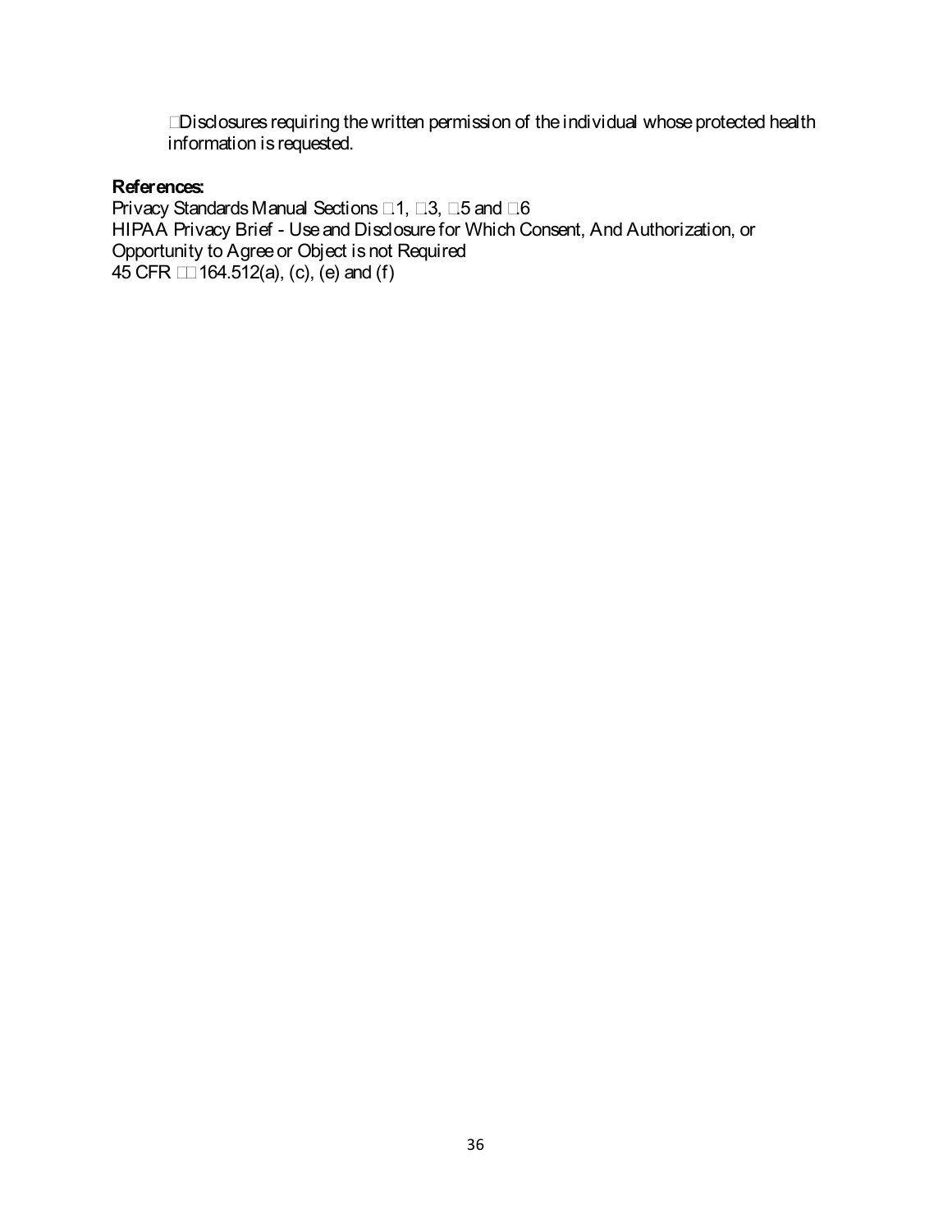- Disclosures requiring the written permission of the individual whose protected health information is requested.

**References:**
Privacy Standards Manual Sections .1, .3, .5 and .6
HIPAA Privacy Brief - Use and Disclosure for Which Consent, And Authorization, or Opportunity to Agree or Object is not Required
45 CFR §§ 164.512(a), (c), (e) and (f)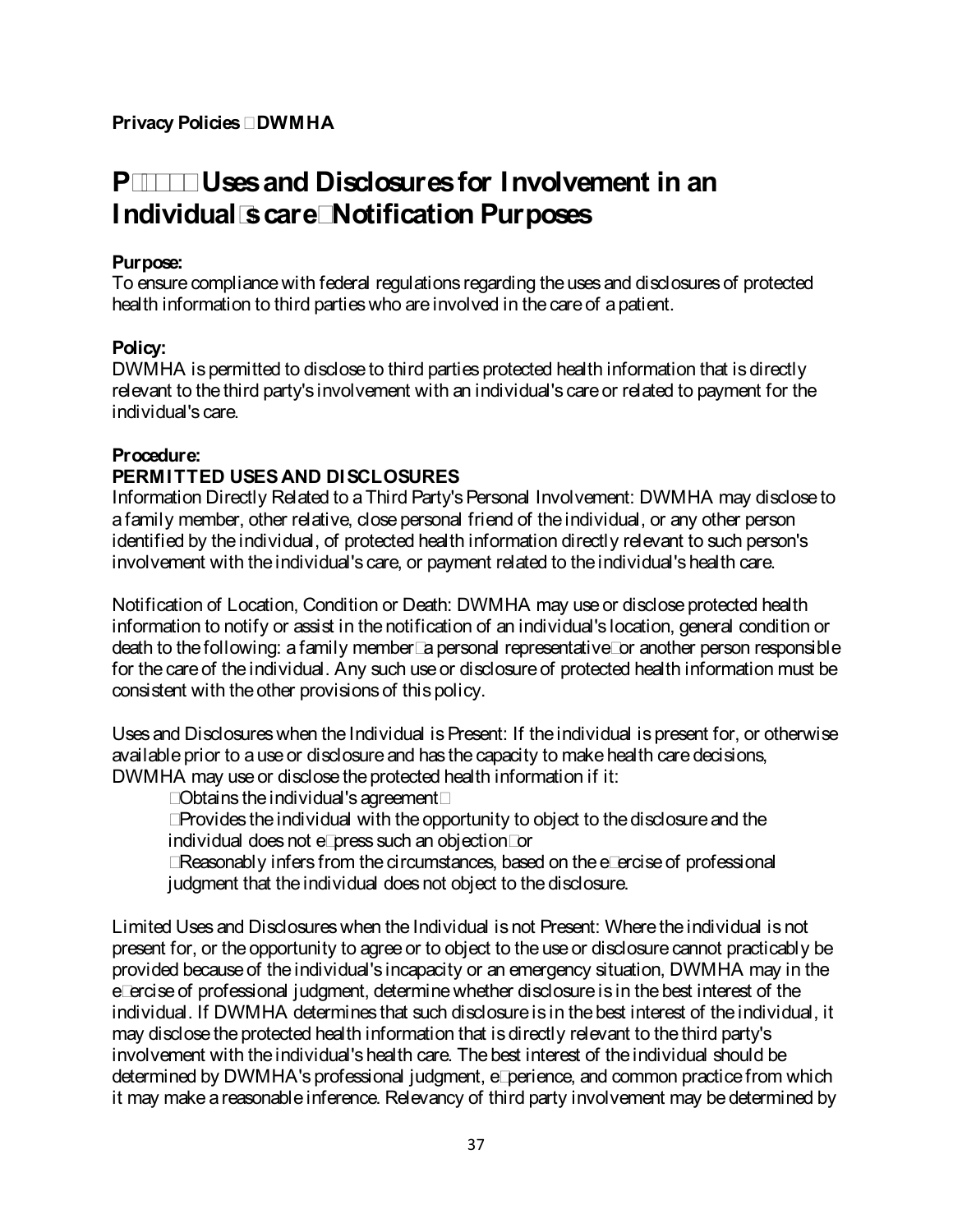**Privacy Policies DWMHA**

# P Uses and Disclosures for Involvement in an Individual's care Notification Purposes

**Purpose:**
To ensure compliance with federal regulations regarding the uses and disclosures of protected health information to third parties who are involved in the care of a patient.

**Policy:**
DWMHA is permitted to disclose to third parties protected health information that is directly relevant to the third party's involvement with an individual's care or related to payment for the individual's care.

**Procedure:**

**PERMITTED USES AND DISCLOSURES**

Information Directly Related to a Third Party's Personal Involvement: DWMHA may disclose to a family member, other relative, close personal friend of the individual, or any other person identified by the individual, of protected health information directly relevant to such person's involvement with the individual's care, or payment related to the individual's health care.

Notification of Location, Condition or Death: DWMHA may use or disclose protected health information to notify or assist in the notification of an individual's location, general condition or death to the following: a family member a personal representative or another person responsible for the care of the individual. Any such use or disclosure of protected health information must be consistent with the other provisions of this policy.

Uses and Disclosures when the Individual is Present: If the individual is present for, or otherwise available prior to a use or disclosure and has the capacity to make health care decisions, DWMHA may use or disclose the protected health information if it:

- Obtains the individual's agreement
- Provides the individual with the opportunity to object to the disclosure and the individual does not express such an objection or
- Reasonably infers from the circumstances, based on the exercise of professional judgment that the individual does not object to the disclosure.

Limited Uses and Disclosures when the Individual is not Present: Where the individual is not present for, or the opportunity to agree or to object to the use or disclosure cannot practicably be provided because of the individual's incapacity or an emergency situation, DWMHA may in the exercise of professional judgment, determine whether disclosure is in the best interest of the individual. If DWMHA determines that such disclosure is in the best interest of the individual, it may disclose the protected health information that is directly relevant to the third party's involvement with the individual's health care. The best interest of the individual should be determined by DWMHA's professional judgment, experience, and common practice from which it may make a reasonable inference. Relevancy of third party involvement may be determined by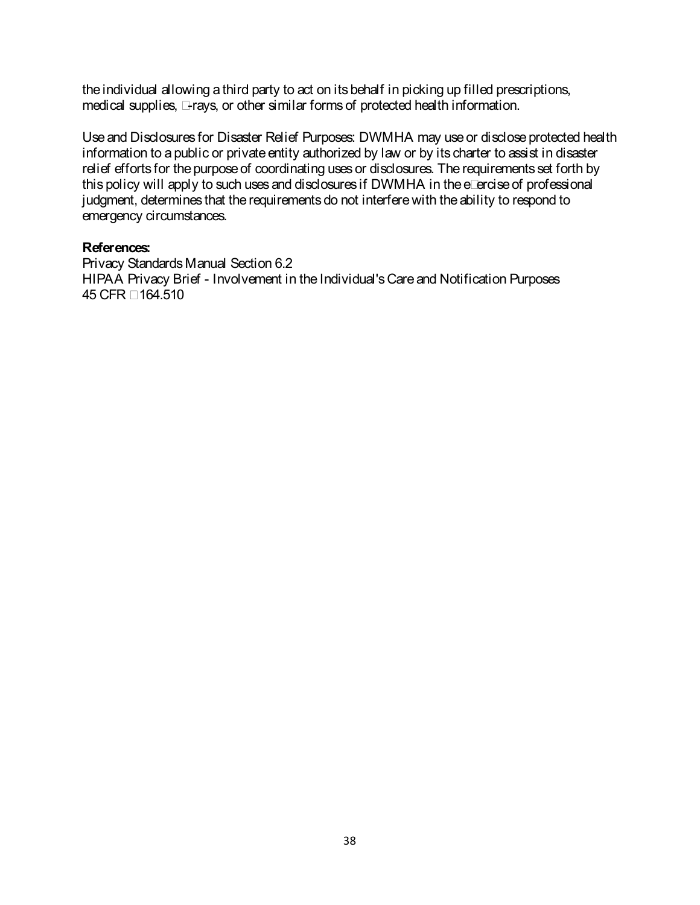the individual allowing a third party to act on its behalf in picking up filled prescriptions, medical supplies, X-rays, or other similar forms of protected health information.

Use and Disclosures for Disaster Relief Purposes: DWMHA may use or disclose protected health information to a public or private entity authorized by law or by its charter to assist in disaster relief efforts for the purpose of coordinating uses or disclosures. The requirements set forth by this policy will apply to such uses and disclosures if DWMHA in the exercise of professional judgment, determines that the requirements do not interfere with the ability to respond to emergency circumstances.

**References:**
Privacy Standards Manual Section 6.2
HIPAA Privacy Brief - Involvement in the Individual's Care and Notification Purposes
45 CFR §164.510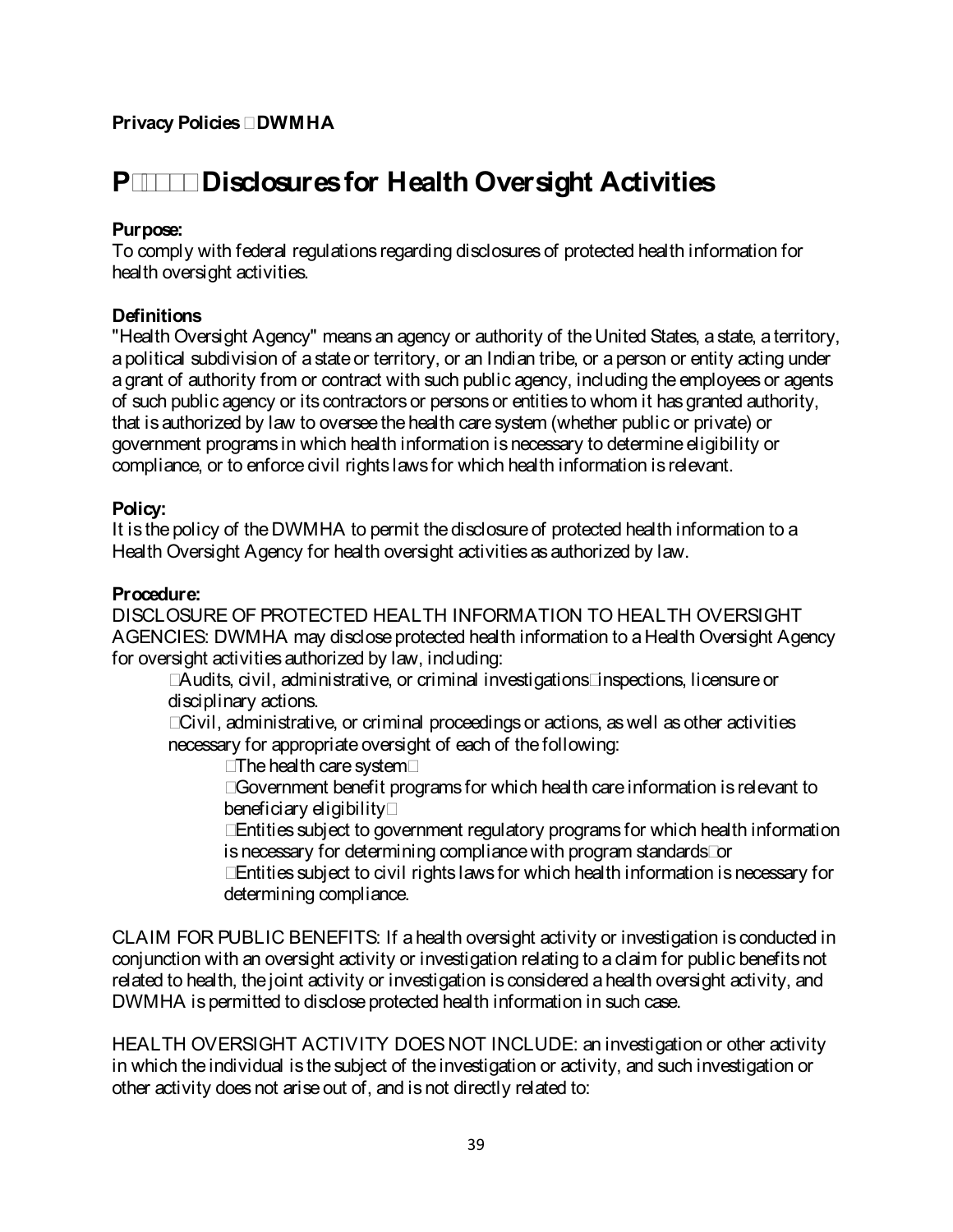**Privacy Policies DWMHA**

# P Disclosures for Health Oversight Activities

**Purpose:**
To comply with federal regulations regarding disclosures of protected health information for health oversight activities.

**Definitions**
"Health Oversight Agency" means an agency or authority of the United States, a state, a territory, a political subdivision of a state or territory, or an Indian tribe, or a person or entity acting under a grant of authority from or contract with such public agency, including the employees or agents of such public agency or its contractors or persons or entities to whom it has granted authority, that is authorized by law to oversee the health care system (whether public or private) or government programs in which health information is necessary to determine eligibility or compliance, or to enforce civil rights laws for which health information is relevant.

**Policy:**
It is the policy of the DWMHA to permit the disclosure of protected health information to a Health Oversight Agency for health oversight activities as authorized by law.

**Procedure:**
DISCLOSURE OF PROTECTED HEALTH INFORMATION TO HEALTH OVERSIGHT AGENCIES: DWMHA may disclose protected health information to a Health Oversight Agency for oversight activities authorized by law, including:

- Audits, civil, administrative, or criminal investigations inspections, licensure or disciplinary actions.
- Civil, administrative, or criminal proceedings or actions, as well as other activities necessary for appropriate oversight of each of the following:
  - The health care system
  - Government benefit programs for which health care information is relevant to beneficiary eligibility
  - Entities subject to government regulatory programs for which health information is necessary for determining compliance with program standards or
  - Entities subject to civil rights laws for which health information is necessary for determining compliance.

CLAIM FOR PUBLIC BENEFITS: If a health oversight activity or investigation is conducted in conjunction with an oversight activity or investigation relating to a claim for public benefits not related to health, the joint activity or investigation is considered a health oversight activity, and DWMHA is permitted to disclose protected health information in such case.

HEALTH OVERSIGHT ACTIVITY DOES NOT INCLUDE: an investigation or other activity in which the individual is the subject of the investigation or activity, and such investigation or other activity does not arise out of, and is not directly related to: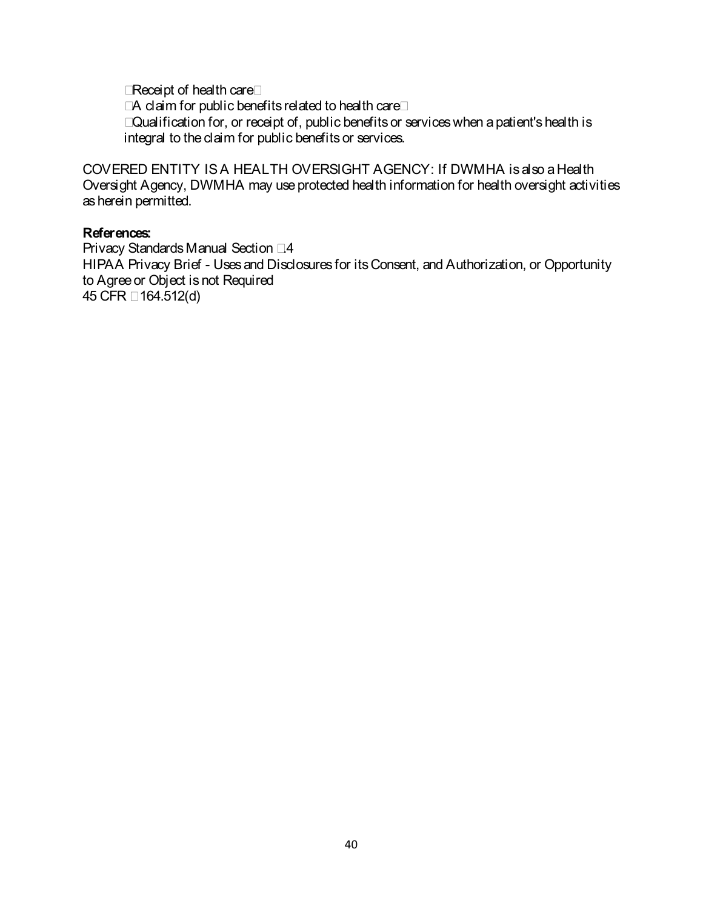- Receipt of health care
- A claim for public benefits related to health care
- Qualification for, or receipt of, public benefits or services when a patient's health is integral to the claim for public benefits or services.

COVERED ENTITY IS A HEALTH OVERSIGHT AGENCY: If DWMHA is also a Health Oversight Agency, DWMHA may use protected health information for health oversight activities as herein permitted.

**References:**
Privacy Standards Manual Section .4
HIPAA Privacy Brief - Uses and Disclosures for its Consent, and Authorization, or Opportunity to Agree or Object is not Required
45 CFR 164.512(d)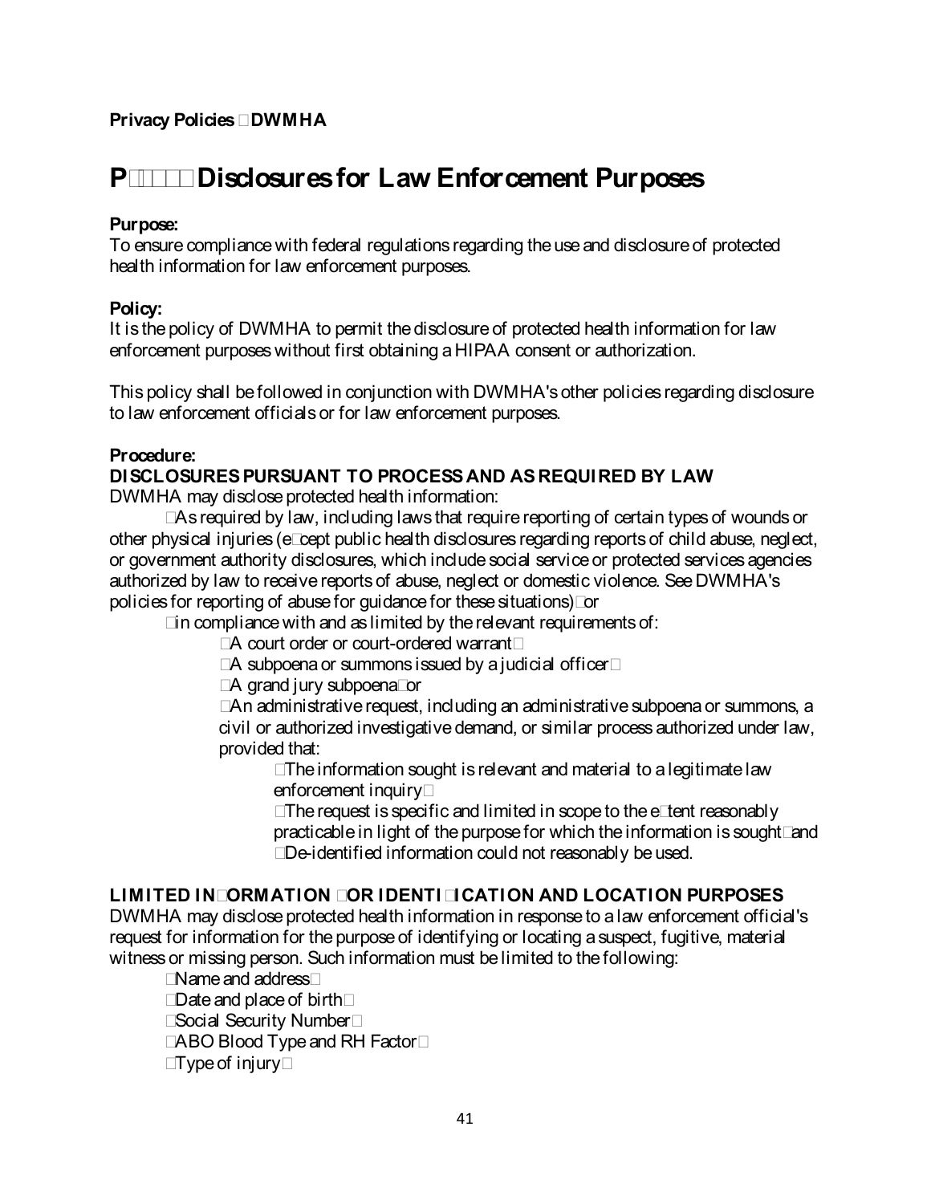**Privacy Policies DWMHA**

# P Disclosures for Law Enforcement Purposes

**Purpose:**
To ensure compliance with federal regulations regarding the use and disclosure of protected health information for law enforcement purposes.

**Policy:**
It is the policy of DWMHA to permit the disclosure of protected health information for law enforcement purposes without first obtaining a HIPAA consent or authorization.

This policy shall be followed in conjunction with DWMHA's other policies regarding disclosure to law enforcement officials or for law enforcement purposes.

**Procedure:**

**DISCLOSURES PURSUANT TO PROCESS AND AS REQUIRED BY LAW**

DWMHA may disclose protected health information:

- As required by law, including laws that require reporting of certain types of wounds or other physical injuries (except public health disclosures regarding reports of child abuse, neglect, or government authority disclosures, which include social service or protected services agencies authorized by law to receive reports of abuse, neglect or domestic violence. See DWMHA's policies for reporting of abuse for guidance for these situations) or
- in compliance with and as limited by the relevant requirements of:
  - A court order or court-ordered warrant
  - A subpoena or summons issued by a judicial officer
  - A grand jury subpoena or
  - An administrative request, including an administrative subpoena or summons, a civil or authorized investigative demand, or similar process authorized under law, provided that:
    - The information sought is relevant and material to a legitimate law enforcement inquiry
    - The request is specific and limited in scope to the extent reasonably practicable in light of the purpose for which the information is sought and
    - De-identified information could not reasonably be used.

**LIMITED INFORMATION FOR IDENTIFICATION AND LOCATION PURPOSES**

DWMHA may disclose protected health information in response to a law enforcement official's request for information for the purpose of identifying or locating a suspect, fugitive, material witness or missing person. Such information must be limited to the following:

- Name and address
- Date and place of birth
- Social Security Number
- ABO Blood Type and RH Factor
- Type of injury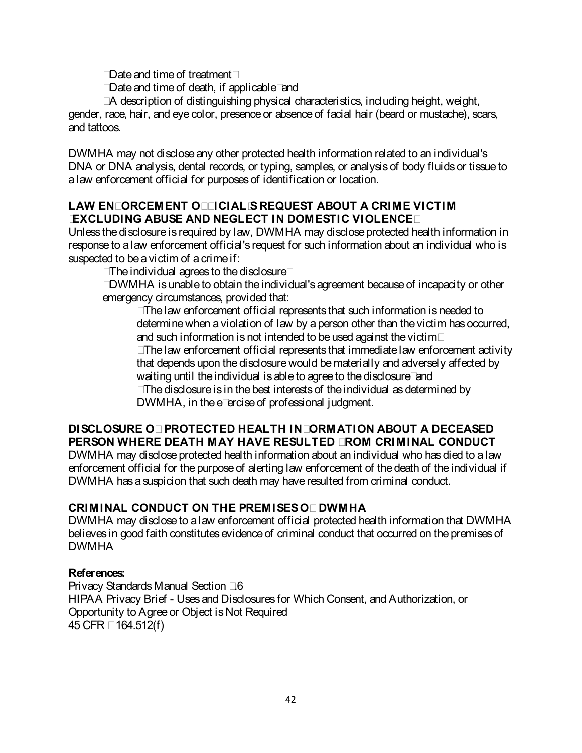- Date and time of treatment;
- Date and time of death, if applicable; and
- A description of distinguishing physical characteristics, including height, weight, gender, race, hair, and eye color, presence or absence of facial hair (beard or mustache), scars, and tattoos.

DWMHA may not disclose any other protected health information related to an individual's DNA or DNA analysis, dental records, or typing, samples, or analysis of body fluids or tissue to a law enforcement official for purposes of identification or location.

**LAW ENFORCEMENT OFFICIAL'S REQUEST ABOUT A CRIME VICTIM (EXCLUDING ABUSE AND NEGLECT IN DOMESTIC VIOLENCE)**

Unless the disclosure is required by law, DWMHA may disclose protected health information in response to a law enforcement official's request for such information about an individual who is suspected to be a victim of a crime if:

- The individual agrees to the disclosure;
- DWMHA is unable to obtain the individual's agreement because of incapacity or other emergency circumstances, provided that:
  - The law enforcement official represents that such information is needed to determine when a violation of law by a person other than the victim has occurred, and such information is not intended to be used against the victim;
  - The law enforcement official represents that immediate law enforcement activity that depends upon the disclosure would be materially and adversely affected by waiting until the individual is able to agree to the disclosure; and
  - The disclosure is in the best interests of the individual as determined by DWMHA, in the exercise of professional judgment.

**DISCLOSURE OF PROTECTED HEALTH INFORMATION ABOUT A DECEASED PERSON WHERE DEATH MAY HAVE RESULTED FROM CRIMINAL CONDUCT**

DWMHA may disclose protected health information about an individual who has died to a law enforcement official for the purpose of alerting law enforcement of the death of the individual if DWMHA has a suspicion that such death may have resulted from criminal conduct.

**CRIMINAL CONDUCT ON THE PREMISES OF DWMHA**

DWMHA may disclose to a law enforcement official protected health information that DWMHA believes in good faith constitutes evidence of criminal conduct that occurred on the premises of DWMHA

**References:**

Privacy Standards Manual Section 6
HIPAA Privacy Brief - Uses and Disclosures for Which Consent, and Authorization, or Opportunity to Agree or Object is Not Required
45 CFR §164.512(f)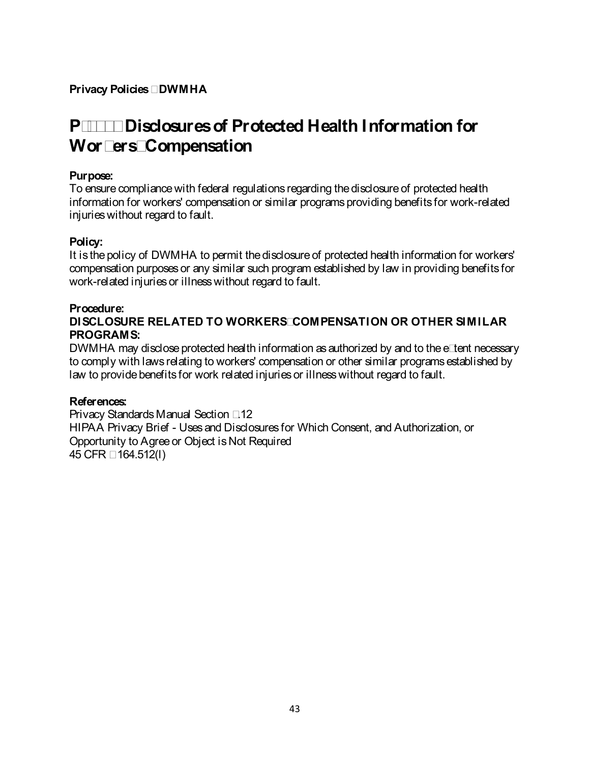**Privacy Policies DWMHA**

# P Disclosures of Protected Health Information for Wor ers Compensation

**Purpose:**
To ensure compliance with federal regulations regarding the disclosure of protected health information for workers' compensation or similar programs providing benefits for work-related injuries without regard to fault.

**Policy:**
It is the policy of DWMHA to permit the disclosure of protected health information for workers' compensation purposes or any similar such program established by law in providing benefits for work-related injuries or illness without regard to fault.

**Procedure:**
**DISCLOSURE RELATED TO WORKERS COMPENSATION OR OTHER SIMILAR PROGRAMS:**
DWMHA may disclose protected health information as authorized by and to the e tent necessary to comply with laws relating to workers' compensation or other similar programs established by law to provide benefits for work related injuries or illness without regard to fault.

**References:**
Privacy Standards Manual Section .12
HIPAA Privacy Brief - Uses and Disclosures for Which Consent, and Authorization, or Opportunity to Agree or Object is Not Required
45 CFR 164.512(l)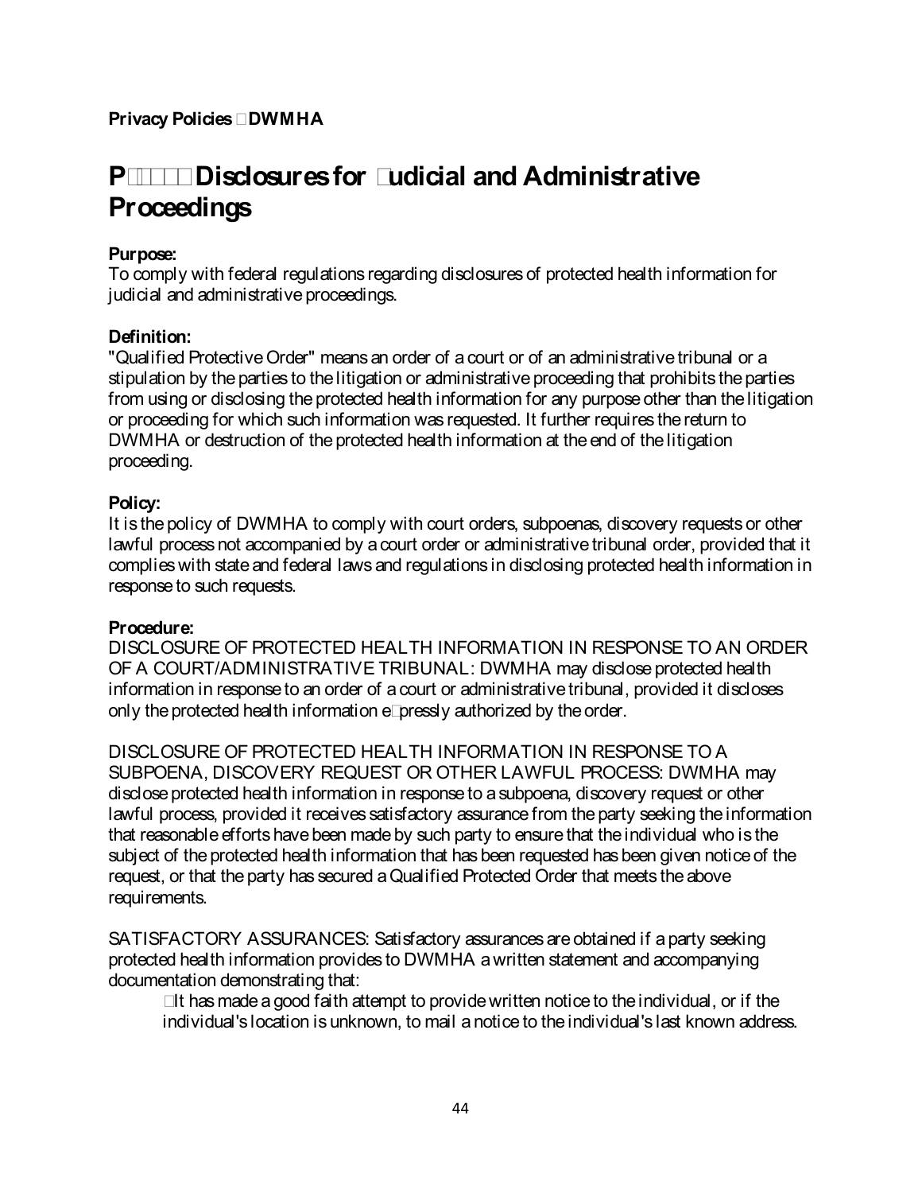**Privacy Policies DWMHA**

# P Disclosures for udicial and Administrative Proceedings

**Purpose:**
To comply with federal regulations regarding disclosures of protected health information for judicial and administrative proceedings.

**Definition:**
"Qualified Protective Order" means an order of a court or of an administrative tribunal or a stipulation by the parties to the litigation or administrative proceeding that prohibits the parties from using or disclosing the protected health information for any purpose other than the litigation or proceeding for which such information was requested. It further requires the return to DWMHA or destruction of the protected health information at the end of the litigation proceeding.

**Policy:**
It is the policy of DWMHA to comply with court orders, subpoenas, discovery requests or other lawful process not accompanied by a court order or administrative tribunal order, provided that it complies with state and federal laws and regulations in disclosing protected health information in response to such requests.

**Procedure:**
DISCLOSURE OF PROTECTED HEALTH INFORMATION IN RESPONSE TO AN ORDER OF A COURT/ADMINISTRATIVE TRIBUNAL: DWMHA may disclose protected health information in response to an order of a court or administrative tribunal, provided it discloses only the protected health information epressly authorized by the order.

DISCLOSURE OF PROTECTED HEALTH INFORMATION IN RESPONSE TO A SUBPOENA, DISCOVERY REQUEST OR OTHER LAWFUL PROCESS: DWMHA may disclose protected health information in response to a subpoena, discovery request or other lawful process, provided it receives satisfactory assurance from the party seeking the information that reasonable efforts have been made by such party to ensure that the individual who is the subject of the protected health information that has been requested has been given notice of the request, or that the party has secured a Qualified Protected Order that meets the above requirements.

SATISFACTORY ASSURANCES: Satisfactory assurances are obtained if a party seeking protected health information provides to DWMHA a written statement and accompanying documentation demonstrating that:

- It has made a good faith attempt to provide written notice to the individual, or if the individual's location is unknown, to mail a notice to the individual's last known address.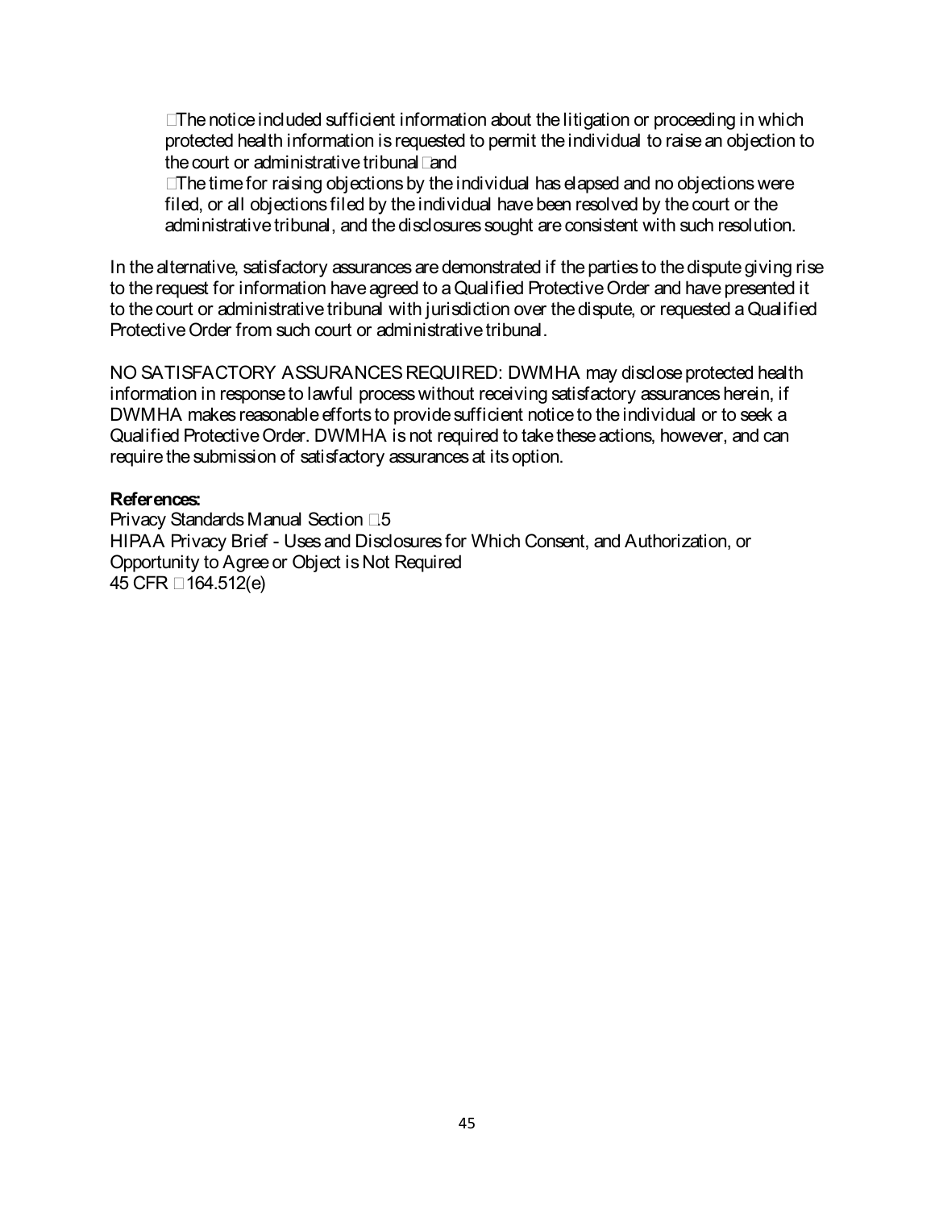- The notice included sufficient information about the litigation or proceeding in which protected health information is requested to permit the individual to raise an objection to the court or administrative tribunal; and
- The time for raising objections by the individual has elapsed and no objections were filed, or all objections filed by the individual have been resolved by the court or the administrative tribunal, and the disclosures sought are consistent with such resolution.

In the alternative, satisfactory assurances are demonstrated if the parties to the dispute giving rise to the request for information have agreed to a Qualified Protective Order and have presented it to the court or administrative tribunal with jurisdiction over the dispute, or requested a Qualified Protective Order from such court or administrative tribunal.

NO SATISFACTORY ASSURANCES REQUIRED: DWMHA may disclose protected health information in response to lawful process without receiving satisfactory assurances herein, if DWMHA makes reasonable efforts to provide sufficient notice to the individual or to seek a Qualified Protective Order. DWMHA is not required to take these actions, however, and can require the submission of satisfactory assurances at its option.

**References:**

Privacy Standards Manual Section .5
HIPAA Privacy Brief - Uses and Disclosures for Which Consent, and Authorization, or Opportunity to Agree or Object is Not Required
45 CFR §164.512(e)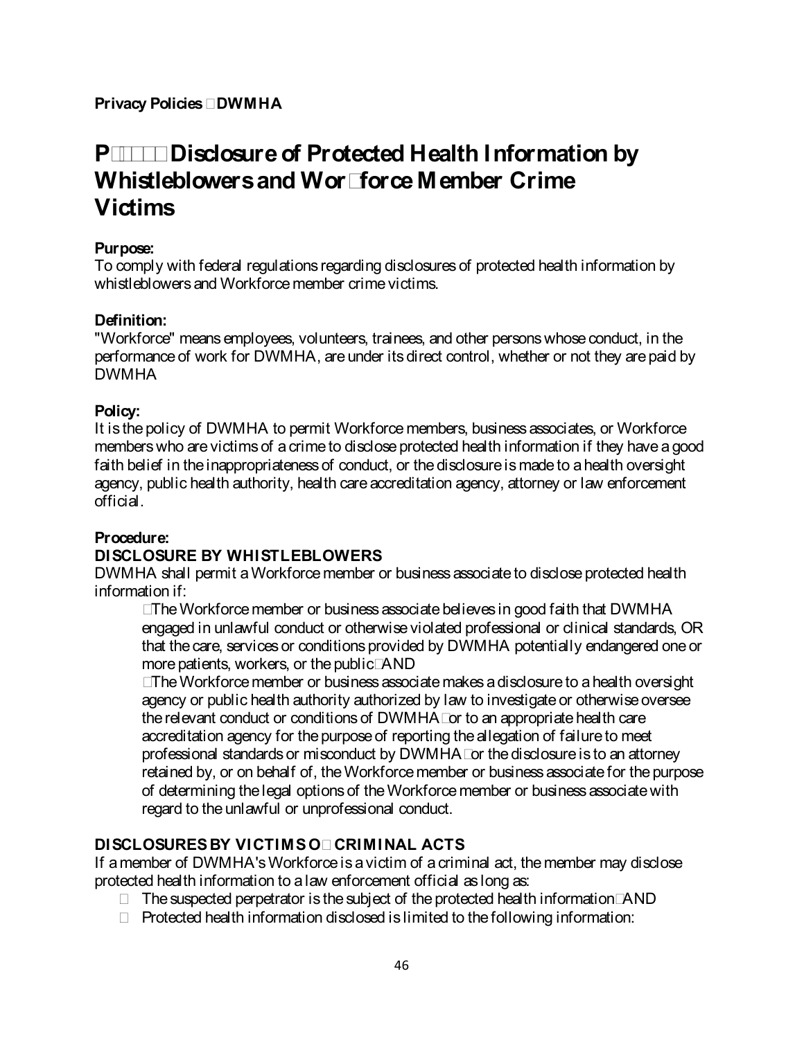**Privacy Policies DWMHA**

# P Disclosure of Protected Health Information by Whistleblowers and Workforce Member Crime Victims

**Purpose:**
To comply with federal regulations regarding disclosures of protected health information by whistleblowers and Workforce member crime victims.

**Definition:**
"Workforce" means employees, volunteers, trainees, and other persons whose conduct, in the performance of work for DWMHA, are under its direct control, whether or not they are paid by DWMHA

**Policy:**
It is the policy of DWMHA to permit Workforce members, business associates, or Workforce members who are victims of a crime to disclose protected health information if they have a good faith belief in the inappropriateness of conduct, or the disclosure is made to a health oversight agency, public health authority, health care accreditation agency, attorney or law enforcement official.

**Procedure:**

**DISCLOSURE BY WHISTLEBLOWERS**

DWMHA shall permit a Workforce member or business associate to disclose protected health information if:

- The Workforce member or business associate believes in good faith that DWMHA engaged in unlawful conduct or otherwise violated professional or clinical standards, OR that the care, services or conditions provided by DWMHA potentially endangered one or more patients, workers, or the public AND
- The Workforce member or business associate makes a disclosure to a health oversight agency or public health authority authorized by law to investigate or otherwise oversee the relevant conduct or conditions of DWMHA or to an appropriate health care accreditation agency for the purpose of reporting the allegation of failure to meet professional standards or misconduct by DWMHA or the disclosure is to an attorney retained by, or on behalf of, the Workforce member or business associate for the purpose of determining the legal options of the Workforce member or business associate with regard to the unlawful or unprofessional conduct.

**DISCLOSURES BY VICTIMS OF CRIMINAL ACTS**

If a member of DWMHA's Workforce is a victim of a criminal act, the member may disclose protected health information to a law enforcement official as long as:

- The suspected perpetrator is the subject of the protected health information AND
- Protected health information disclosed is limited to the following information: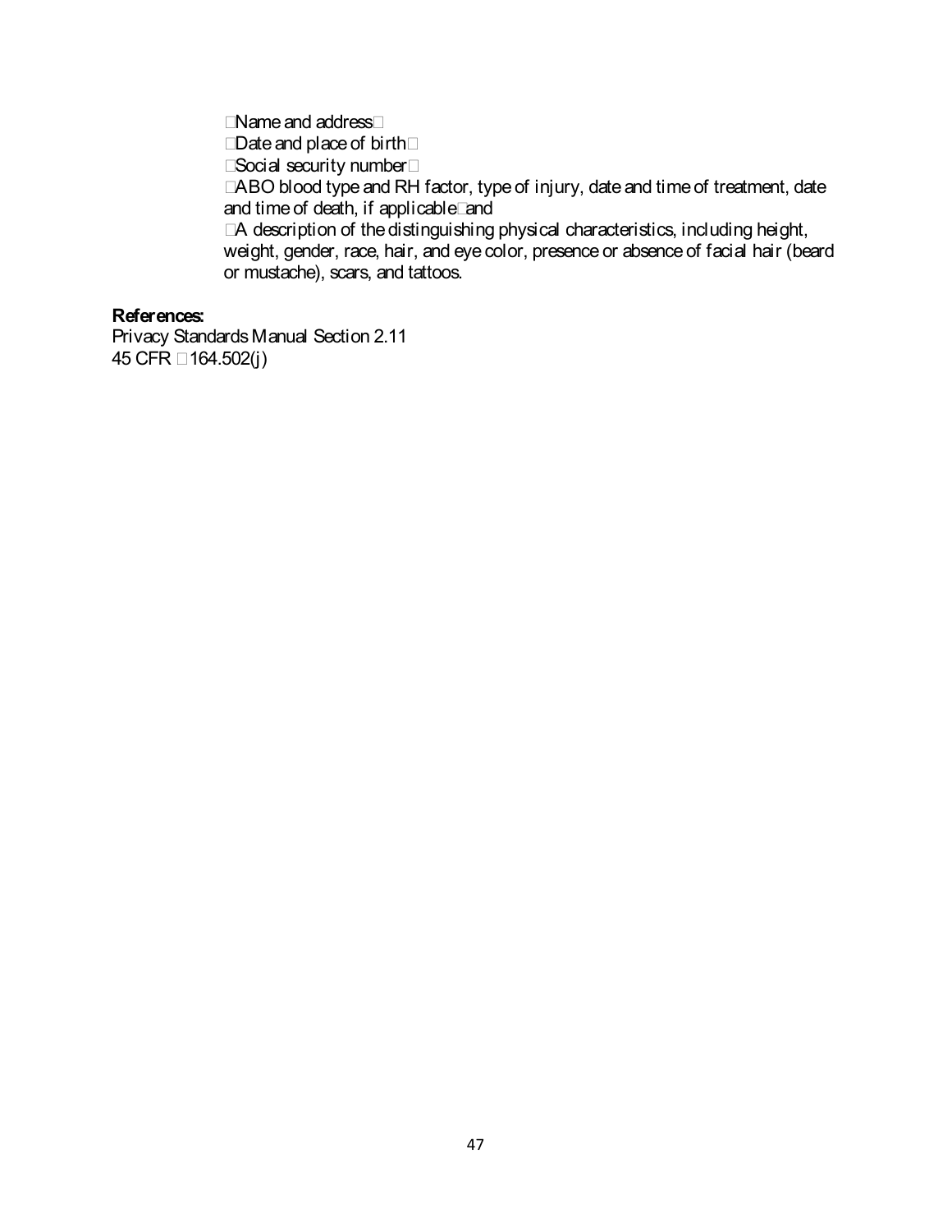- Name and address
- Date and place of birth
- Social security number
- ABO blood type and RH factor, type of injury, date and time of treatment, date and time of death, if applicable and
- A description of the distinguishing physical characteristics, including height, weight, gender, race, hair, and eye color, presence or absence of facial hair (beard or mustache), scars, and tattoos.

**References:**

Privacy Standards Manual Section 2.11
45 CFR §164.502(j)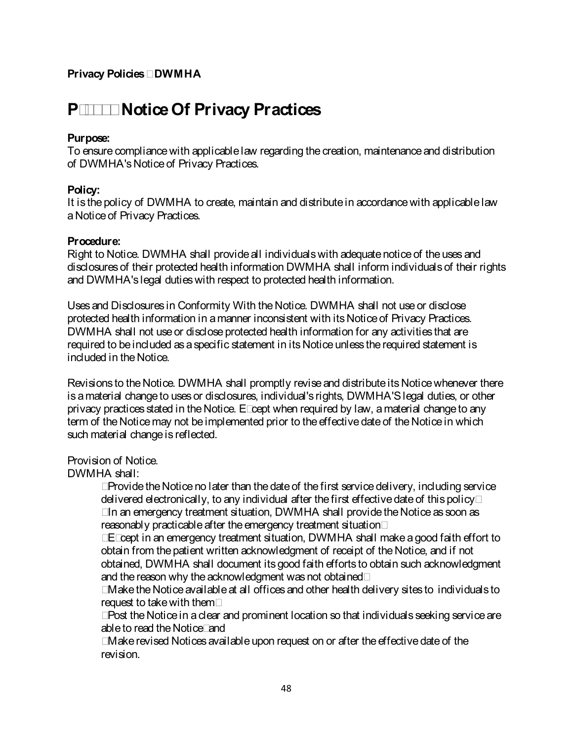**Privacy Policies DWMHA**

# P Notice Of Privacy Practices

**Purpose:**
To ensure compliance with applicable law regarding the creation, maintenance and distribution of DWMHA's Notice of Privacy Practices.

**Policy:**
It is the policy of DWMHA to create, maintain and distribute in accordance with applicable law a Notice of Privacy Practices.

**Procedure:**
Right to Notice. DWMHA shall provide all individuals with adequate notice of the uses and disclosures of their protected health information DWMHA shall inform individuals of their rights and DWMHA's legal duties with respect to protected health information.

Uses and Disclosures in Conformity With the Notice. DWMHA shall not use or disclose protected health information in a manner inconsistent with its Notice of Privacy Practices. DWMHA shall not use or disclose protected health information for any activities that are required to be included as a specific statement in its Notice unless the required statement is included in the Notice.

Revisions to the Notice. DWMHA shall promptly revise and distribute its Notice whenever there is a material change to uses or disclosures, individual's rights, DWMHA'S legal duties, or other privacy practices stated in the Notice. Except when required by law, a material change to any term of the Notice may not be implemented prior to the effective date of the Notice in which such material change is reflected.

Provision of Notice.
DWMHA shall:

- Provide the Notice no later than the date of the first service delivery, including service delivered electronically, to any individual after the first effective date of this policy
- In an emergency treatment situation, DWMHA shall provide the Notice as soon as reasonably practicable after the emergency treatment situation
- Except in an emergency treatment situation, DWMHA shall make a good faith effort to obtain from the patient written acknowledgment of receipt of the Notice, and if not obtained, DWMHA shall document its good faith efforts to obtain such acknowledgment and the reason why the acknowledgment was not obtained
- Make the Notice available at all offices and other health delivery sites to individuals to request to take with them
- Post the Notice in a clear and prominent location so that individuals seeking service are able to read the Notice and
- Make revised Notices available upon request on or after the effective date of the revision.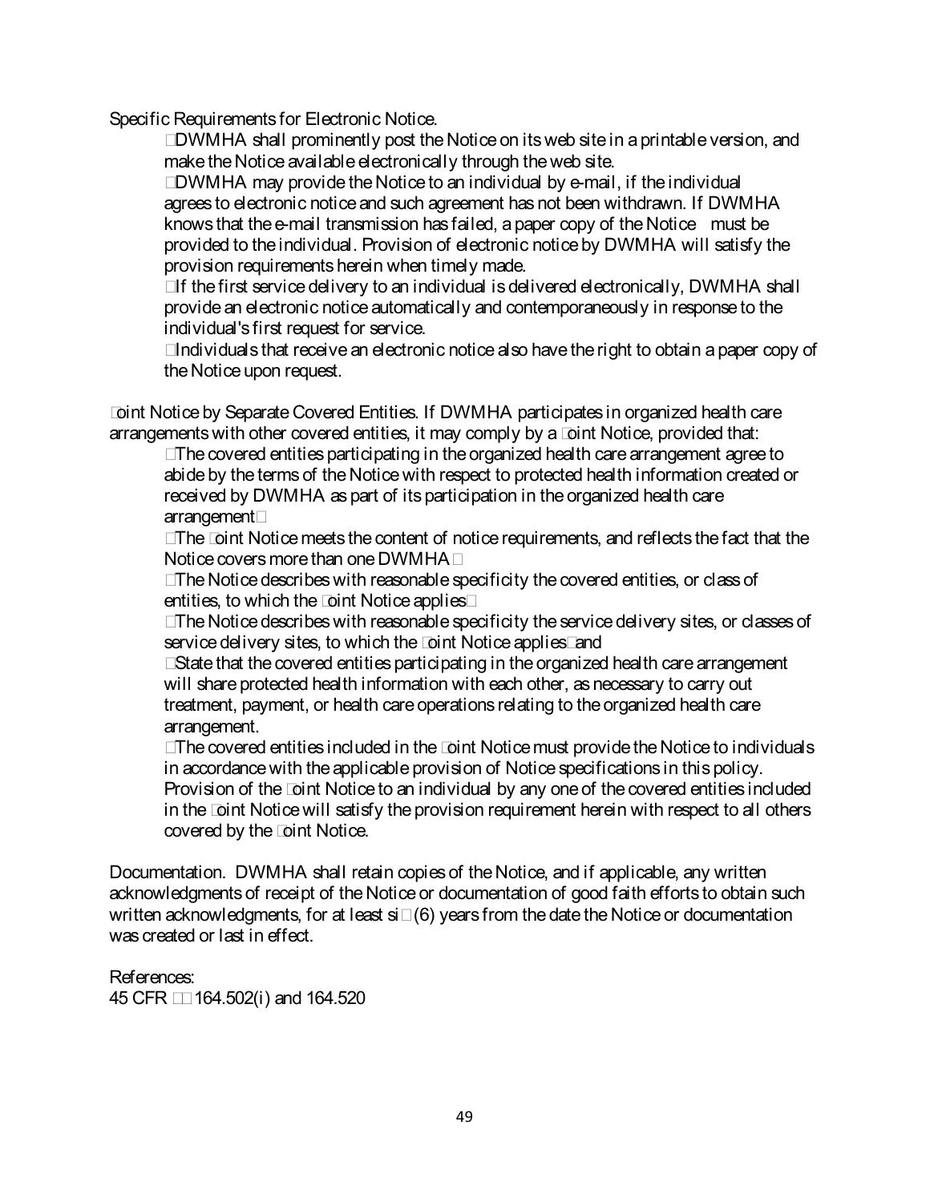Specific Requirements for Electronic Notice.

- DWMHA shall prominently post the Notice on its web site in a printable version, and make the Notice available electronically through the web site.
- DWMHA may provide the Notice to an individual by e-mail, if the individual agrees to electronic notice and such agreement has not been withdrawn. If DWMHA knows that the e-mail transmission has failed, a paper copy of the Notice must be provided to the individual. Provision of electronic notice by DWMHA will satisfy the provision requirements herein when timely made.
- If the first service delivery to an individual is delivered electronically, DWMHA shall provide an electronic notice automatically and contemporaneously in response to the individual's first request for service.
- Individuals that receive an electronic notice also have the right to obtain a paper copy of the Notice upon request.

Joint Notice by Separate Covered Entities. If DWMHA participates in organized health care arrangements with other covered entities, it may comply by a Joint Notice, provided that:

- The covered entities participating in the organized health care arrangement agree to abide by the terms of the Notice with respect to protected health information created or received by DWMHA as part of its participation in the organized health care arrangement;
- The Joint Notice meets the content of notice requirements, and reflects the fact that the Notice covers more than one DWMHA;
- The Notice describes with reasonable specificity the covered entities, or class of entities, to which the Joint Notice applies;
- The Notice describes with reasonable specificity the service delivery sites, or classes of service delivery sites, to which the Joint Notice applies; and
- State that the covered entities participating in the organized health care arrangement will share protected health information with each other, as necessary to carry out treatment, payment, or health care operations relating to the organized health care arrangement.
- The covered entities included in the Joint Notice must provide the Notice to individuals in accordance with the applicable provision of Notice specifications in this policy. Provision of the Joint Notice to an individual by any one of the covered entities included in the Joint Notice will satisfy the provision requirement herein with respect to all others covered by the Joint Notice.

Documentation. DWMHA shall retain copies of the Notice, and if applicable, any written acknowledgments of receipt of the Notice or documentation of good faith efforts to obtain such written acknowledgments, for at least six (6) years from the date the Notice or documentation was created or last in effect.

References:
45 CFR §§ 164.502(i) and 164.520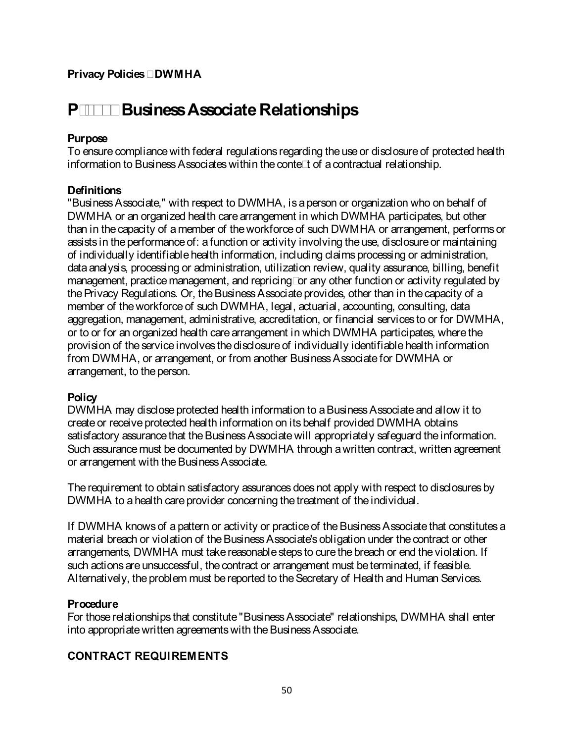**Privacy Policies DWMHA**

# P Business Associate Relationships

**Purpose**
To ensure compliance with federal regulations regarding the use or disclosure of protected health information to Business Associates within the conte t of a contractual relationship.

**Definitions**
"Business Associate," with respect to DWMHA, is a person or organization who on behalf of DWMHA or an organized health care arrangement in which DWMHA participates, but other than in the capacity of a member of the workforce of such DWMHA or arrangement, performs or assists in the performance of: a function or activity involving the use, disclosure or maintaining of individually identifiable health information, including claims processing or administration, data analysis, processing or administration, utilization review, quality assurance, billing, benefit management, practice management, and repricing or any other function or activity regulated by the Privacy Regulations. Or, the Business Associate provides, other than in the capacity of a member of the workforce of such DWMHA, legal, actuarial, accounting, consulting, data aggregation, management, administrative, accreditation, or financial services to or for DWMHA, or to or for an organized health care arrangement in which DWMHA participates, where the provision of the service involves the disclosure of individually identifiable health information from DWMHA, or arrangement, or from another Business Associate for DWMHA or arrangement, to the person.

**Policy**
DWMHA may disclose protected health information to a Business Associate and allow it to create or receive protected health information on its behalf provided DWMHA obtains satisfactory assurance that the Business Associate will appropriately safeguard the information. Such assurance must be documented by DWMHA through a written contract, written agreement or arrangement with the Business Associate.

The requirement to obtain satisfactory assurances does not apply with respect to disclosures by DWMHA to a health care provider concerning the treatment of the individual.

If DWMHA knows of a pattern or activity or practice of the Business Associate that constitutes a material breach or violation of the Business Associate's obligation under the contract or other arrangements, DWMHA must take reasonable steps to cure the breach or end the violation. If such actions are unsuccessful, the contract or arrangement must be terminated, if feasible. Alternatively, the problem must be reported to the Secretary of Health and Human Services.

**Procedure**
For those relationships that constitute "Business Associate" relationships, DWMHA shall enter into appropriate written agreements with the Business Associate.

**CONTRACT REQUIREMENTS**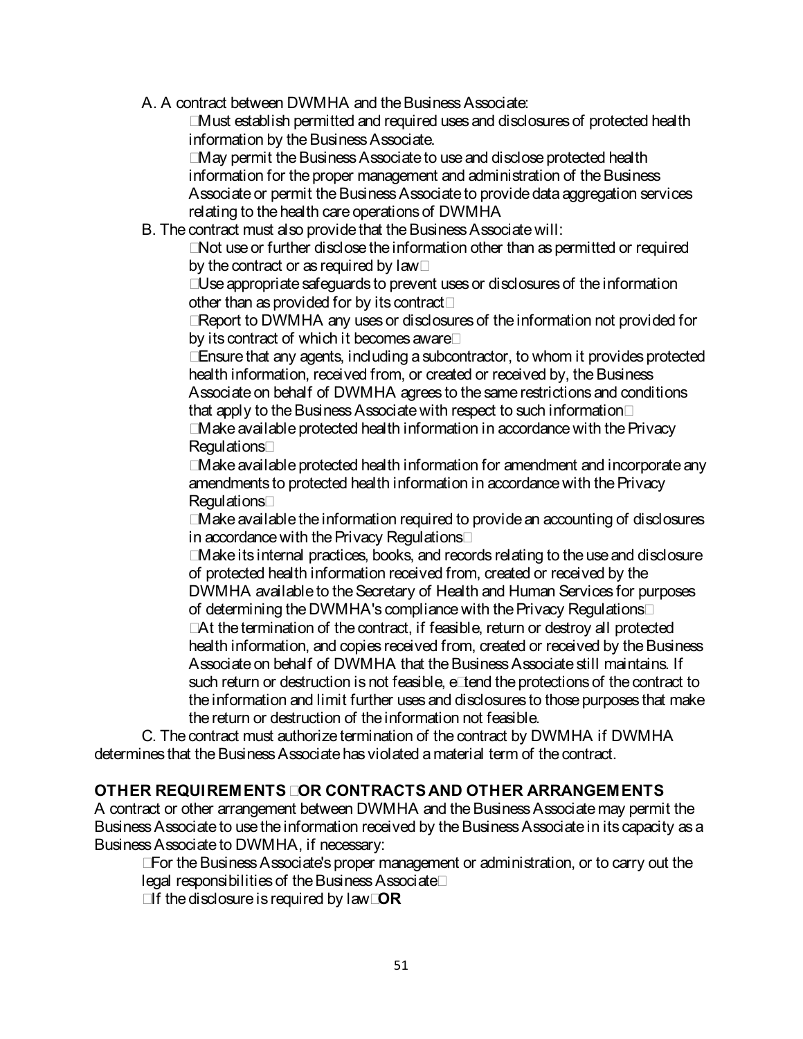A. A contract between DWMHA and the Business Associate:

- Must establish permitted and required uses and disclosures of protected health information by the Business Associate.
- May permit the Business Associate to use and disclose protected health information for the proper management and administration of the Business Associate or permit the Business Associate to provide data aggregation services relating to the health care operations of DWMHA

B. The contract must also provide that the Business Associate will:

- Not use or further disclose the information other than as permitted or required by the contract or as required by law
- Use appropriate safeguards to prevent uses or disclosures of the information other than as provided for by its contract
- Report to DWMHA any uses or disclosures of the information not provided for by its contract of which it becomes aware
- Ensure that any agents, including a subcontractor, to whom it provides protected health information, received from, or created or received by, the Business Associate on behalf of DWMHA agrees to the same restrictions and conditions that apply to the Business Associate with respect to such information
- Make available protected health information in accordance with the Privacy Regulations
- Make available protected health information for amendment and incorporate any amendments to protected health information in accordance with the Privacy Regulations
- Make available the information required to provide an accounting of disclosures in accordance with the Privacy Regulations
- Make its internal practices, books, and records relating to the use and disclosure of protected health information received from, created or received by the DWMHA available to the Secretary of Health and Human Services for purposes of determining the DWMHA's compliance with the Privacy Regulations
- At the termination of the contract, if feasible, return or destroy all protected health information, and copies received from, created or received by the Business Associate on behalf of DWMHA that the Business Associate still maintains. If such return or destruction is not feasible, extend the protections of the contract to the information and limit further uses and disclosures to those purposes that make the return or destruction of the information not feasible.

C. The contract must authorize termination of the contract by DWMHA if DWMHA determines that the Business Associate has violated a material term of the contract.

## OTHER REQUIREMENTS FOR CONTRACTS AND OTHER ARRANGEMENTS

A contract or other arrangement between DWMHA and the Business Associate may permit the Business Associate to use the information received by the Business Associate in its capacity as a Business Associate to DWMHA, if necessary:

- For the Business Associate's proper management or administration, or to carry out the legal responsibilities of the Business Associate
- If the disclosure is required by law **OR**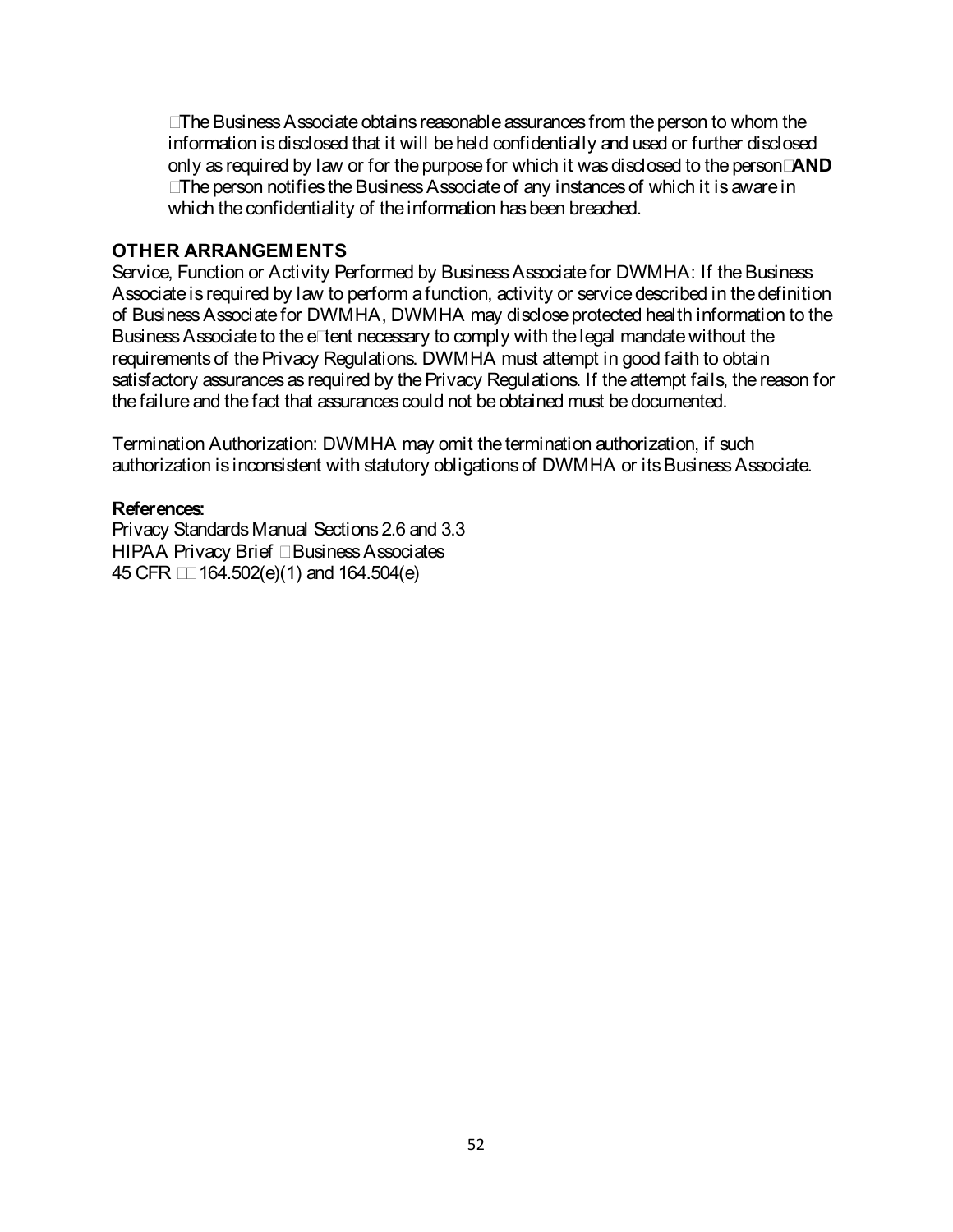- The Business Associate obtains reasonable assurances from the person to whom the information is disclosed that it will be held confidentially and used or further disclosed only as required by law or for the purpose for which it was disclosed to the person; **AND**
- The person notifies the Business Associate of any instances of which it is aware in which the confidentiality of the information has been breached.

## OTHER ARRANGEMENTS

Service, Function or Activity Performed by Business Associate for DWMHA: If the Business Associate is required by law to perform a function, activity or service described in the definition of Business Associate for DWMHA, DWMHA may disclose protected health information to the Business Associate to the extent necessary to comply with the legal mandate without the requirements of the Privacy Regulations. DWMHA must attempt in good faith to obtain satisfactory assurances as required by the Privacy Regulations. If the attempt fails, the reason for the failure and the fact that assurances could not be obtained must be documented.

Termination Authorization: DWMHA may omit the termination authorization, if such authorization is inconsistent with statutory obligations of DWMHA or its Business Associate.

**References:**
Privacy Standards Manual Sections 2.6 and 3.3
HIPAA Privacy Brief – Business Associates
45 CFR §§ 164.502(e)(1) and 164.504(e)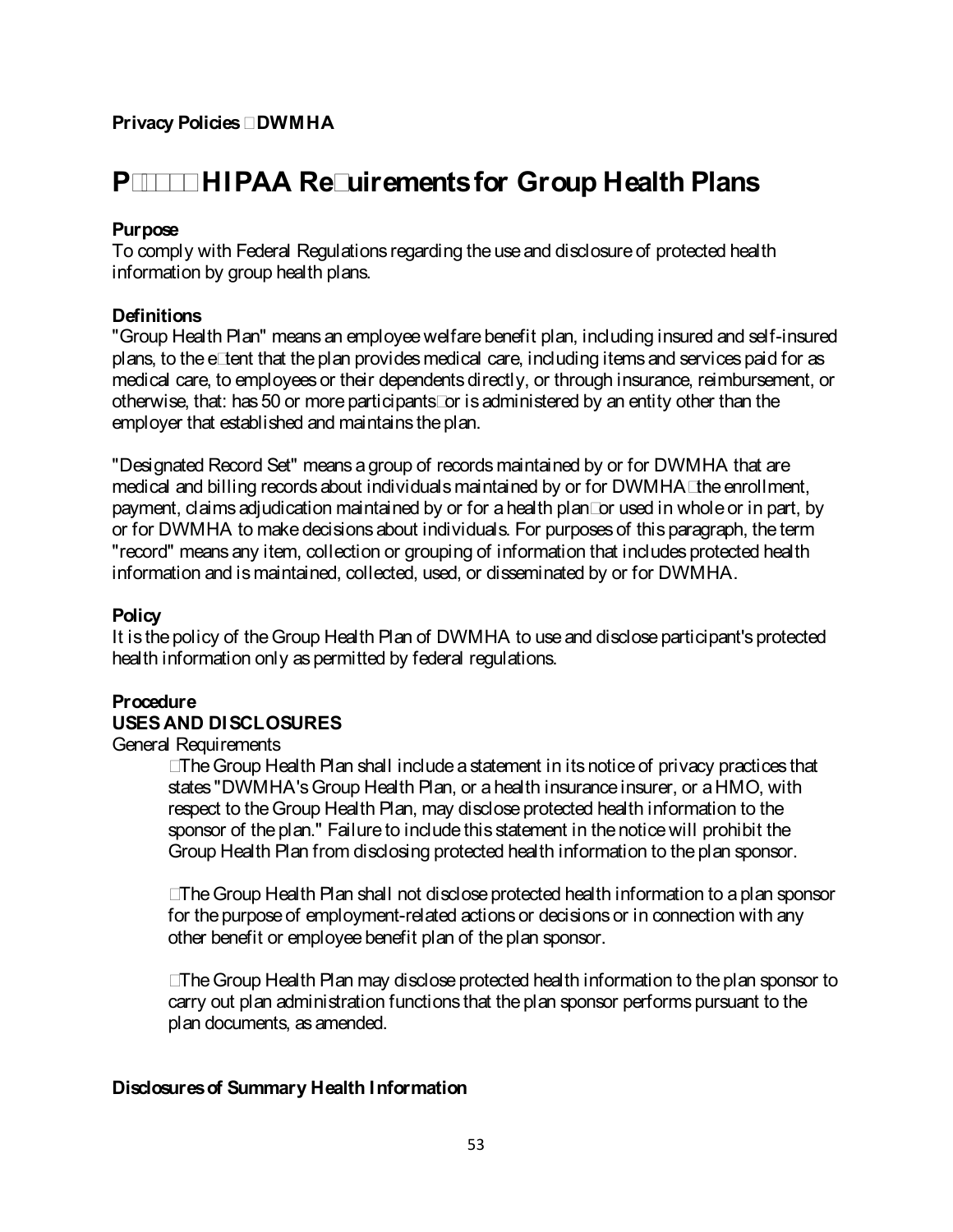**Privacy Policies DWMHA**

# P HIPAA Re uirements for Group Health Plans

**Purpose**
To comply with Federal Regulations regarding the use and disclosure of protected health information by group health plans.

**Definitions**
"Group Health Plan" means an employee welfare benefit plan, including insured and self-insured plans, to the e tent that the plan provides medical care, including items and services paid for as medical care, to employees or their dependents directly, or through insurance, reimbursement, or otherwise, that: has 50 or more participants or is administered by an entity other than the employer that established and maintains the plan.

"Designated Record Set" means a group of records maintained by or for DWMHA that are medical and billing records about individuals maintained by or for DWMHA the enrollment, payment, claims adjudication maintained by or for a health plan or used in whole or in part, by or for DWMHA to make decisions about individuals. For purposes of this paragraph, the term "record" means any item, collection or grouping of information that includes protected health information and is maintained, collected, used, or disseminated by or for DWMHA.

**Policy**
It is the policy of the Group Health Plan of DWMHA to use and disclose participant's protected health information only as permitted by federal regulations.

**Procedure**
**USES AND DISCLOSURES**
General Requirements

The Group Health Plan shall include a statement in its notice of privacy practices that states "DWMHA's Group Health Plan, or a health insurance insurer, or a HMO, with respect to the Group Health Plan, may disclose protected health information to the sponsor of the plan." Failure to include this statement in the notice will prohibit the Group Health Plan from disclosing protected health information to the plan sponsor.

The Group Health Plan shall not disclose protected health information to a plan sponsor for the purpose of employment-related actions or decisions or in connection with any other benefit or employee benefit plan of the plan sponsor.

The Group Health Plan may disclose protected health information to the plan sponsor to carry out plan administration functions that the plan sponsor performs pursuant to the plan documents, as amended.

**Disclosures of Summary Health Information**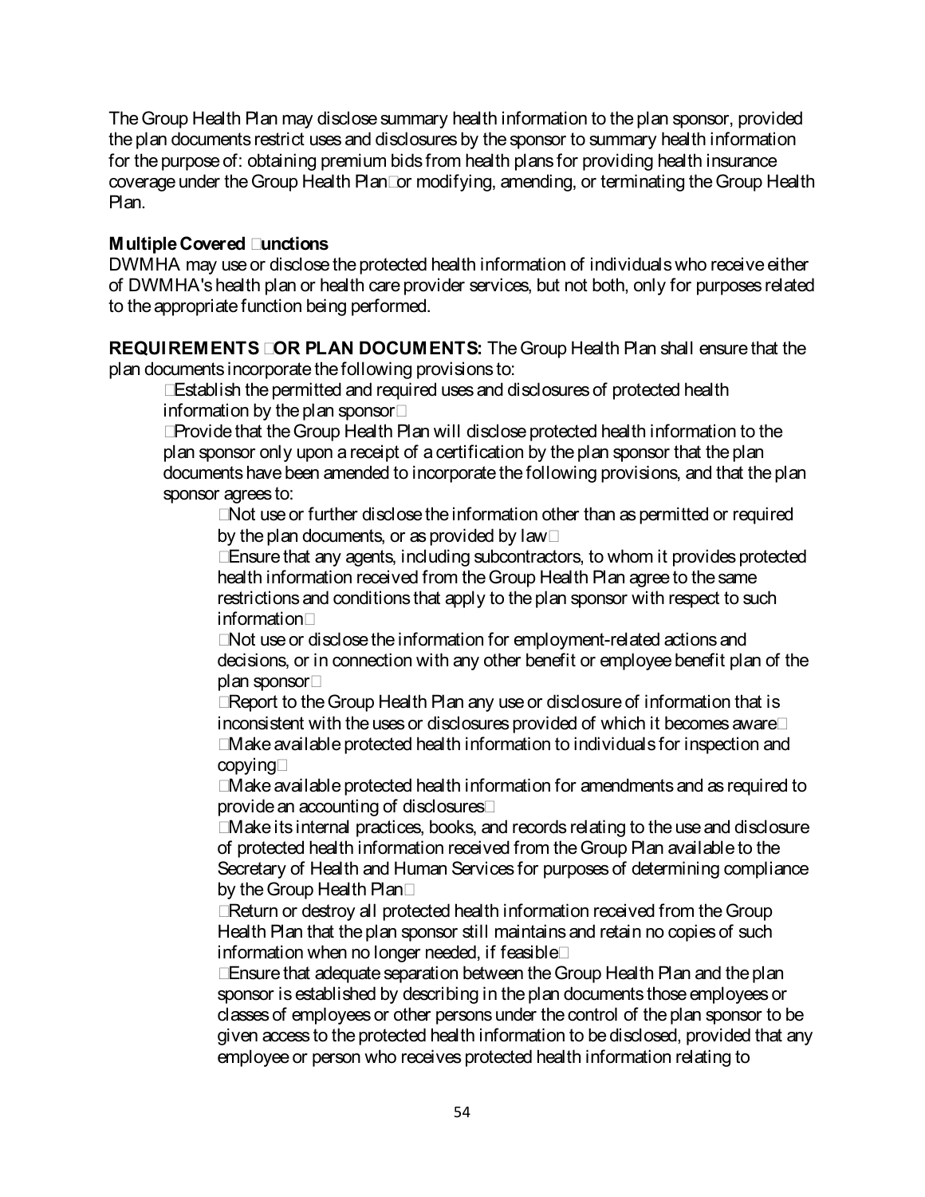The Group Health Plan may disclose summary health information to the plan sponsor, provided the plan documents restrict uses and disclosures by the sponsor to summary health information for the purpose of: obtaining premium bids from health plans for providing health insurance coverage under the Group Health Plan or modifying, amending, or terminating the Group Health Plan.

**Multiple Covered Functions**
DWMHA may use or disclose the protected health information of individuals who receive either of DWMHA's health plan or health care provider services, but not both, only for purposes related to the appropriate function being performed.

**REQUIREMENTS FOR PLAN DOCUMENTS:** The Group Health Plan shall ensure that the plan documents incorporate the following provisions to:

- Establish the permitted and required uses and disclosures of protected health information by the plan sponsor
- Provide that the Group Health Plan will disclose protected health information to the plan sponsor only upon a receipt of a certification by the plan sponsor that the plan documents have been amended to incorporate the following provisions, and that the plan sponsor agrees to:
  - Not use or further disclose the information other than as permitted or required by the plan documents, or as provided by law
  - Ensure that any agents, including subcontractors, to whom it provides protected health information received from the Group Health Plan agree to the same restrictions and conditions that apply to the plan sponsor with respect to such information
  - Not use or disclose the information for employment-related actions and decisions, or in connection with any other benefit or employee benefit plan of the plan sponsor
  - Report to the Group Health Plan any use or disclosure of information that is inconsistent with the uses or disclosures provided of which it becomes aware
  - Make available protected health information to individuals for inspection and copying
  - Make available protected health information for amendments and as required to provide an accounting of disclosures
  - Make its internal practices, books, and records relating to the use and disclosure of protected health information received from the Group Plan available to the Secretary of Health and Human Services for purposes of determining compliance by the Group Health Plan
  - Return or destroy all protected health information received from the Group Health Plan that the plan sponsor still maintains and retain no copies of such information when no longer needed, if feasible
  - Ensure that adequate separation between the Group Health Plan and the plan sponsor is established by describing in the plan documents those employees or classes of employees or other persons under the control of the plan sponsor to be given access to the protected health information to be disclosed, provided that any employee or person who receives protected health information relating to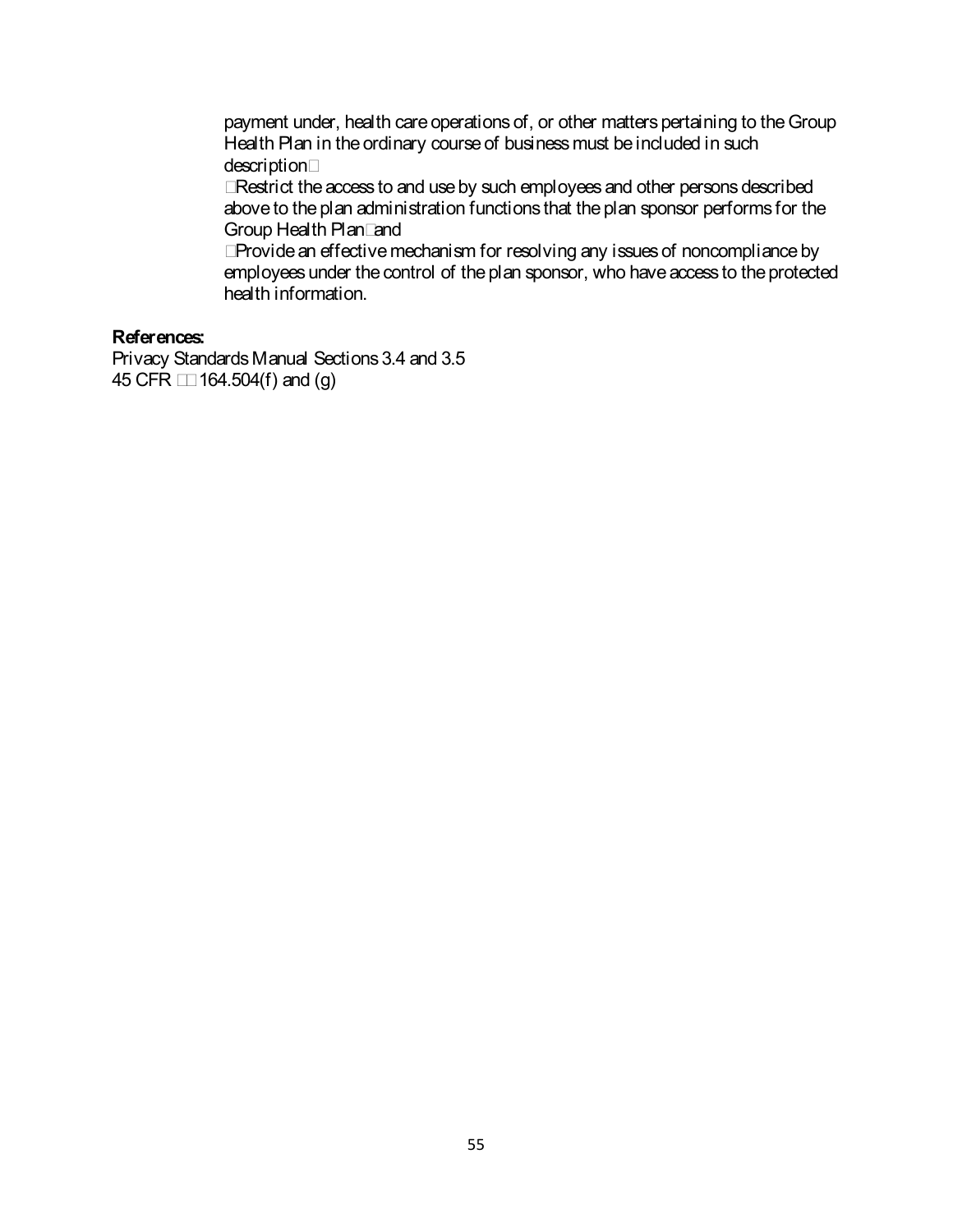payment under, health care operations of, or other matters pertaining to the Group Health Plan in the ordinary course of business must be included in such description;

- Restrict the access to and use by such employees and other persons described above to the plan administration functions that the plan sponsor performs for the Group Health Plan; and
- Provide an effective mechanism for resolving any issues of noncompliance by employees under the control of the plan sponsor, who have access to the protected health information.

**References:**

Privacy Standards Manual Sections 3.4 and 3.5
45 CFR §§ 164.504(f) and (g)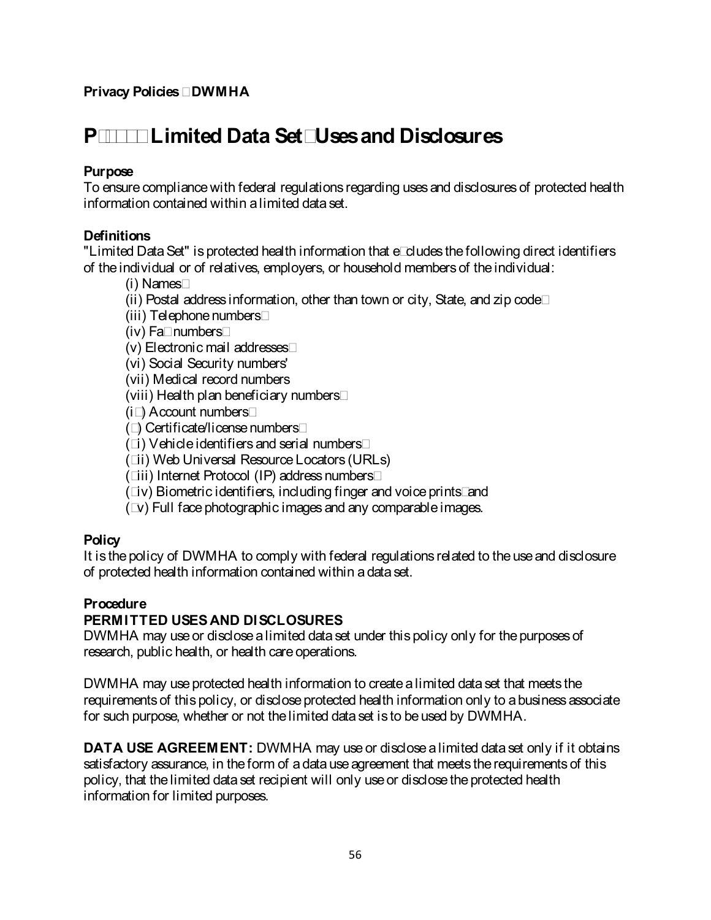**Privacy Policies DWMHA**

# P Limited Data Set Uses and Disclosures

**Purpose**
To ensure compliance with federal regulations regarding uses and disclosures of protected health information contained within a limited data set.

**Definitions**
"Limited Data Set" is protected health information that excludes the following direct identifiers of the individual or of relatives, employers, or household members of the individual:

(i) Names
(ii) Postal address information, other than town or city, State, and zip code
(iii) Telephone numbers
(iv) Fax numbers
(v) Electronic mail addresses
(vi) Social Security numbers'
(vii) Medical record numbers
(viii) Health plan beneficiary numbers
(ix) Account numbers
(x) Certificate/license numbers
(xi) Vehicle identifiers and serial numbers
(xii) Web Universal Resource Locators (URLs)
(xiii) Internet Protocol (IP) address numbers
(xiv) Biometric identifiers, including finger and voice prints and
(xv) Full face photographic images and any comparable images.

**Policy**
It is the policy of DWMHA to comply with federal regulations related to the use and disclosure of protected health information contained within a data set.

**Procedure**
**PERMITTED USES AND DISCLOSURES**
DWMHA may use or disclose a limited data set under this policy only for the purposes of research, public health, or health care operations.

DWMHA may use protected health information to create a limited data set that meets the requirements of this policy, or disclose protected health information only to a business associate for such purpose, whether or not the limited data set is to be used by DWMHA.

**DATA USE AGREEMENT:** DWMHA may use or disclose a limited data set only if it obtains satisfactory assurance, in the form of a data use agreement that meets the requirements of this policy, that the limited data set recipient will only use or disclose the protected health information for limited purposes.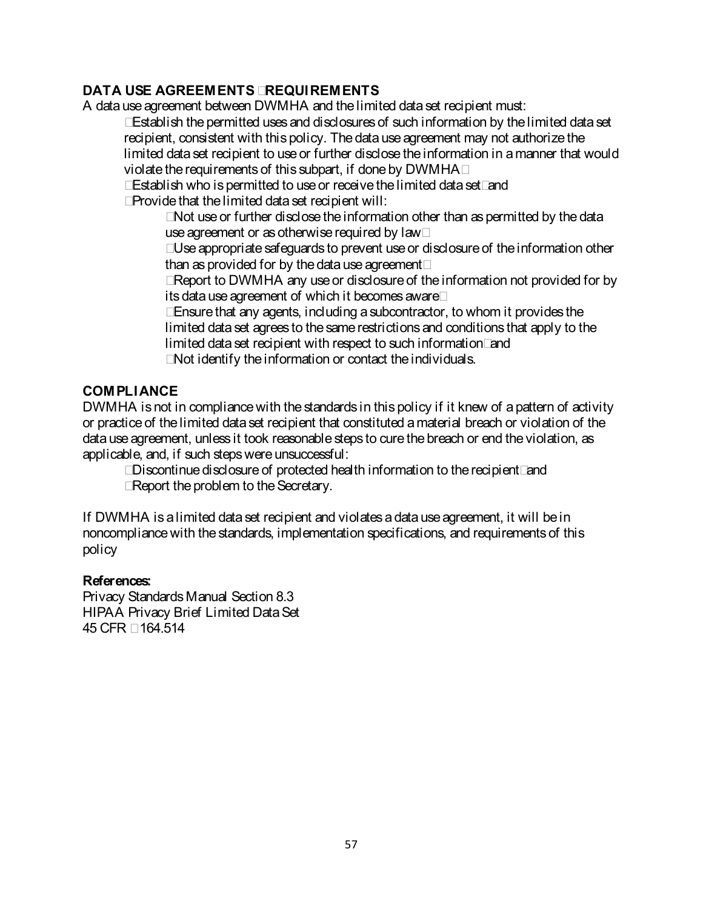**DATA USE AGREEMENTS REQUIREMENTS**

A data use agreement between DWMHA and the limited data set recipient must:

- Establish the permitted uses and disclosures of such information by the limited data set recipient, consistent with this policy. The data use agreement may not authorize the limited data set recipient to use or further disclose the information in a manner that would violate the requirements of this subpart, if done by DWMHA
- Establish who is permitted to use or receive the limited data set and
- Provide that the limited data set recipient will:
  - Not use or further disclose the information other than as permitted by the data use agreement or as otherwise required by law
  - Use appropriate safeguards to prevent use or disclosure of the information other than as provided for by the data use agreement
  - Report to DWMHA any use or disclosure of the information not provided for by its data use agreement of which it becomes aware
  - Ensure that any agents, including a subcontractor, to whom it provides the limited data set agrees to the same restrictions and conditions that apply to the limited data set recipient with respect to such information and
  - Not identify the information or contact the individuals.

**COMPLIANCE**

DWMHA is not in compliance with the standards in this policy if it knew of a pattern of activity or practice of the limited data set recipient that constituted a material breach or violation of the data use agreement, unless it took reasonable steps to cure the breach or end the violation, as applicable, and, if such steps were unsuccessful:

- Discontinue disclosure of protected health information to the recipient and
- Report the problem to the Secretary.

If DWMHA is a limited data set recipient and violates a data use agreement, it will be in noncompliance with the standards, implementation specifications, and requirements of this policy

**References:**

Privacy Standards Manual Section 8.3
HIPAA Privacy Brief Limited Data Set
45 CFR §164.514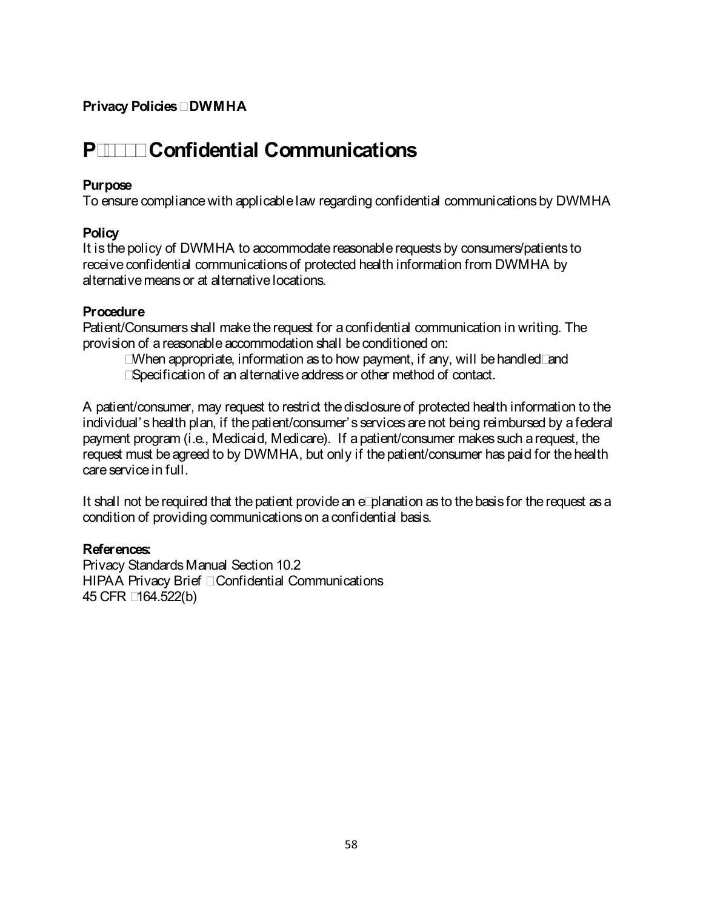**Privacy Policies DWMHA**

# P Confidential Communications

**Purpose**
To ensure compliance with applicable law regarding confidential communications by DWMHA

**Policy**
It is the policy of DWMHA to accommodate reasonable requests by consumers/patients to receive confidential communications of protected health information from DWMHA by alternative means or at alternative locations.

**Procedure**
Patient/Consumers shall make the request for a confidential communication in writing. The provision of a reasonable accommodation shall be conditioned on:

- When appropriate, information as to how payment, if any, will be handled and
- Specification of an alternative address or other method of contact.

A patient/consumer, may request to restrict the disclosure of protected health information to the individual's health plan, if the patient/consumer's services are not being reimbursed by a federal payment program (i.e., Medicaid, Medicare). If a patient/consumer makes such a request, the request must be agreed to by DWMHA, but only if the patient/consumer has paid for the health care service in full.

It shall not be required that the patient provide an explanation as to the basis for the request as a condition of providing communications on a confidential basis.

**References:**
Privacy Standards Manual Section 10.2
HIPAA Privacy Brief Confidential Communications
45 CFR 164.522(b)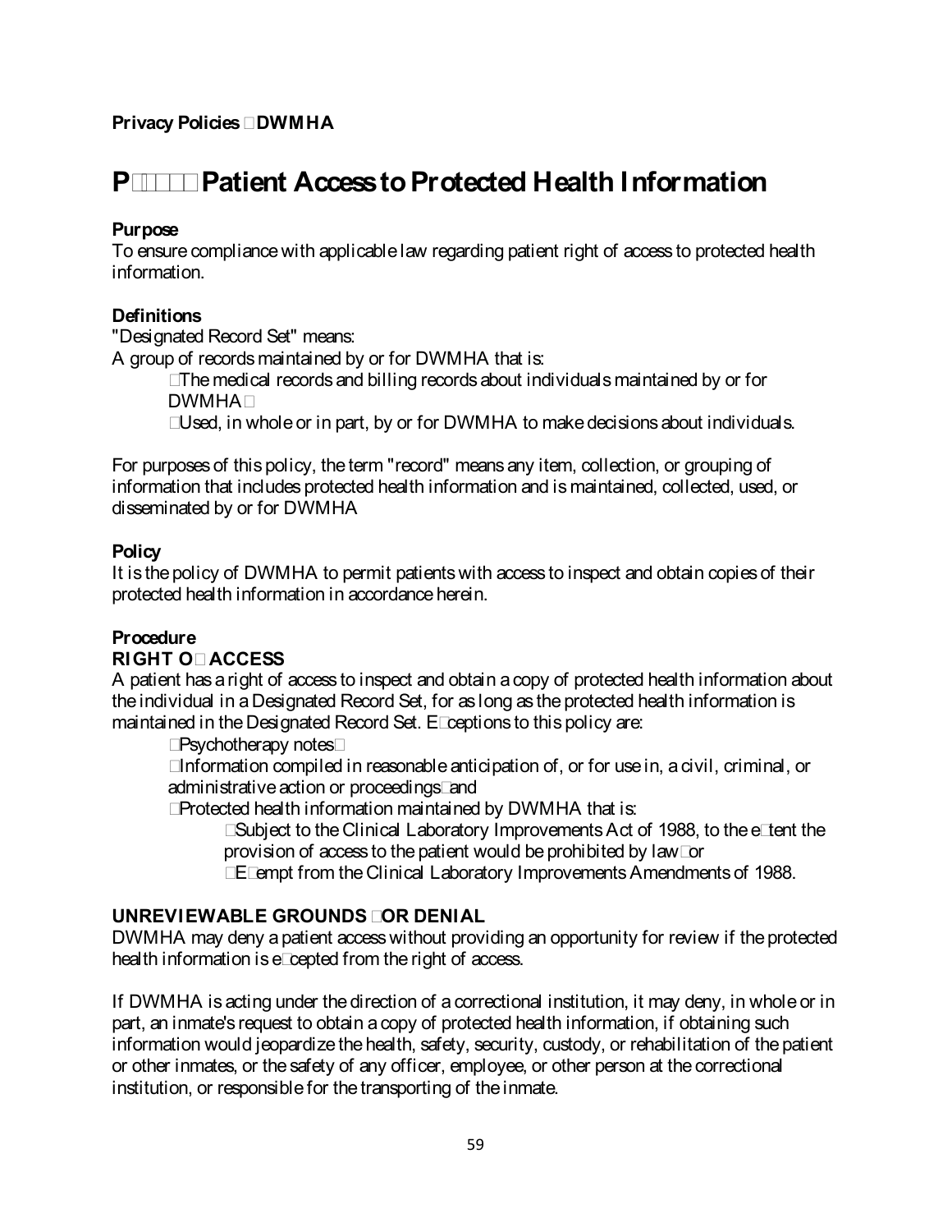**Privacy Policies DWMHA**

# P Patient Access to Protected Health Information

**Purpose**
To ensure compliance with applicable law regarding patient right of access to protected health information.

**Definitions**
"Designated Record Set" means:
A group of records maintained by or for DWMHA that is:

- The medical records and billing records about individuals maintained by or for DWMHA
- Used, in whole or in part, by or for DWMHA to make decisions about individuals.

For purposes of this policy, the term "record" means any item, collection, or grouping of information that includes protected health information and is maintained, collected, used, or disseminated by or for DWMHA

**Policy**
It is the policy of DWMHA to permit patients with access to inspect and obtain copies of their protected health information in accordance herein.

**Procedure**

**RIGHT O ACCESS**
A patient has a right of access to inspect and obtain a copy of protected health information about the individual in a Designated Record Set, for as long as the protected health information is maintained in the Designated Record Set. E ceptions to this policy are:

- Psychotherapy notes
- Information compiled in reasonable anticipation of, or for use in, a civil, criminal, or administrative action or proceedings and
- Protected health information maintained by DWMHA that is:
  - Subject to the Clinical Laboratory Improvements Act of 1988, to the e tent the provision of access to the patient would be prohibited by law or
  - E empt from the Clinical Laboratory Improvements Amendments of 1988.

**UNREVIEWABLE GROUNDS OR DENIAL**
DWMHA may deny a patient access without providing an opportunity for review if the protected health information is e cepted from the right of access.

If DWMHA is acting under the direction of a correctional institution, it may deny, in whole or in part, an inmate's request to obtain a copy of protected health information, if obtaining such information would jeopardize the health, safety, security, custody, or rehabilitation of the patient or other inmates, or the safety of any officer, employee, or other person at the correctional institution, or responsible for the transporting of the inmate.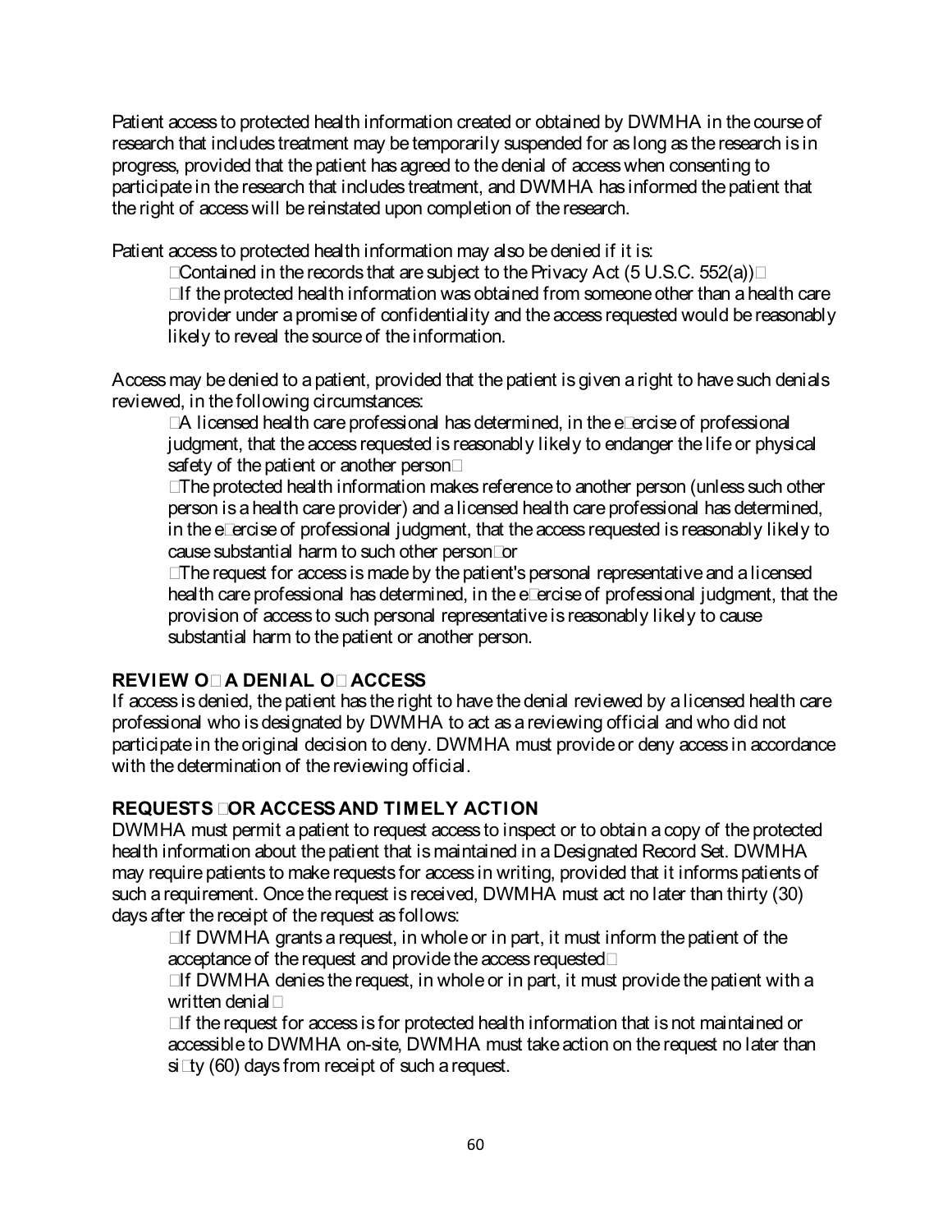Patient access to protected health information created or obtained by DWMHA in the course of research that includes treatment may be temporarily suspended for as long as the research is in progress, provided that the patient has agreed to the denial of access when consenting to participate in the research that includes treatment, and DWMHA has informed the patient that the right of access will be reinstated upon completion of the research.

Patient access to protected health information may also be denied if it is:

- Contained in the records that are subject to the Privacy Act (5 U.S.C. 552(a));
- If the protected health information was obtained from someone other than a health care provider under a promise of confidentiality and the access requested would be reasonably likely to reveal the source of the information.

Access may be denied to a patient, provided that the patient is given a right to have such denials reviewed, in the following circumstances:

- A licensed health care professional has determined, in the exercise of professional judgment, that the access requested is reasonably likely to endanger the life or physical safety of the patient or another person;
- The protected health information makes reference to another person (unless such other person is a health care provider) and a licensed health care professional has determined, in the exercise of professional judgment, that the access requested is reasonably likely to cause substantial harm to such other person; or
- The request for access is made by the patient's personal representative and a licensed health care professional has determined, in the exercise of professional judgment, that the provision of access to such personal representative is reasonably likely to cause substantial harm to the patient or another person.

## REVIEW OF A DENIAL OF ACCESS

If access is denied, the patient has the right to have the denial reviewed by a licensed health care professional who is designated by DWMHA to act as a reviewing official and who did not participate in the original decision to deny. DWMHA must provide or deny access in accordance with the determination of the reviewing official.

## REQUESTS FOR ACCESS AND TIMELY ACTION

DWMHA must permit a patient to request access to inspect or to obtain a copy of the protected health information about the patient that is maintained in a Designated Record Set. DWMHA may require patients to make requests for access in writing, provided that it informs patients of such a requirement. Once the request is received, DWMHA must act no later than thirty (30) days after the receipt of the request as follows:

- If DWMHA grants a request, in whole or in part, it must inform the patient of the acceptance of the request and provide the access requested;
- If DWMHA denies the request, in whole or in part, it must provide the patient with a written denial;
- If the request for access is for protected health information that is not maintained or accessible to DWMHA on-site, DWMHA must take action on the request no later than sixty (60) days from receipt of such a request.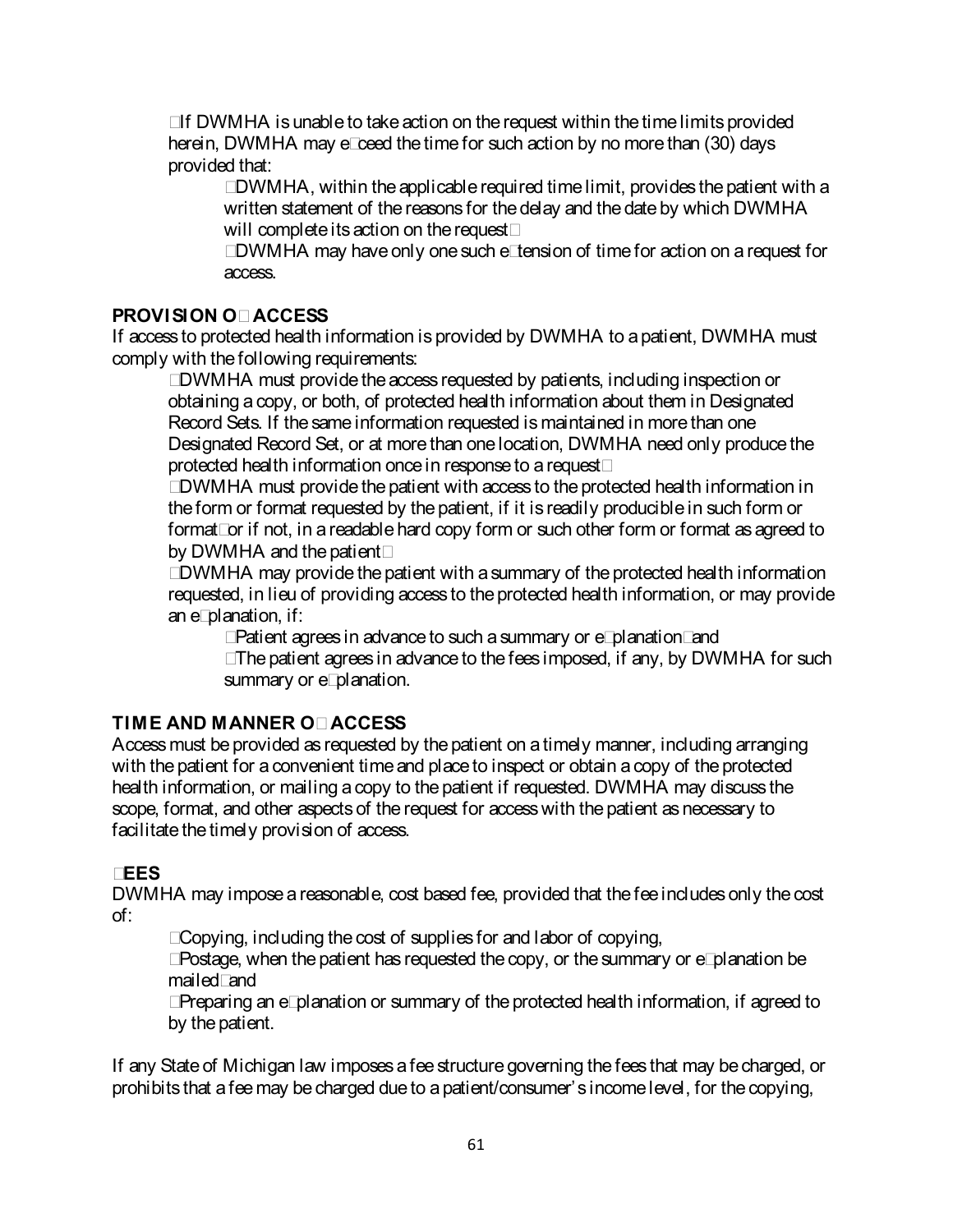- If DWMHA is unable to take action on the request within the time limits provided herein, DWMHA may exceed the time for such action by no more than (30) days provided that:
  - DWMHA, within the applicable required time limit, provides the patient with a written statement of the reasons for the delay and the date by which DWMHA will complete its action on the request;
  - DWMHA may have only one such extension of time for action on a request for access.

**PROVISION OF ACCESS**

If access to protected health information is provided by DWMHA to a patient, DWMHA must comply with the following requirements:

- DWMHA must provide the access requested by patients, including inspection or obtaining a copy, or both, of protected health information about them in Designated Record Sets. If the same information requested is maintained in more than one Designated Record Set, or at more than one location, DWMHA need only produce the protected health information once in response to a request;
- DWMHA must provide the patient with access to the protected health information in the form or format requested by the patient, if it is readily producible in such form or format; or if not, in a readable hard copy form or such other form or format as agreed to by DWMHA and the patient;
- DWMHA may provide the patient with a summary of the protected health information requested, in lieu of providing access to the protected health information, or may provide an explanation, if:
  - Patient agrees in advance to such a summary or explanation; and
  - The patient agrees in advance to the fees imposed, if any, by DWMHA for such summary or explanation.

**TIME AND MANNER OF ACCESS**

Access must be provided as requested by the patient on a timely manner, including arranging with the patient for a convenient time and place to inspect or obtain a copy of the protected health information, or mailing a copy to the patient if requested. DWMHA may discuss the scope, format, and other aspects of the request for access with the patient as necessary to facilitate the timely provision of access.

**FEES**

DWMHA may impose a reasonable, cost based fee, provided that the fee includes only the cost of:

- Copying, including the cost of supplies for and labor of copying,
- Postage, when the patient has requested the copy, or the summary or explanation be mailed; and
- Preparing an explanation or summary of the protected health information, if agreed to by the patient.

If any State of Michigan law imposes a fee structure governing the fees that may be charged, or prohibits that a fee may be charged due to a patient/consumer's income level, for the copying,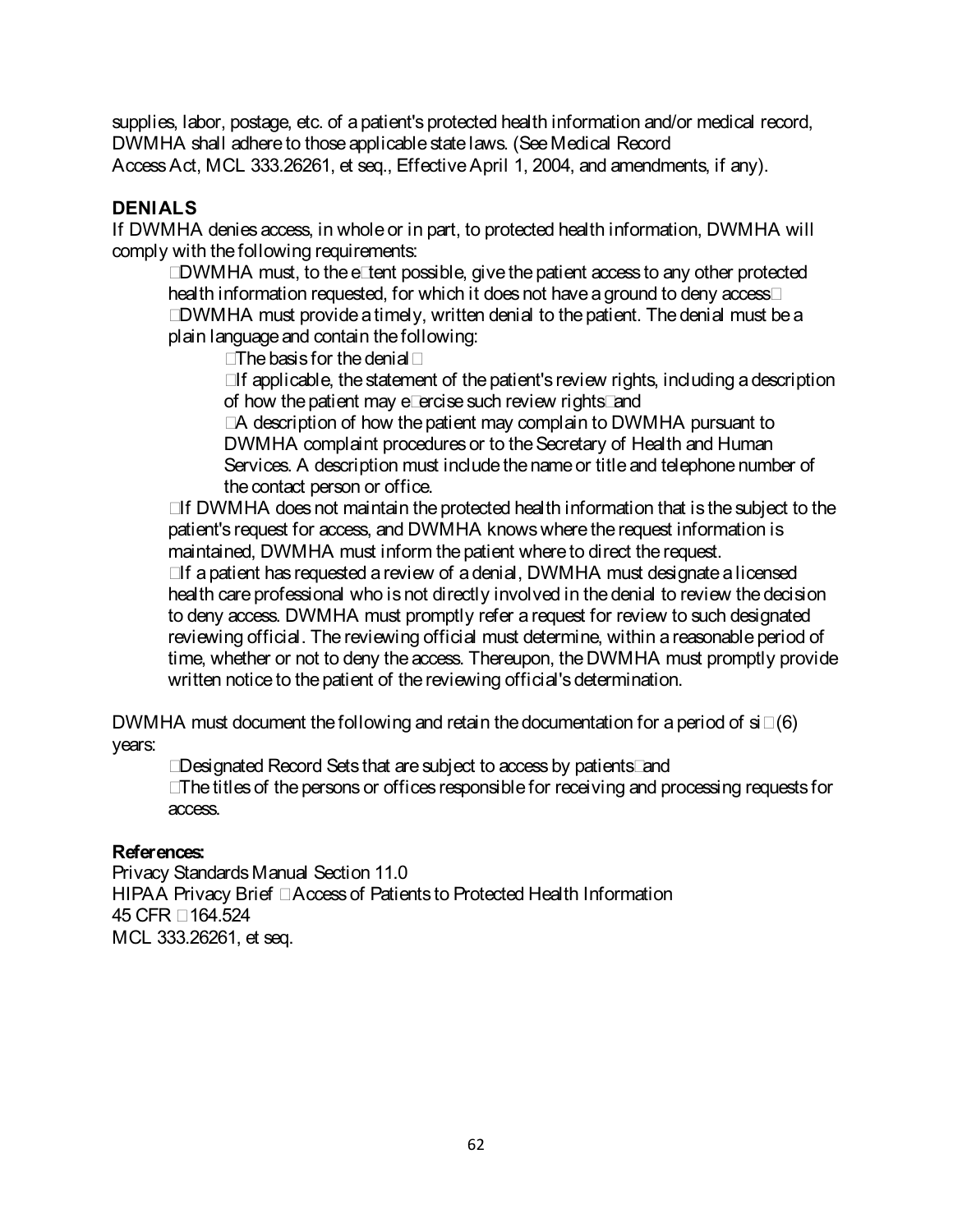supplies, labor, postage, etc. of a patient's protected health information and/or medical record, DWMHA shall adhere to those applicable state laws. (See Medical Record Access Act, MCL 333.26261, et seq., Effective April 1, 2004, and amendments, if any).

**DENIALS**

If DWMHA denies access, in whole or in part, to protected health information, DWMHA will comply with the following requirements:

- DWMHA must, to the extent possible, give the patient access to any other protected health information requested, for which it does not have a ground to deny access
- DWMHA must provide a timely, written denial to the patient. The denial must be a plain language and contain the following:
  - The basis for the denial
  - If applicable, the statement of the patient's review rights, including a description of how the patient may exercise such review rights and
  - A description of how the patient may complain to DWMHA pursuant to DWMHA complaint procedures or to the Secretary of Health and Human Services. A description must include the name or title and telephone number of the contact person or office.
- If DWMHA does not maintain the protected health information that is the subject to the patient's request for access, and DWMHA knows where the request information is maintained, DWMHA must inform the patient where to direct the request.
- If a patient has requested a review of a denial, DWMHA must designate a licensed health care professional who is not directly involved in the denial to review the decision to deny access. DWMHA must promptly refer a request for review to such designated reviewing official. The reviewing official must determine, within a reasonable period of time, whether or not to deny the access. Thereupon, the DWMHA must promptly provide written notice to the patient of the reviewing official's determination.

DWMHA must document the following and retain the documentation for a period of six (6) years:

- Designated Record Sets that are subject to access by patients and
- The titles of the persons or offices responsible for receiving and processing requests for access.

**References:**

Privacy Standards Manual Section 11.0
HIPAA Privacy Brief Access of Patients to Protected Health Information
45 CFR 164.524
MCL 333.26261, et seq.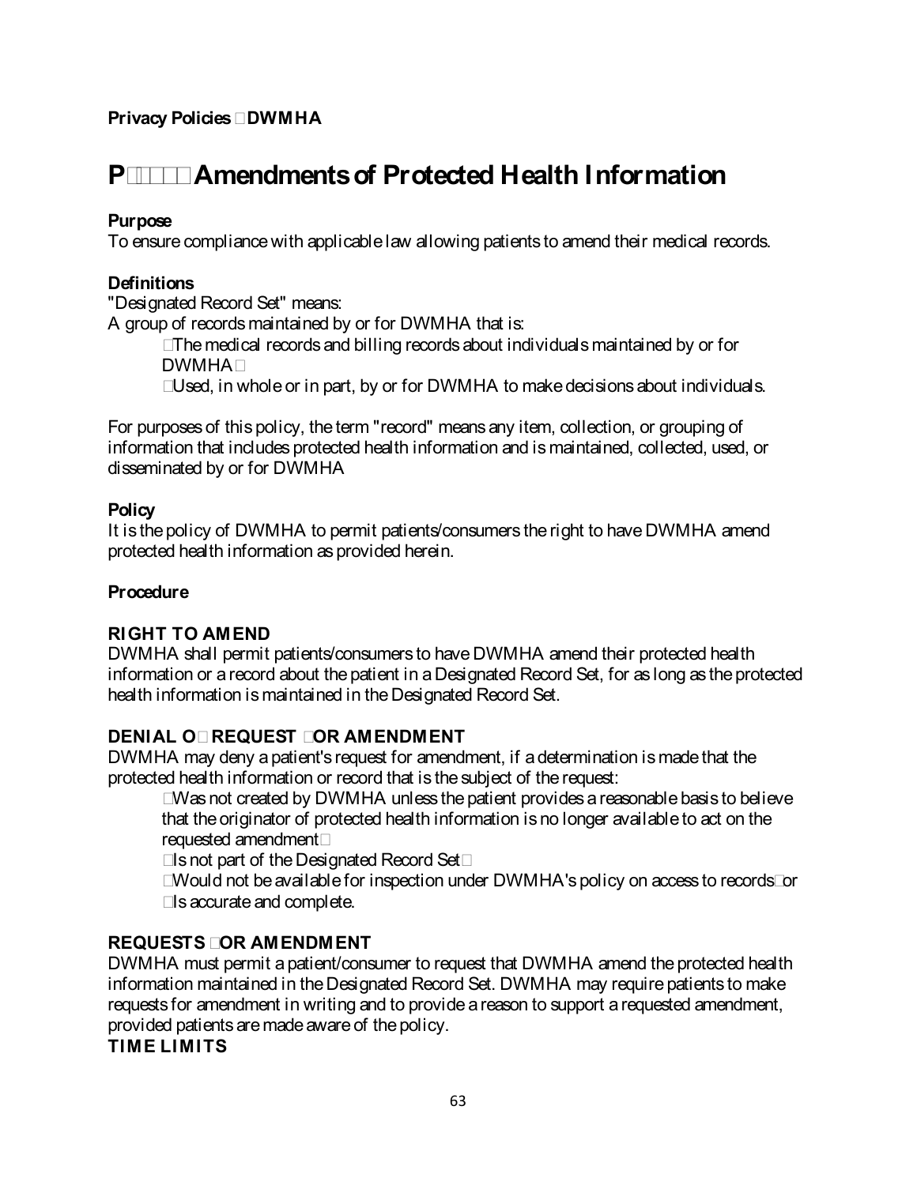**Privacy Policies DWMHA**

# P Amendments of Protected Health Information

**Purpose**
To ensure compliance with applicable law allowing patients to amend their medical records.

**Definitions**
"Designated Record Set" means:
A group of records maintained by or for DWMHA that is:

- The medical records and billing records about individuals maintained by or for DWMHA
- Used, in whole or in part, by or for DWMHA to make decisions about individuals.

For purposes of this policy, the term "record" means any item, collection, or grouping of information that includes protected health information and is maintained, collected, used, or disseminated by or for DWMHA

**Policy**
It is the policy of DWMHA to permit patients/consumers the right to have DWMHA amend protected health information as provided herein.

**Procedure**

**RIGHT TO AMEND**
DWMHA shall permit patients/consumers to have DWMHA amend their protected health information or a record about the patient in a Designated Record Set, for as long as the protected health information is maintained in the Designated Record Set.

**DENIAL O REQUEST OR AMENDMENT**
DWMHA may deny a patient's request for amendment, if a determination is made that the protected health information or record that is the subject of the request:

- Was not created by DWMHA unless the patient provides a reasonable basis to believe that the originator of protected health information is no longer available to act on the requested amendment
- Is not part of the Designated Record Set
- Would not be available for inspection under DWMHA's policy on access to records or
- Is accurate and complete.

**REQUESTS OR AMENDMENT**
DWMHA must permit a patient/consumer to request that DWMHA amend the protected health information maintained in the Designated Record Set. DWMHA may require patients to make requests for amendment in writing and to provide a reason to support a requested amendment, provided patients are made aware of the policy.

**TIME LIMITS**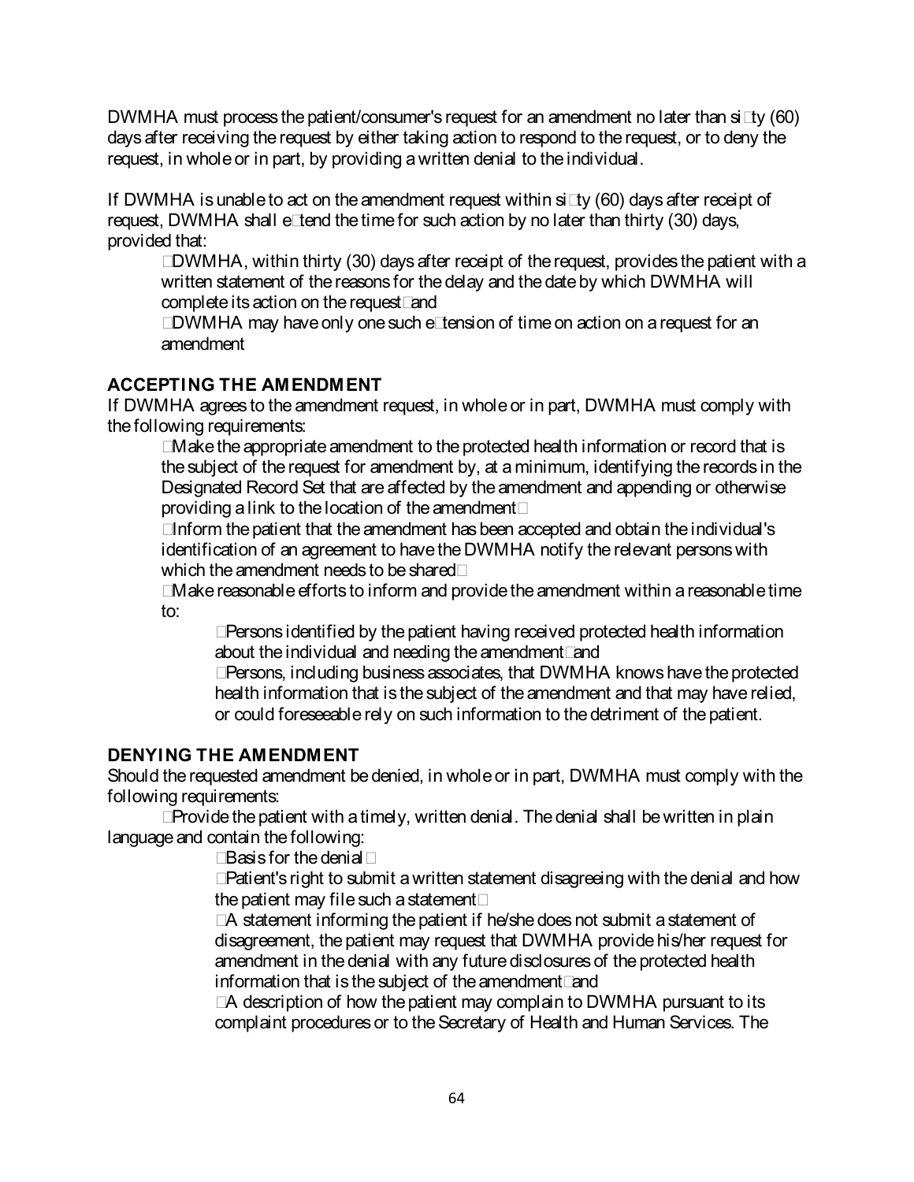DWMHA must process the patient/consumer's request for an amendment no later than sixty (60) days after receiving the request by either taking action to respond to the request, or to deny the request, in whole or in part, by providing a written denial to the individual.

If DWMHA is unable to act on the amendment request within sixty (60) days after receipt of request, DWMHA shall extend the time for such action by no later than thirty (30) days, provided that:

- DWMHA, within thirty (30) days after receipt of the request, provides the patient with a written statement of the reasons for the delay and the date by which DWMHA will complete its action on the request; and
- DWMHA may have only one such extension of time on action on a request for an amendment

## ACCEPTING THE AMENDMENT

If DWMHA agrees to the amendment request, in whole or in part, DWMHA must comply with the following requirements:

- Make the appropriate amendment to the protected health information or record that is the subject of the request for amendment by, at a minimum, identifying the records in the Designated Record Set that are affected by the amendment and appending or otherwise providing a link to the location of the amendment;
- Inform the patient that the amendment has been accepted and obtain the individual's identification of an agreement to have the DWMHA notify the relevant persons with which the amendment needs to be shared;
- Make reasonable efforts to inform and provide the amendment within a reasonable time to:
  - Persons identified by the patient having received protected health information about the individual and needing the amendment; and
  - Persons, including business associates, that DWMHA knows have the protected health information that is the subject of the amendment and that may have relied, or could foreseeable rely on such information to the detriment of the patient.

## DENYING THE AMENDMENT

Should the requested amendment be denied, in whole or in part, DWMHA must comply with the following requirements:

- Provide the patient with a timely, written denial. The denial shall be written in plain language and contain the following:
  - Basis for the denial;
  - Patient's right to submit a written statement disagreeing with the denial and how the patient may file such a statement;
  - A statement informing the patient if he/she does not submit a statement of disagreement, the patient may request that DWMHA provide his/her request for amendment in the denial with any future disclosures of the protected health information that is the subject of the amendment; and
  - A description of how the patient may complain to DWMHA pursuant to its complaint procedures or to the Secretary of Health and Human Services. The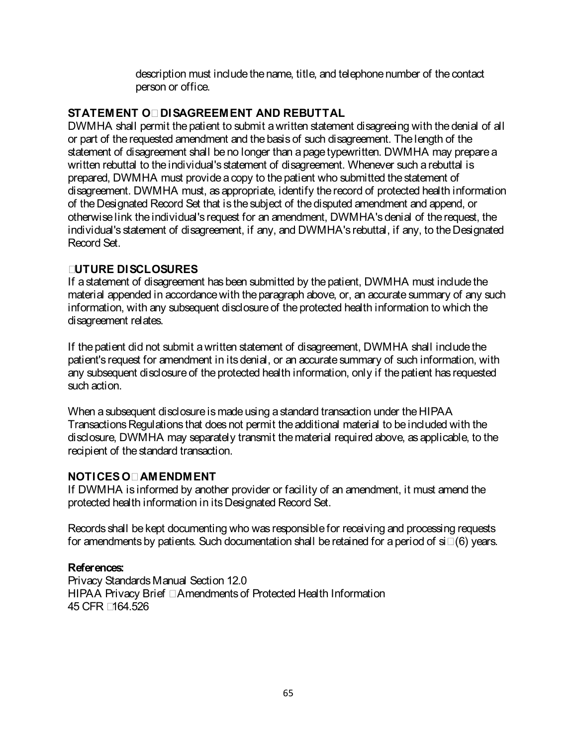description must include the name, title, and telephone number of the contact person or office.

## STATEMENT OF DISAGREEMENT AND REBUTTAL

DWMHA shall permit the patient to submit a written statement disagreeing with the denial of all or part of the requested amendment and the basis of such disagreement. The length of the statement of disagreement shall be no longer than a page typewritten. DWMHA may prepare a written rebuttal to the individual's statement of disagreement. Whenever such a rebuttal is prepared, DWMHA must provide a copy to the patient who submitted the statement of disagreement. DWMHA must, as appropriate, identify the record of protected health information of the Designated Record Set that is the subject of the disputed amendment and append, or otherwise link the individual's request for an amendment, DWMHA's denial of the request, the individual's statement of disagreement, if any, and DWMHA's rebuttal, if any, to the Designated Record Set.

## FUTURE DISCLOSURES

If a statement of disagreement has been submitted by the patient, DWMHA must include the material appended in accordance with the paragraph above, or, an accurate summary of any such information, with any subsequent disclosure of the protected health information to which the disagreement relates.

If the patient did not submit a written statement of disagreement, DWMHA shall include the patient's request for amendment in its denial, or an accurate summary of such information, with any subsequent disclosure of the protected health information, only if the patient has requested such action.

When a subsequent disclosure is made using a standard transaction under the HIPAA Transactions Regulations that does not permit the additional material to be included with the disclosure, DWMHA may separately transmit the material required above, as applicable, to the recipient of the standard transaction.

## NOTICES OF AMENDMENT

If DWMHA is informed by another provider or facility of an amendment, it must amend the protected health information in its Designated Record Set.

Records shall be kept documenting who was responsible for receiving and processing requests for amendments by patients. Such documentation shall be retained for a period of six (6) years.

**References:**

Privacy Standards Manual Section 12.0
HIPAA Privacy Brief – Amendments of Protected Health Information
45 CFR §164.526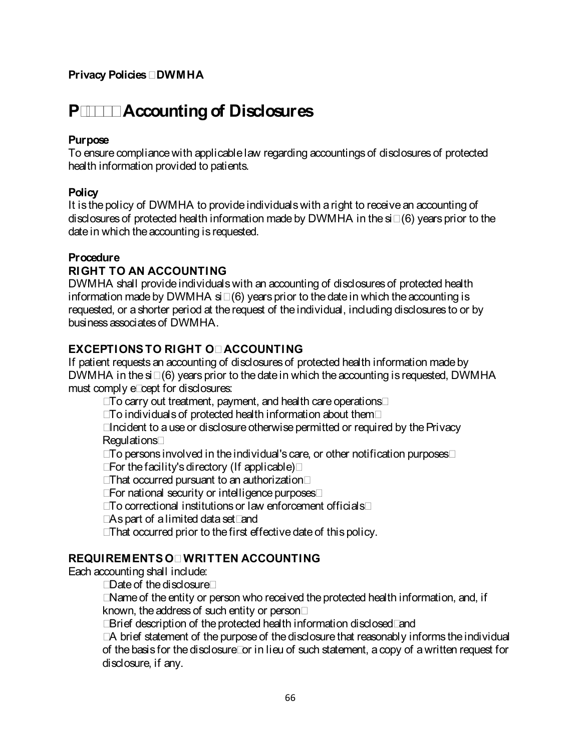**Privacy Policies DWMHA**

# P Accounting of Disclosures

**Purpose**
To ensure compliance with applicable law regarding accountings of disclosures of protected health information provided to patients.

**Policy**
It is the policy of DWMHA to provide individuals with a right to receive an accounting of disclosures of protected health information made by DWMHA in the si (6) years prior to the date in which the accounting is requested.

**Procedure**

**RIGHT TO AN ACCOUNTING**

DWMHA shall provide individuals with an accounting of disclosures of protected health information made by DWMHA si (6) years prior to the date in which the accounting is requested, or a shorter period at the request of the individual, including disclosures to or by business associates of DWMHA.

**EXCEPTIONS TO RIGHT O ACCOUNTING**

If patient requests an accounting of disclosures of protected health information made by DWMHA in the si (6) years prior to the date in which the accounting is requested, DWMHA must comply e cept for disclosures:

- To carry out treatment, payment, and health care operations
- To individuals of protected health information about them
- Incident to a use or disclosure otherwise permitted or required by the Privacy Regulations
- To persons involved in the individual's care, or other notification purposes
- For the facility's directory (If applicable)
- That occurred pursuant to an authorization
- For national security or intelligence purposes
- To correctional institutions or law enforcement officials
- As part of a limited data set and
- That occurred prior to the first effective date of this policy.

**REQUIREMENTS O WRITTEN ACCOUNTING**

Each accounting shall include:

- Date of the disclosure
- Name of the entity or person who received the protected health information, and, if known, the address of such entity or person
- Brief description of the protected health information disclosed and
- A brief statement of the purpose of the disclosure that reasonably informs the individual of the basis for the disclosure or in lieu of such statement, a copy of a written request for disclosure, if any.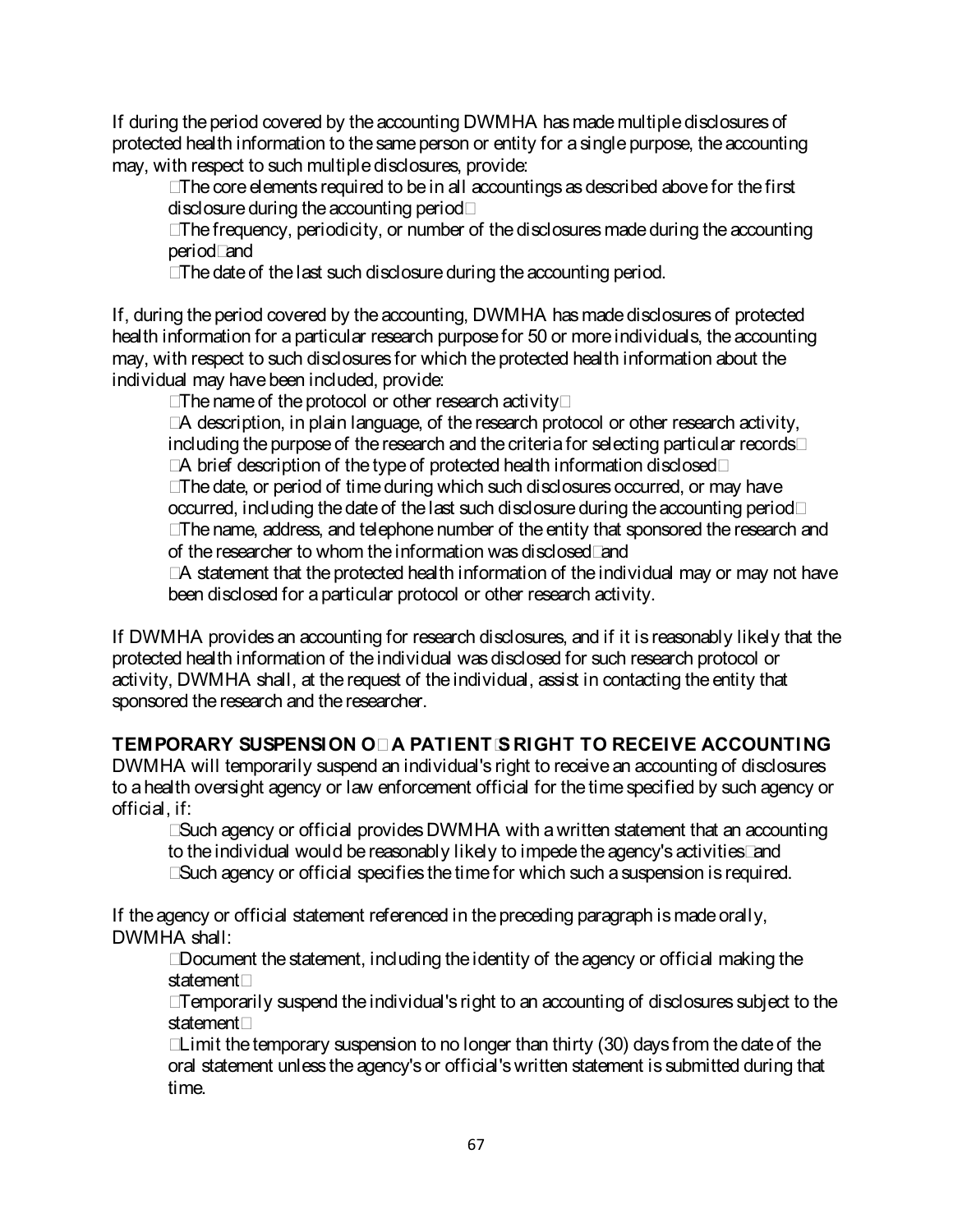If during the period covered by the accounting DWMHA has made multiple disclosures of protected health information to the same person or entity for a single purpose, the accounting may, with respect to such multiple disclosures, provide:

- The core elements required to be in all accountings as described above for the first disclosure during the accounting period;
- The frequency, periodicity, or number of the disclosures made during the accounting period; and
- The date of the last such disclosure during the accounting period.

If, during the period covered by the accounting, DWMHA has made disclosures of protected health information for a particular research purpose for 50 or more individuals, the accounting may, with respect to such disclosures for which the protected health information about the individual may have been included, provide:

- The name of the protocol or other research activity;
- A description, in plain language, of the research protocol or other research activity, including the purpose of the research and the criteria for selecting particular records;
- A brief description of the type of protected health information disclosed;
- The date, or period of time during which such disclosures occurred, or may have occurred, including the date of the last such disclosure during the accounting period;
- The name, address, and telephone number of the entity that sponsored the research and of the researcher to whom the information was disclosed; and
- A statement that the protected health information of the individual may or may not have been disclosed for a particular protocol or other research activity.

If DWMHA provides an accounting for research disclosures, and if it is reasonably likely that the protected health information of the individual was disclosed for such research protocol or activity, DWMHA shall, at the request of the individual, assist in contacting the entity that sponsored the research and the researcher.

**TEMPORARY SUSPENSION OF A PATIENT'S RIGHT TO RECEIVE ACCOUNTING**

DWMHA will temporarily suspend an individual's right to receive an accounting of disclosures to a health oversight agency or law enforcement official for the time specified by such agency or official, if:

- Such agency or official provides DWMHA with a written statement that an accounting to the individual would be reasonably likely to impede the agency's activities; and
- Such agency or official specifies the time for which such a suspension is required.

If the agency or official statement referenced in the preceding paragraph is made orally, DWMHA shall:

- Document the statement, including the identity of the agency or official making the statement;
- Temporarily suspend the individual's right to an accounting of disclosures subject to the statement;
- Limit the temporary suspension to no longer than thirty (30) days from the date of the oral statement unless the agency's or official's written statement is submitted during that time.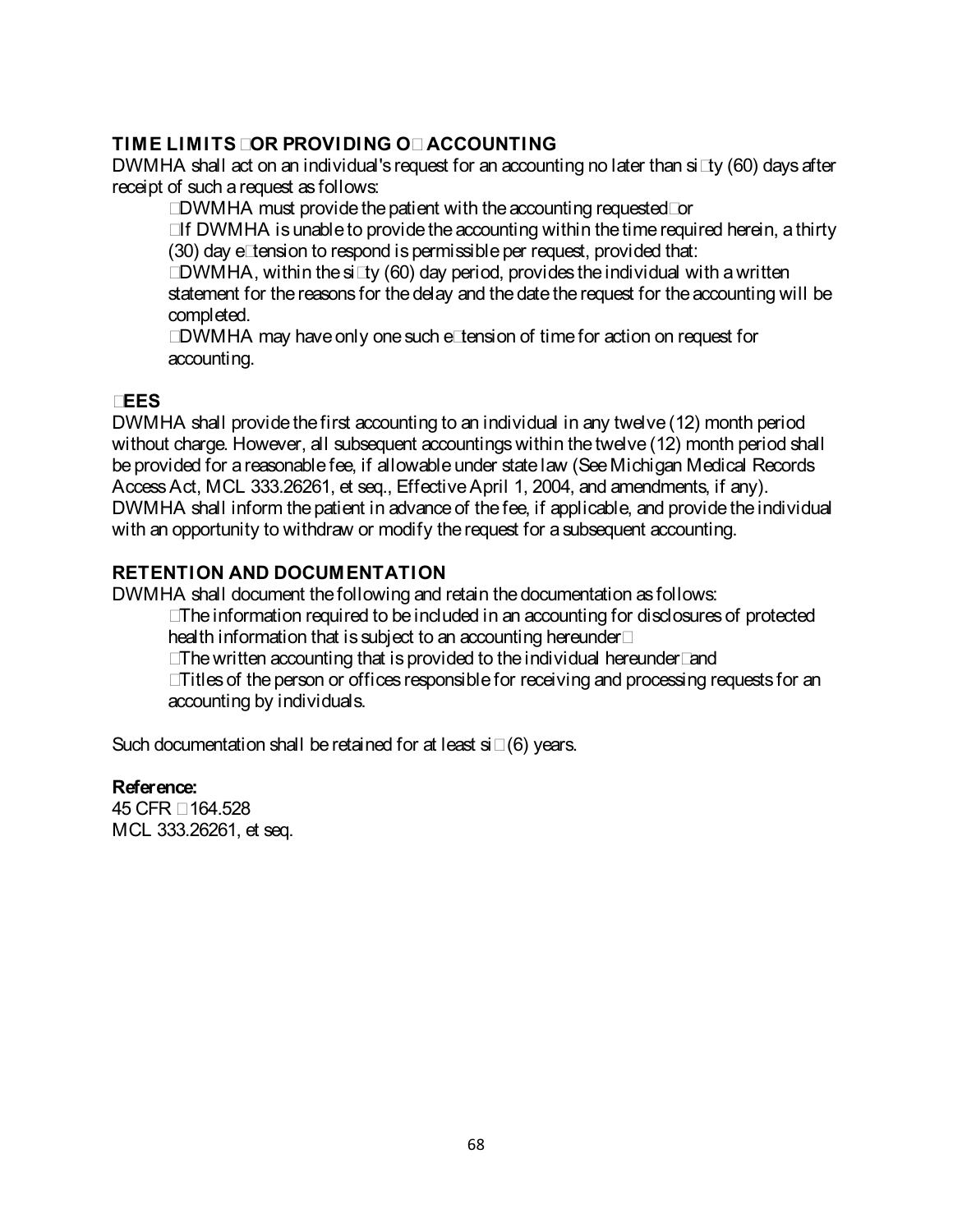## TIME LIMITS FOR PROVIDING OF ACCOUNTING

DWMHA shall act on an individual's request for an accounting no later than sixty (60) days after receipt of such a request as follows:

- DWMHA must provide the patient with the accounting requested; or
- If DWMHA is unable to provide the accounting within the time required herein, a thirty (30) day extension to respond is permissible per request, provided that:
- DWMHA, within the sixty (60) day period, provides the individual with a written statement for the reasons for the delay and the date the request for the accounting will be completed.
- DWMHA may have only one such extension of time for action on request for accounting.

## FEES

DWMHA shall provide the first accounting to an individual in any twelve (12) month period without charge. However, all subsequent accountings within the twelve (12) month period shall be provided for a reasonable fee, if allowable under state law (See Michigan Medical Records Access Act, MCL 333.26261, et seq., Effective April 1, 2004, and amendments, if any). DWMHA shall inform the patient in advance of the fee, if applicable, and provide the individual with an opportunity to withdraw or modify the request for a subsequent accounting.

## RETENTION AND DOCUMENTATION

DWMHA shall document the following and retain the documentation as follows:

- The information required to be included in an accounting for disclosures of protected health information that is subject to an accounting hereunder;
- The written accounting that is provided to the individual hereunder; and
- Titles of the person or offices responsible for receiving and processing requests for an accounting by individuals.

Such documentation shall be retained for at least six (6) years.

**Reference:**
45 CFR §164.528
MCL 333.26261, et seq.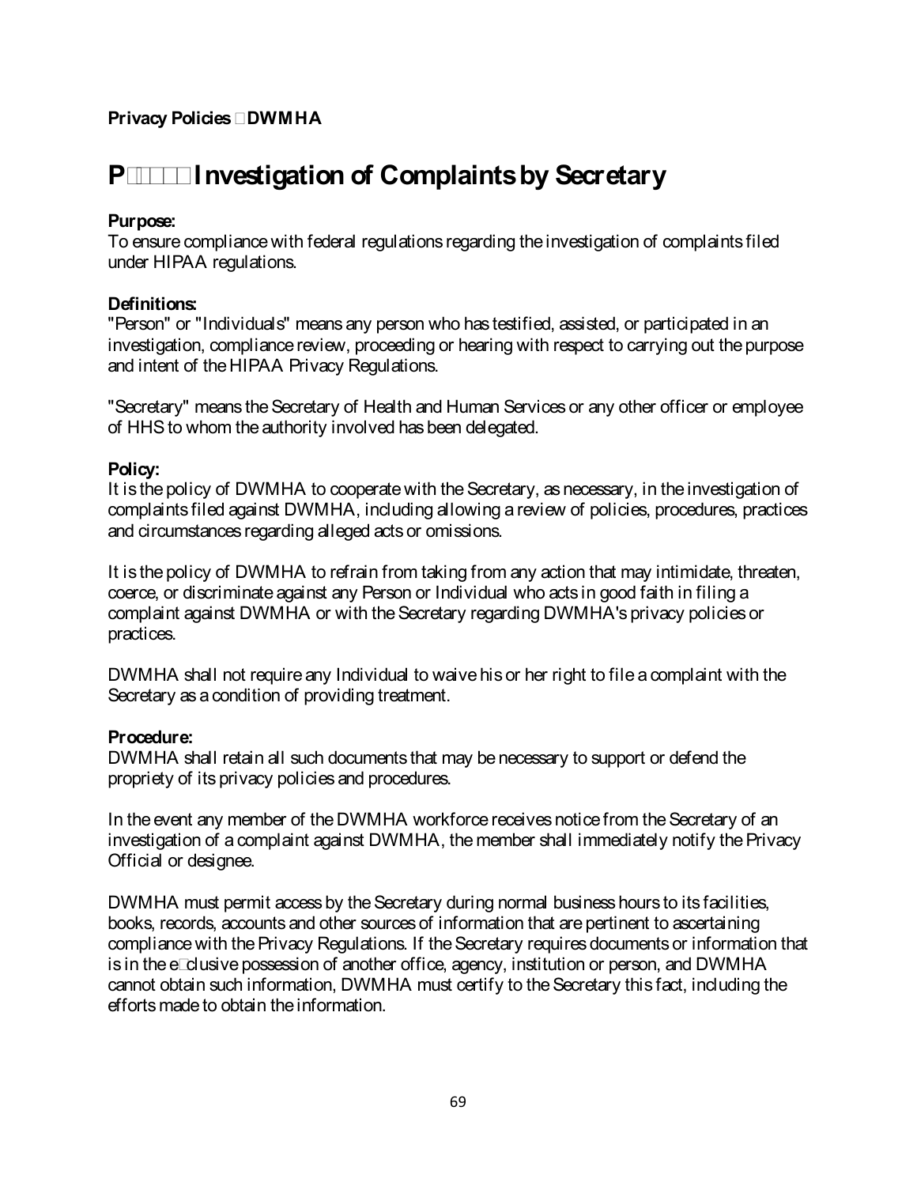**Privacy Policies DWMHA**

# P Investigation of Complaints by Secretary

**Purpose:**
To ensure compliance with federal regulations regarding the investigation of complaints filed under HIPAA regulations.

**Definitions:**
"Person" or "Individuals" means any person who has testified, assisted, or participated in an investigation, compliance review, proceeding or hearing with respect to carrying out the purpose and intent of the HIPAA Privacy Regulations.

"Secretary" means the Secretary of Health and Human Services or any other officer or employee of HHS to whom the authority involved has been delegated.

**Policy:**
It is the policy of DWMHA to cooperate with the Secretary, as necessary, in the investigation of complaints filed against DWMHA, including allowing a review of policies, procedures, practices and circumstances regarding alleged acts or omissions.

It is the policy of DWMHA to refrain from taking from any action that may intimidate, threaten, coerce, or discriminate against any Person or Individual who acts in good faith in filing a complaint against DWMHA or with the Secretary regarding DWMHA's privacy policies or practices.

DWMHA shall not require any Individual to waive his or her right to file a complaint with the Secretary as a condition of providing treatment.

**Procedure:**
DWMHA shall retain all such documents that may be necessary to support or defend the propriety of its privacy policies and procedures.

In the event any member of the DWMHA workforce receives notice from the Secretary of an investigation of a complaint against DWMHA, the member shall immediately notify the Privacy Official or designee.

DWMHA must permit access by the Secretary during normal business hours to its facilities, books, records, accounts and other sources of information that are pertinent to ascertaining compliance with the Privacy Regulations. If the Secretary requires documents or information that is in the exclusive possession of another office, agency, institution or person, and DWMHA cannot obtain such information, DWMHA must certify to the Secretary this fact, including the efforts made to obtain the information.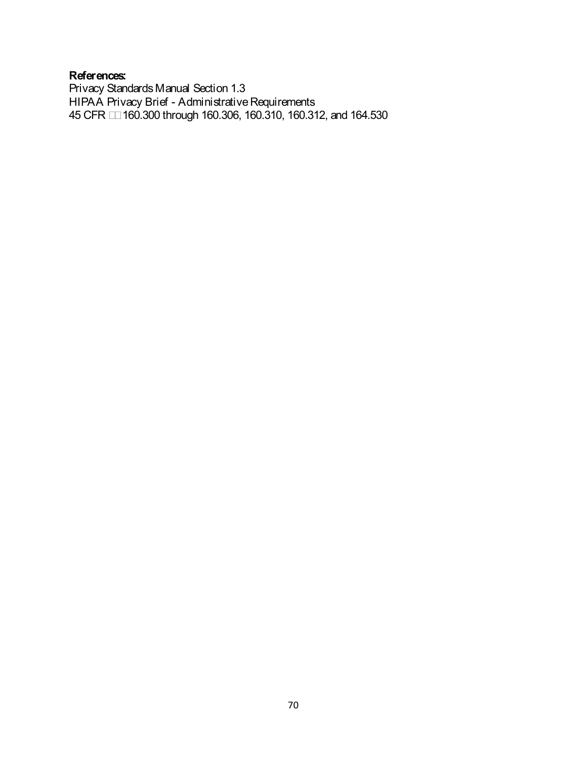**References:**
Privacy Standards Manual Section 1.3
HIPAA Privacy Brief - Administrative Requirements
45 CFR §§ 160.300 through 160.306, 160.310, 160.312, and 164.530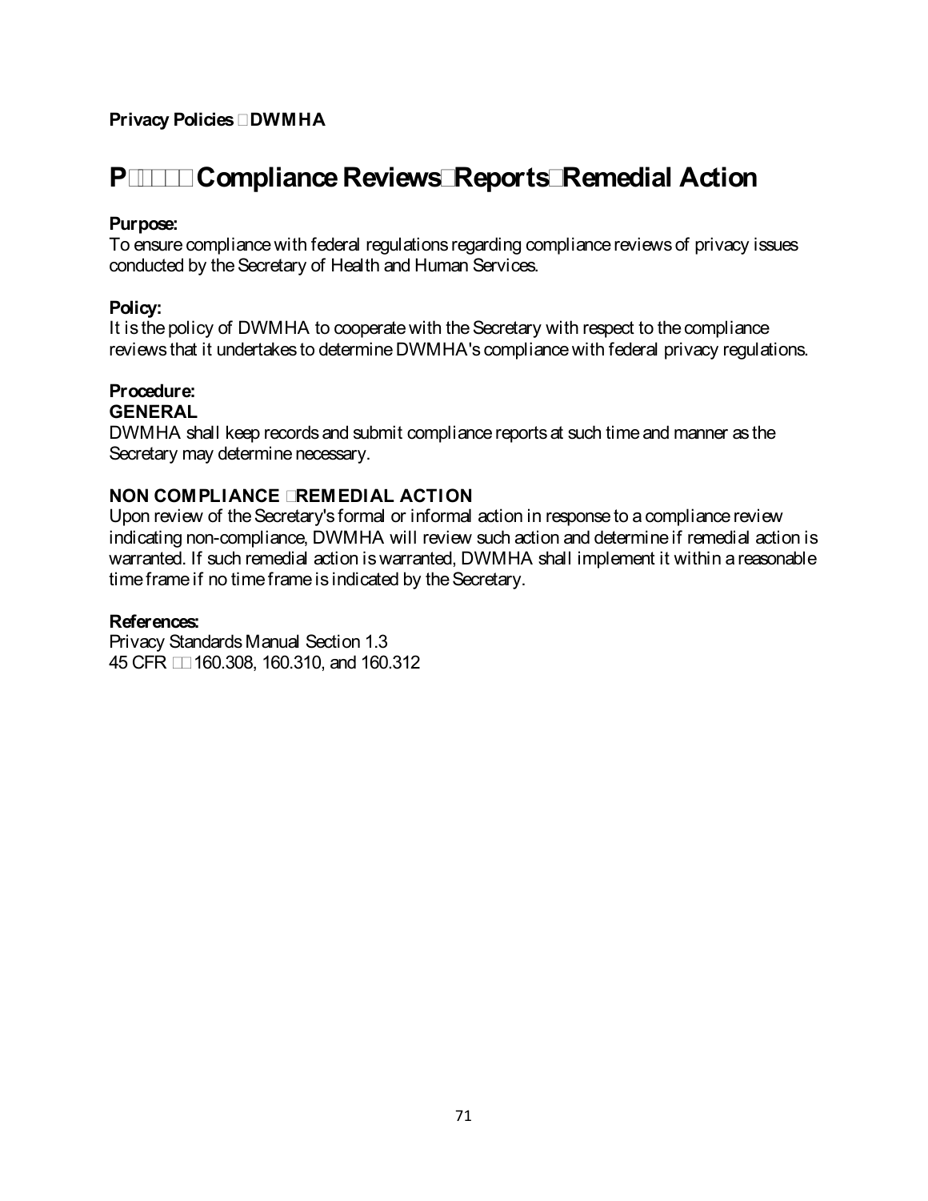**Privacy Policies DWMHA**

# P Compliance Reviews Reports Remedial Action

**Purpose:**
To ensure compliance with federal regulations regarding compliance reviews of privacy issues conducted by the Secretary of Health and Human Services.

**Policy:**
It is the policy of DWMHA to cooperate with the Secretary with respect to the compliance reviews that it undertakes to determine DWMHA's compliance with federal privacy regulations.

**Procedure:**

**GENERAL**

DWMHA shall keep records and submit compliance reports at such time and manner as the Secretary may determine necessary.

**NON COMPLIANCE REMEDIAL ACTION**

Upon review of the Secretary's formal or informal action in response to a compliance review indicating non-compliance, DWMHA will review such action and determine if remedial action is warranted. If such remedial action is warranted, DWMHA shall implement it within a reasonable time frame if no time frame is indicated by the Secretary.

**References:**
Privacy Standards Manual Section 1.3
45 CFR 160.308, 160.310, and 160.312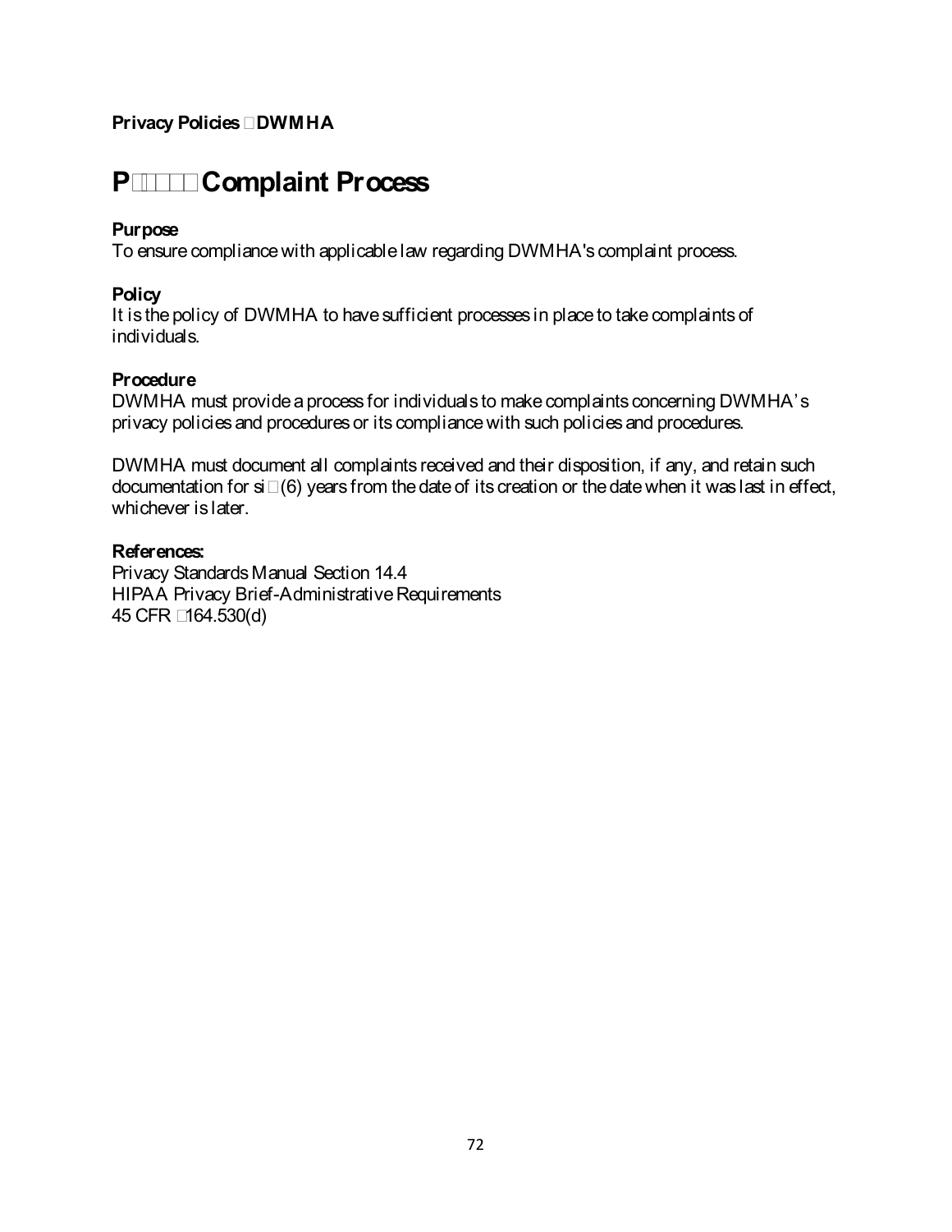**Privacy Policies DWMHA**

# P Complaint Process

**Purpose**
To ensure compliance with applicable law regarding DWMHA's complaint process.

**Policy**
It is the policy of DWMHA to have sufficient processes in place to take complaints of individuals.

**Procedure**
DWMHA must provide a process for individuals to make complaints concerning DWMHA's privacy policies and procedures or its compliance with such policies and procedures.

DWMHA must document all complaints received and their disposition, if any, and retain such documentation for si (6) years from the date of its creation or the date when it was last in effect, whichever is later.

**References:**
Privacy Standards Manual Section 14.4
HIPAA Privacy Brief-Administrative Requirements
45 CFR 164.530(d)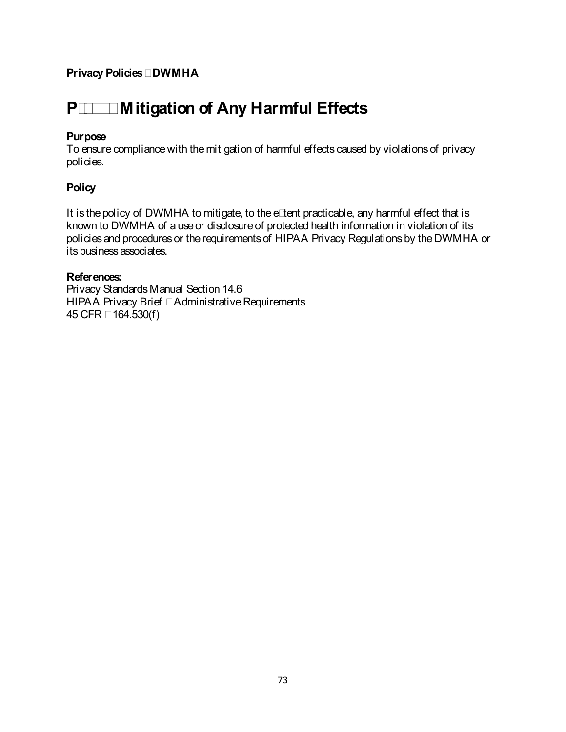**Privacy Policies DWMHA**

# P Mitigation of Any Harmful Effects

**Purpose**
To ensure compliance with the mitigation of harmful effects caused by violations of privacy policies.

**Policy**

It is the policy of DWMHA to mitigate, to the extent practicable, any harmful effect that is known to DWMHA of a use or disclosure of protected health information in violation of its policies and procedures or the requirements of HIPAA Privacy Regulations by the DWMHA or its business associates.

**References:**
Privacy Standards Manual Section 14.6
HIPAA Privacy Brief Administrative Requirements
45 CFR 164.530(f)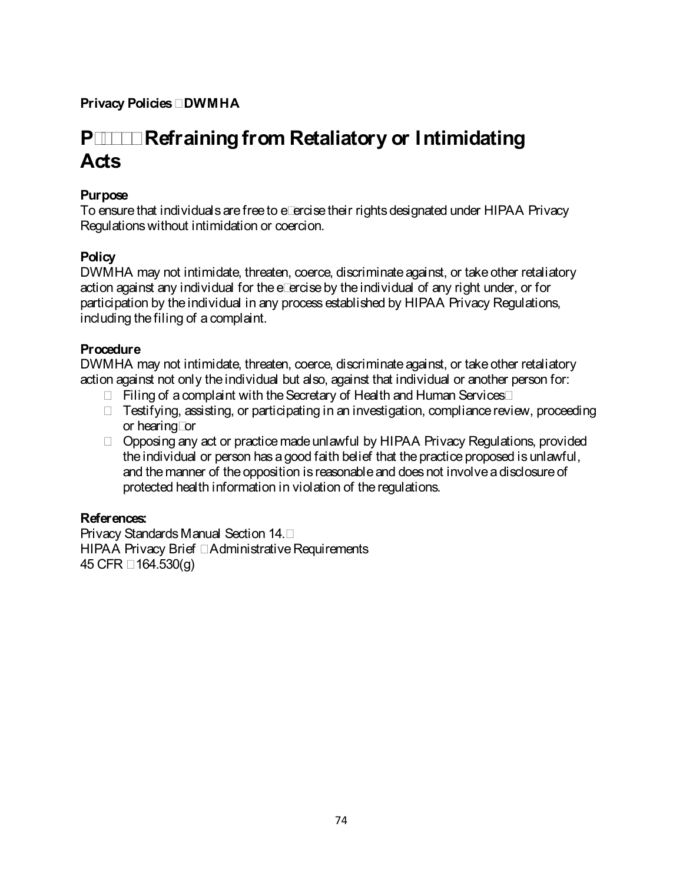**Privacy Policies DWMHA**

# P Refraining from Retaliatory or Intimidating Acts

**Purpose**

To ensure that individuals are free to exercise their rights designated under HIPAA Privacy Regulations without intimidation or coercion.

**Policy**

DWMHA may not intimidate, threaten, coerce, discriminate against, or take other retaliatory action against any individual for the exercise by the individual of any right under, or for participation by the individual in any process established by HIPAA Privacy Regulations, including the filing of a complaint.

**Procedure**

DWMHA may not intimidate, threaten, coerce, discriminate against, or take other retaliatory action against not only the individual but also, against that individual or another person for:

- Filing of a complaint with the Secretary of Health and Human Services
- Testifying, assisting, or participating in an investigation, compliance review, proceeding or hearing or
- Opposing any act or practice made unlawful by HIPAA Privacy Regulations, provided the individual or person has a good faith belief that the practice proposed is unlawful, and the manner of the opposition is reasonable and does not involve a disclosure of protected health information in violation of the regulations.

**References:**

Privacy Standards Manual Section 14.
HIPAA Privacy Brief Administrative Requirements
45 CFR 164.530(g)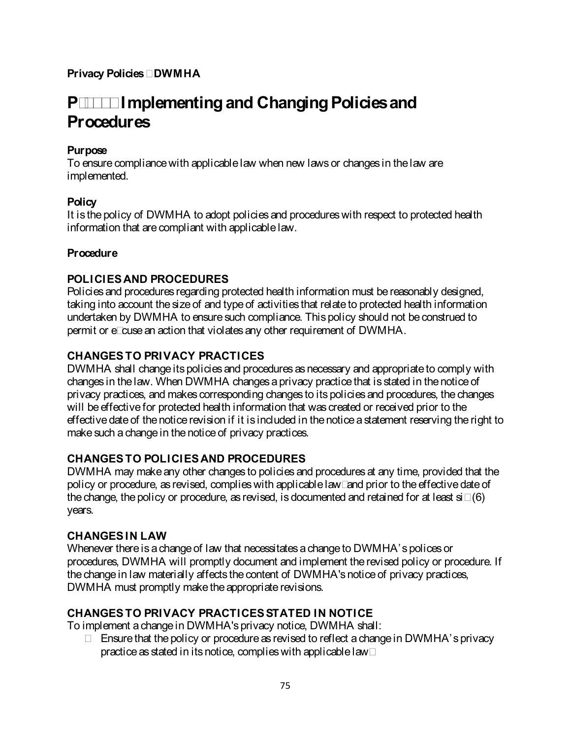**Privacy Policies DWMHA**

# P Implementing and Changing Policies and Procedures

### Purpose
To ensure compliance with applicable law when new laws or changes in the law are implemented.

### Policy
It is the policy of DWMHA to adopt policies and procedures with respect to protected health information that are compliant with applicable law.

### Procedure

### POLICIES AND PROCEDURES
Policies and procedures regarding protected health information must be reasonably designed, taking into account the size of and type of activities that relate to protected health information undertaken by DWMHA to ensure such compliance. This policy should not be construed to permit or excuse an action that violates any other requirement of DWMHA.

### CHANGES TO PRIVACY PRACTICES
DWMHA shall change its policies and procedures as necessary and appropriate to comply with changes in the law. When DWMHA changes a privacy practice that is stated in the notice of privacy practices, and makes corresponding changes to its policies and procedures, the changes will be effective for protected health information that was created or received prior to the effective date of the notice revision if it is included in the notice a statement reserving the right to make such a change in the notice of privacy practices.

### CHANGES TO POLICIES AND PROCEDURES
DWMHA may make any other changes to policies and procedures at any time, provided that the policy or procedure, as revised, complies with applicable law and prior to the effective date of the change, the policy or procedure, as revised, is documented and retained for at least six (6) years.

### CHANGES IN LAW
Whenever there is a change of law that necessitates a change to DWMHA's polices or procedures, DWMHA will promptly document and implement the revised policy or procedure. If the change in law materially affects the content of DWMHA's notice of privacy practices, DWMHA must promptly make the appropriate revisions.

### CHANGES TO PRIVACY PRACTICES STATED IN NOTICE
To implement a change in DWMHA's privacy notice, DWMHA shall:

- Ensure that the policy or procedure as revised to reflect a change in DWMHA's privacy practice as stated in its notice, complies with applicable law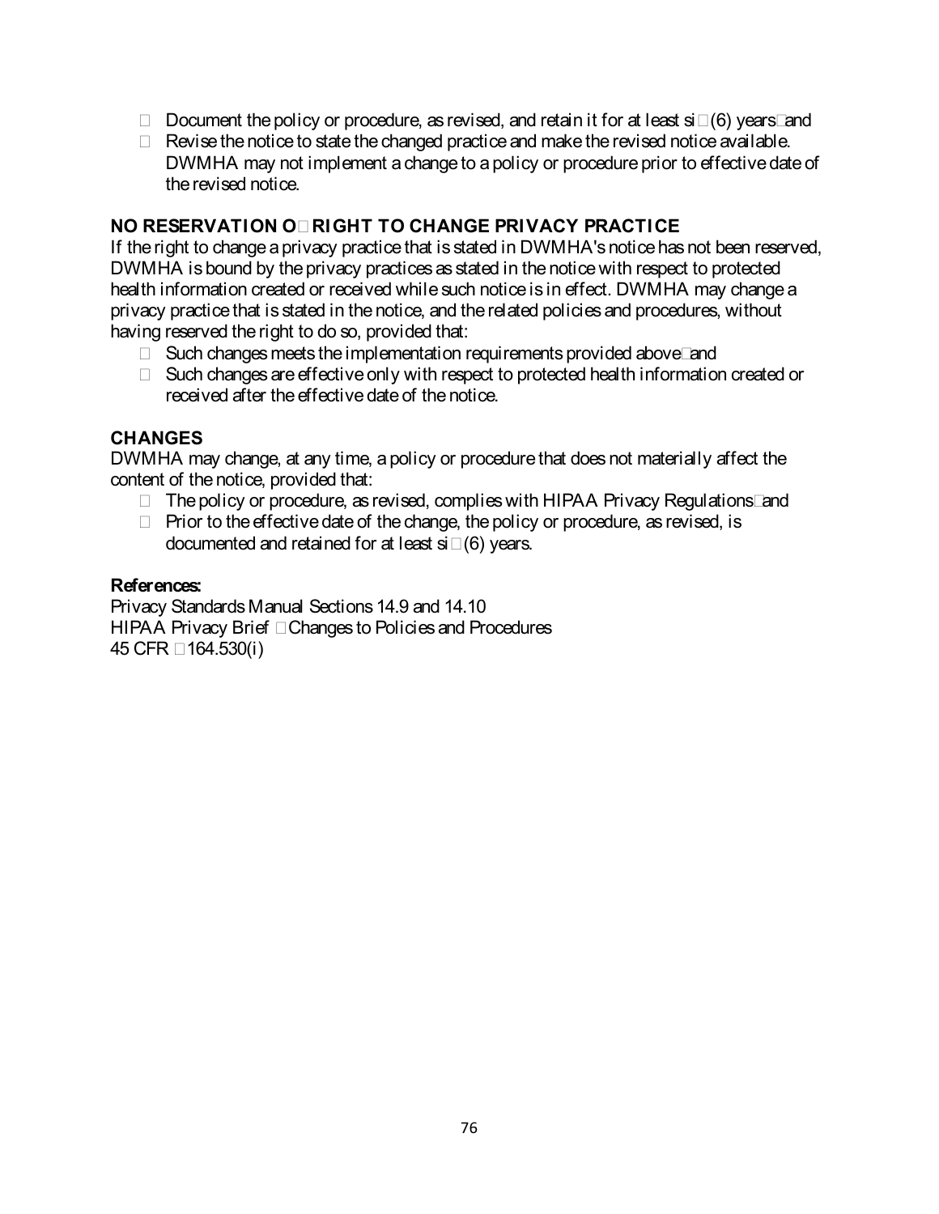- Document the policy or procedure, as revised, and retain it for at least six (6) years; and
- Revise the notice to state the changed practice and make the revised notice available. DWMHA may not implement a change to a policy or procedure prior to effective date of the revised notice.

### NO RESERVATION OF RIGHT TO CHANGE PRIVACY PRACTICE

If the right to change a privacy practice that is stated in DWMHA's notice has not been reserved, DWMHA is bound by the privacy practices as stated in the notice with respect to protected health information created or received while such notice is in effect. DWMHA may change a privacy practice that is stated in the notice, and the related policies and procedures, without having reserved the right to do so, provided that:

- Such changes meets the implementation requirements provided above; and
- Such changes are effective only with respect to protected health information created or received after the effective date of the notice.

### CHANGES

DWMHA may change, at any time, a policy or procedure that does not materially affect the content of the notice, provided that:

- The policy or procedure, as revised, complies with HIPAA Privacy Regulations; and
- Prior to the effective date of the change, the policy or procedure, as revised, is documented and retained for at least six (6) years.

**References:**

Privacy Standards Manual Sections 14.9 and 14.10
HIPAA Privacy Brief – Changes to Policies and Procedures
45 CFR §164.530(i)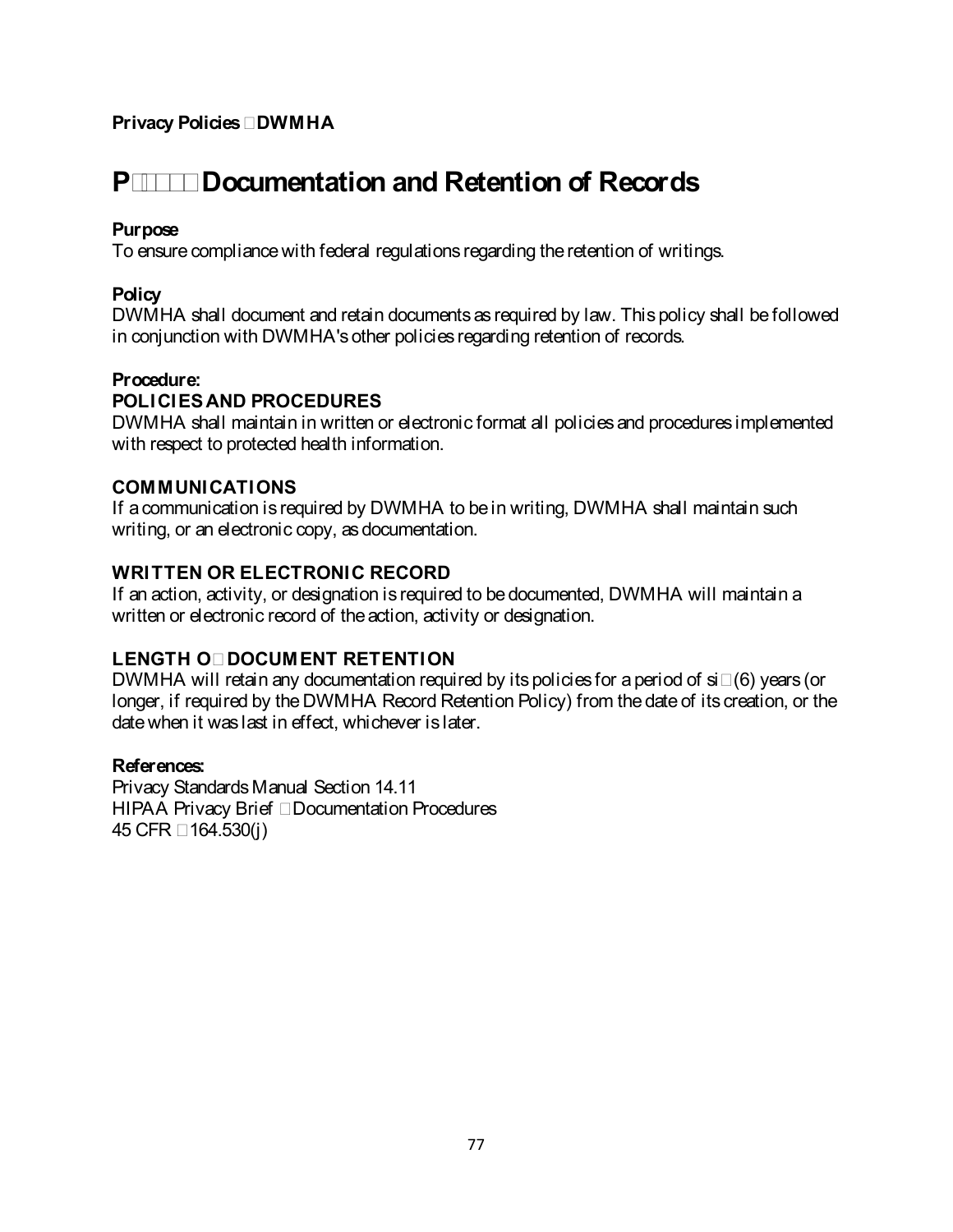**Privacy Policies DWMHA**

# P Documentation and Retention of Records

**Purpose**
To ensure compliance with federal regulations regarding the retention of writings.

**Policy**
DWMHA shall document and retain documents as required by law. This policy shall be followed in conjunction with DWMHA's other policies regarding retention of records.

**Procedure:**

**POLICIES AND PROCEDURES**
DWMHA shall maintain in written or electronic format all policies and procedures implemented with respect to protected health information.

**COMMUNICATIONS**
If a communication is required by DWMHA to be in writing, DWMHA shall maintain such writing, or an electronic copy, as documentation.

**WRITTEN OR ELECTRONIC RECORD**
If an action, activity, or designation is required to be documented, DWMHA will maintain a written or electronic record of the action, activity or designation.

**LENGTH O DOCUMENT RETENTION**
DWMHA will retain any documentation required by its policies for a period of si (6) years (or longer, if required by the DWMHA Record Retention Policy) from the date of its creation, or the date when it was last in effect, whichever is later.

**References:**
Privacy Standards Manual Section 14.11
HIPAA Privacy Brief Documentation Procedures
45 CFR 164.530(j)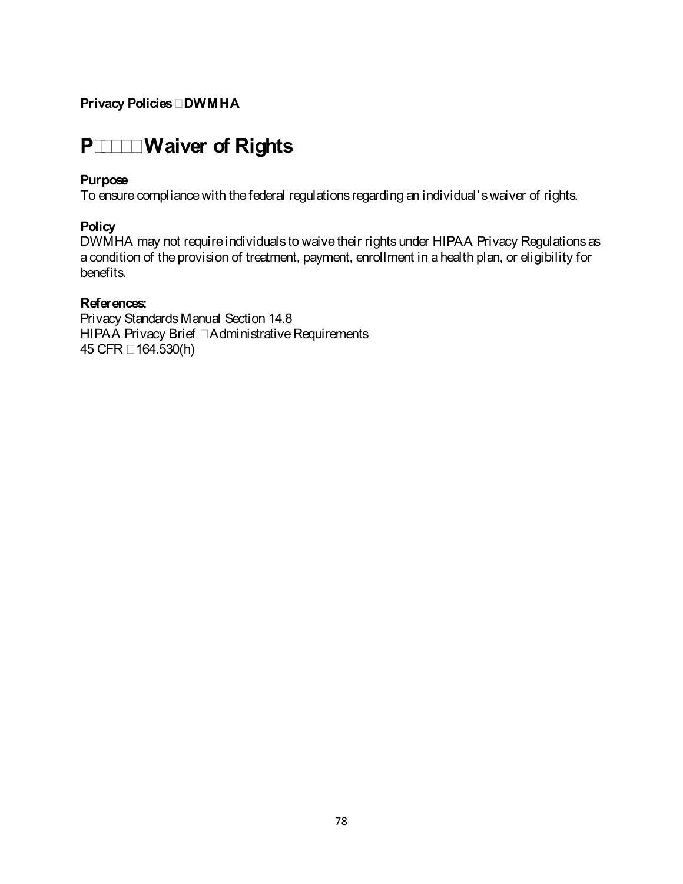# P□□□□ Waiver of Rights

**Purpose**
To ensure compliance with the federal regulations regarding an individual's waiver of rights.

**Policy**
DWMHA may not require individuals to waive their rights under HIPAA Privacy Regulations as a condition of the provision of treatment, payment, enrollment in a health plan, or eligibility for benefits.

**References:**
Privacy Standards Manual Section 14.8
HIPAA Privacy Brief – Administrative Requirements
45 CFR §164.530(h)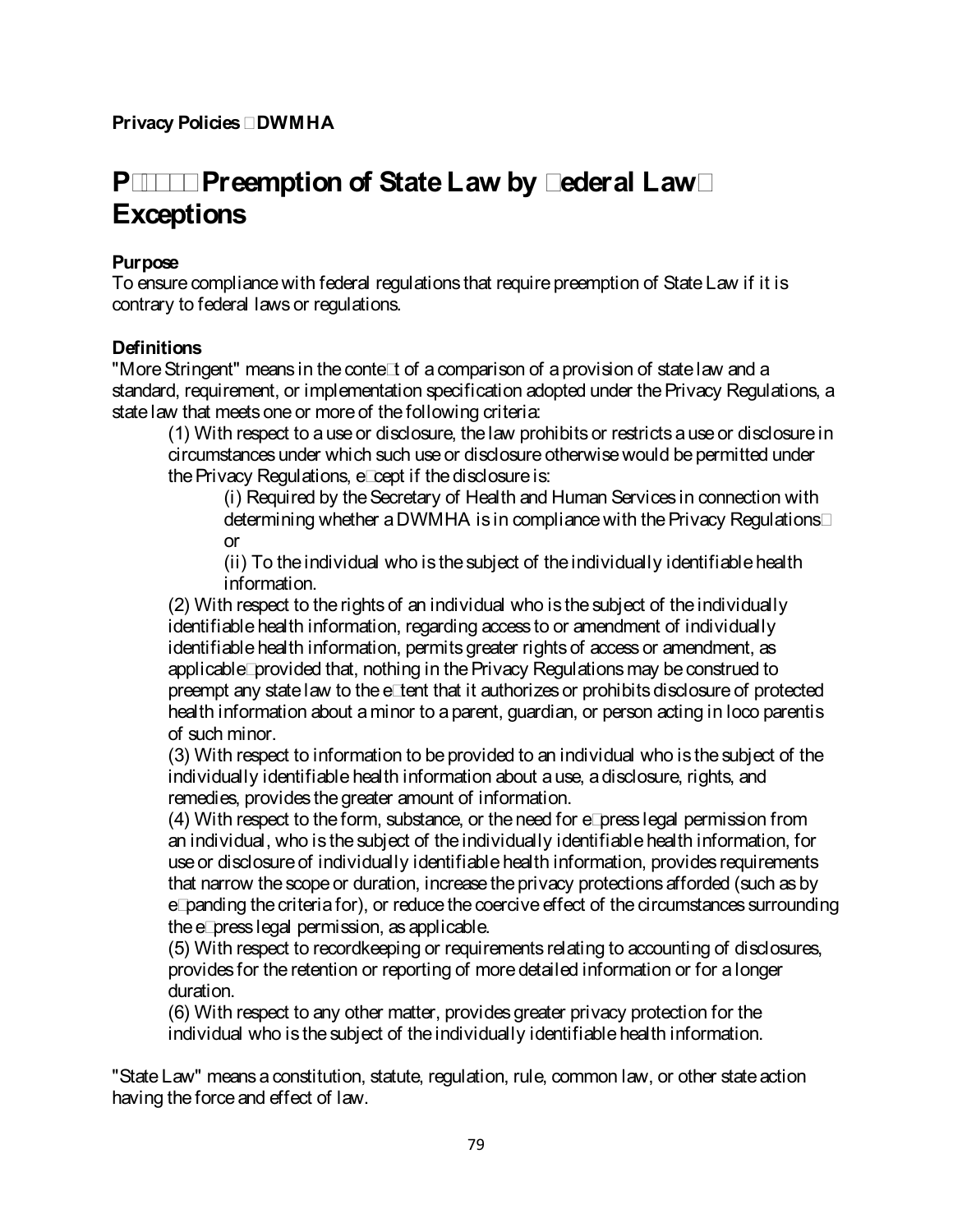**Privacy Policies DWMHA**

# P Preemption of State Law by ederal Law Exceptions

**Purpose**
To ensure compliance with federal regulations that require preemption of State Law if it is contrary to federal laws or regulations.

**Definitions**
"More Stringent" means in the conte t of a comparison of a provision of state law and a standard, requirement, or implementation specification adopted under the Privacy Regulations, a state law that meets one or more of the following criteria:

(1) With respect to a use or disclosure, the law prohibits or restricts a use or disclosure in circumstances under which such use or disclosure otherwise would be permitted under the Privacy Regulations, e cept if the disclosure is:

(i) Required by the Secretary of Health and Human Services in connection with determining whether a DWMHA is in compliance with the Privacy Regulations or

(ii) To the individual who is the subject of the individually identifiable health information.

(2) With respect to the rights of an individual who is the subject of the individually identifiable health information, regarding access to or amendment of individually identifiable health information, permits greater rights of access or amendment, as applicable provided that, nothing in the Privacy Regulations may be construed to preempt any state law to the e tent that it authorizes or prohibits disclosure of protected health information about a minor to a parent, guardian, or person acting in loco parentis of such minor.

(3) With respect to information to be provided to an individual who is the subject of the individually identifiable health information about a use, a disclosure, rights, and remedies, provides the greater amount of information.

(4) With respect to the form, substance, or the need for e press legal permission from an individual, who is the subject of the individually identifiable health information, for use or disclosure of individually identifiable health information, provides requirements that narrow the scope or duration, increase the privacy protections afforded (such as by e panding the criteria for), or reduce the coercive effect of the circumstances surrounding the e press legal permission, as applicable.

(5) With respect to recordkeeping or requirements relating to accounting of disclosures, provides for the retention or reporting of more detailed information or for a longer duration.

(6) With respect to any other matter, provides greater privacy protection for the individual who is the subject of the individually identifiable health information.

"State Law" means a constitution, statute, regulation, rule, common law, or other state action having the force and effect of law.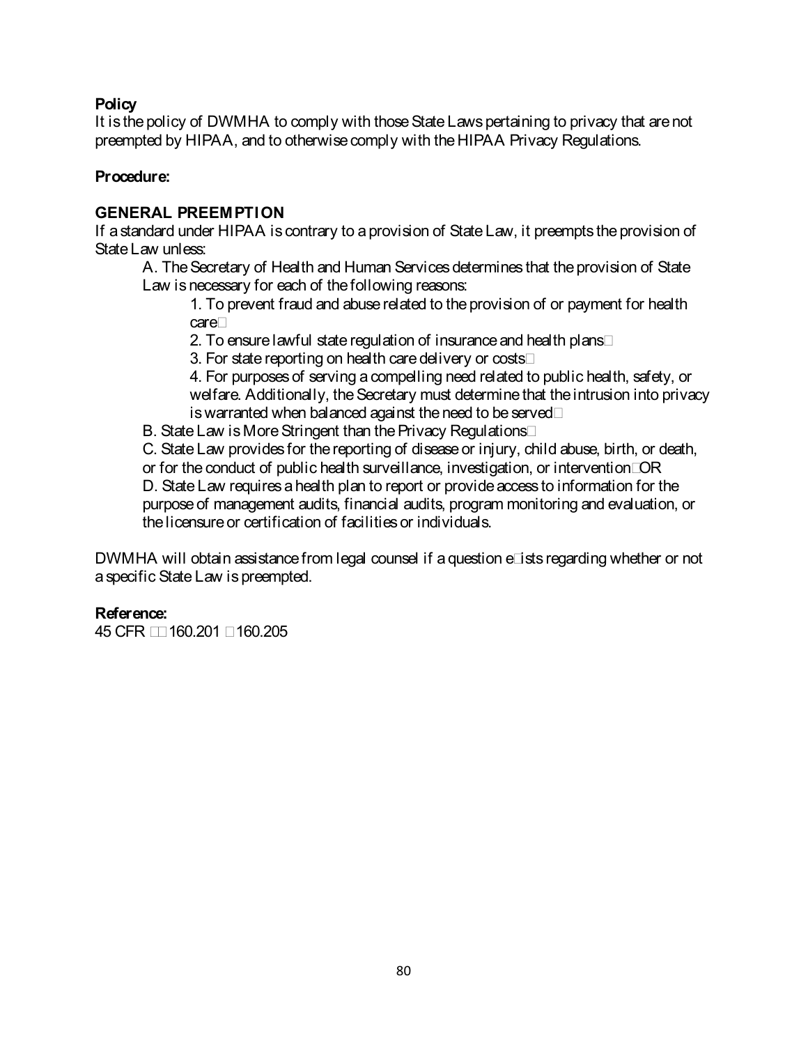**Policy**

It is the policy of DWMHA to comply with those State Laws pertaining to privacy that are not preempted by HIPAA, and to otherwise comply with the HIPAA Privacy Regulations.

**Procedure:**

**GENERAL PREEMPTION**

If a standard under HIPAA is contrary to a provision of State Law, it preempts the provision of State Law unless:

A. The Secretary of Health and Human Services determines that the provision of State Law is necessary for each of the following reasons:

1. To prevent fraud and abuse related to the provision of or payment for health care;
2. To ensure lawful state regulation of insurance and health plans;
3. For state reporting on health care delivery or costs;
4. For purposes of serving a compelling need related to public health, safety, or welfare. Additionally, the Secretary must determine that the intrusion into privacy is warranted when balanced against the need to be served;

B. State Law is More Stringent than the Privacy Regulations;

C. State Law provides for the reporting of disease or injury, child abuse, birth, or death, or for the conduct of public health surveillance, investigation, or intervention; OR

D. State Law requires a health plan to report or provide access to information for the purpose of management audits, financial audits, program monitoring and evaluation, or the licensure or certification of facilities or individuals.

DWMHA will obtain assistance from legal counsel if a question exists regarding whether or not a specific State Law is preempted.

**Reference:**

45 CFR §§ 160.201 – 160.205